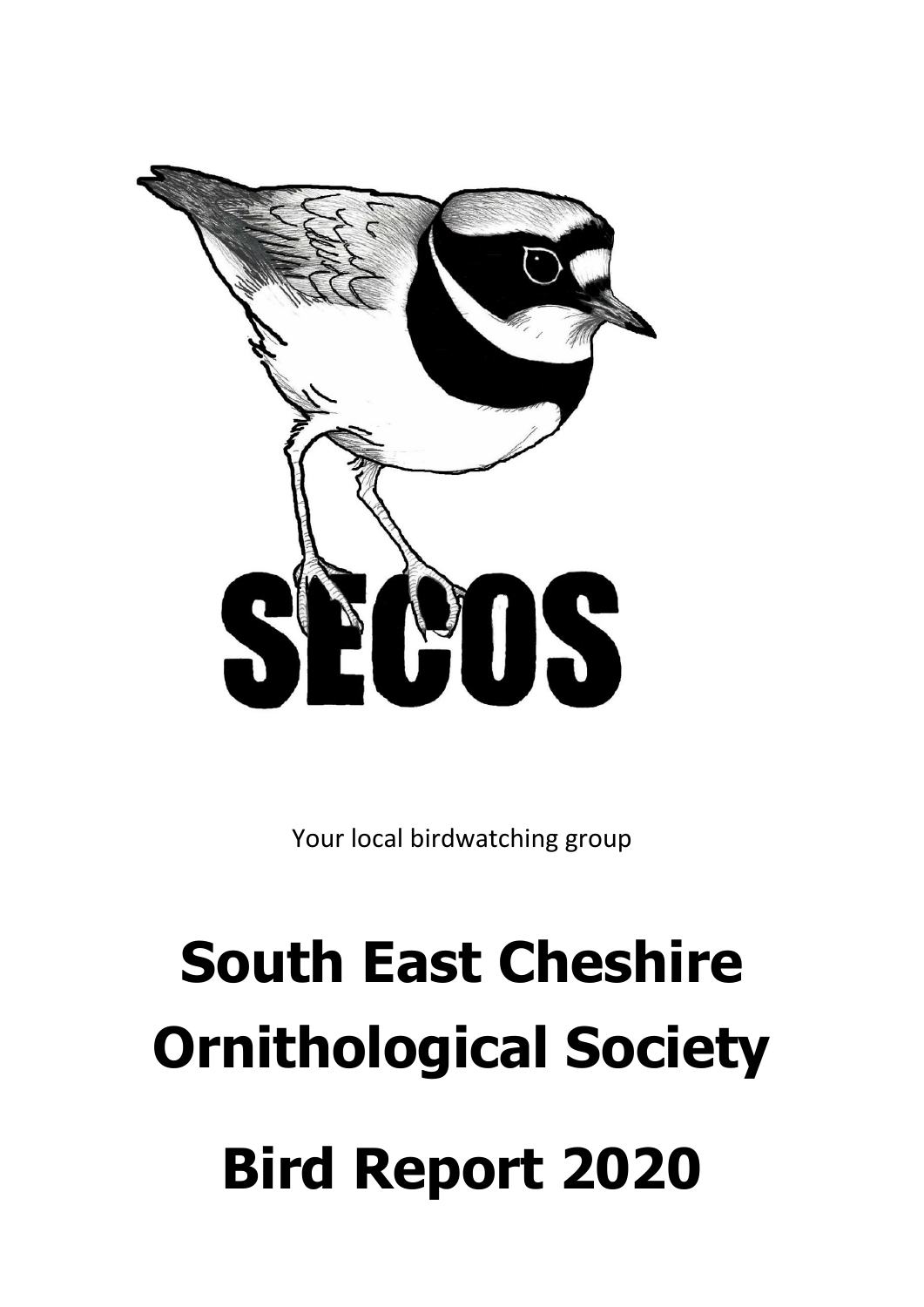SECOS

Your local birdwatching group

# South East Cheshire Ornithological Society

# Bird Report 2020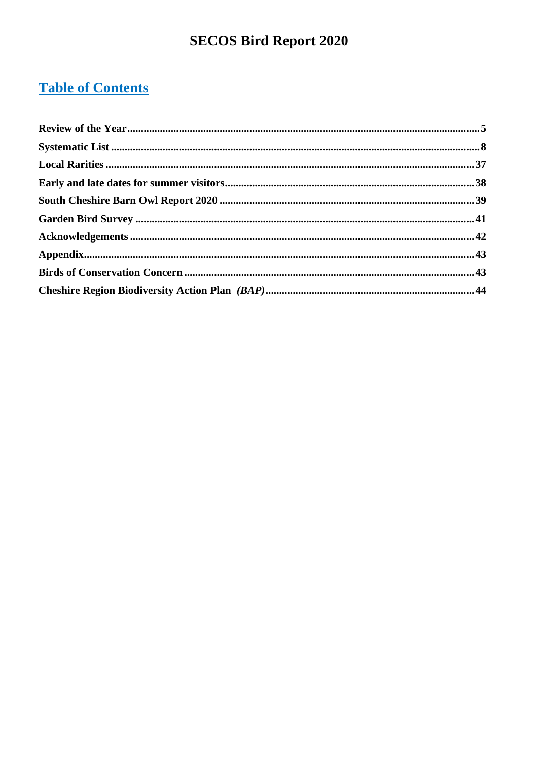# SECOS Bird Report 2020

## Table of Contents

**Review of the Year** ........ 5

**Systematic List** ........ 8

**Local Rarities** ........ 37

**Early and late dates for summer visitors** ........ 38

**South Cheshire Barn Owl Report 2020** ........ 39

**Garden Bird Survey** ........ 41

**Acknowledgements** ........ 42

**Appendix** ........ 43

**Birds of Conservation Concern** ........ 43

**Cheshire Region Biodiversity Action Plan** ***(BAP)*** ........ 44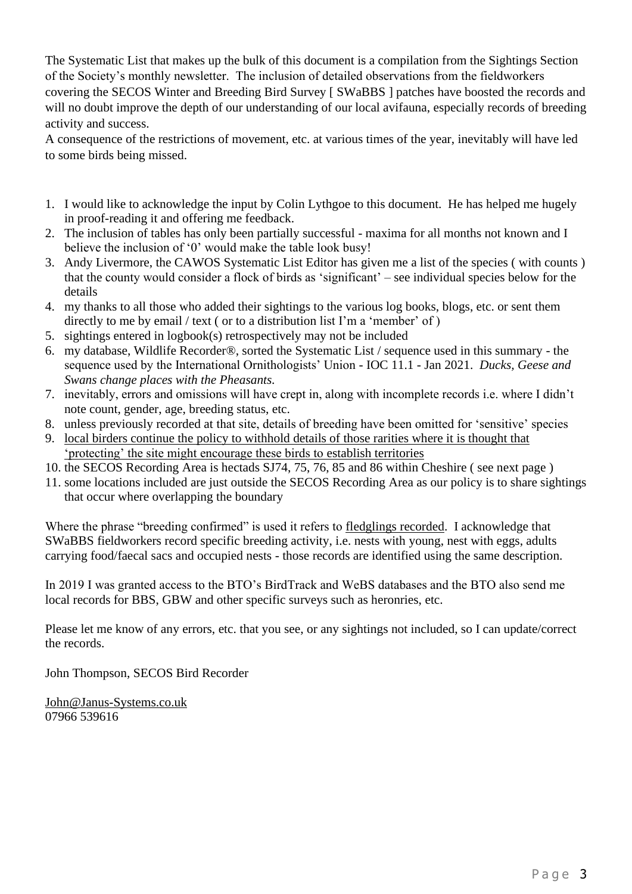The Systematic List that makes up the bulk of this document is a compilation from the Sightings Section of the Society's monthly newsletter. The inclusion of detailed observations from the fieldworkers covering the SECOS Winter and Breeding Bird Survey [ SWaBBS ] patches have boosted the records and will no doubt improve the depth of our understanding of our local avifauna, especially records of breeding activity and success.

A consequence of the restrictions of movement, etc. at various times of the year, inevitably will have led to some birds being missed.

1. I would like to acknowledge the input by Colin Lythgoe to this document. He has helped me hugely in proof-reading it and offering me feedback.
2. The inclusion of tables has only been partially successful - maxima for all months not known and I believe the inclusion of '0' would make the table look busy!
3. Andy Livermore, the CAWOS Systematic List Editor has given me a list of the species ( with counts ) that the county would consider a flock of birds as 'significant' – see individual species below for the details
4. my thanks to all those who added their sightings to the various log books, blogs, etc. or sent them directly to me by email / text ( or to a distribution list I'm a 'member' of )
5. sightings entered in logbook(s) retrospectively may not be included
6. my database, Wildlife Recorder®, sorted the Systematic List / sequence used in this summary - the sequence used by the International Ornithologists' Union - IOC 11.1 - Jan 2021. *Ducks, Geese and Swans change places with the Pheasants.*
7. inevitably, errors and omissions will have crept in, along with incomplete records i.e. where I didn't note count, gender, age, breeding status, etc.
8. unless previously recorded at that site, details of breeding have been omitted for 'sensitive' species
9. local birders continue the policy to withhold details of those rarities where it is thought that 'protecting' the site might encourage these birds to establish territories
10. the SECOS Recording Area is hectads SJ74, 75, 76, 85 and 86 within Cheshire ( see next page )
11. some locations included are just outside the SECOS Recording Area as our policy is to share sightings that occur where overlapping the boundary

Where the phrase "breeding confirmed" is used it refers to fledglings recorded. I acknowledge that SWaBBS fieldworkers record specific breeding activity, i.e. nests with young, nest with eggs, adults carrying food/faecal sacs and occupied nests - those records are identified using the same description.

In 2019 I was granted access to the BTO's BirdTrack and WeBS databases and the BTO also send me local records for BBS, GBW and other specific surveys such as heronries, etc.

Please let me know of any errors, etc. that you see, or any sightings not included, so I can update/correct the records.

John Thompson, SECOS Bird Recorder

John@Janus-Systems.co.uk
07966 539616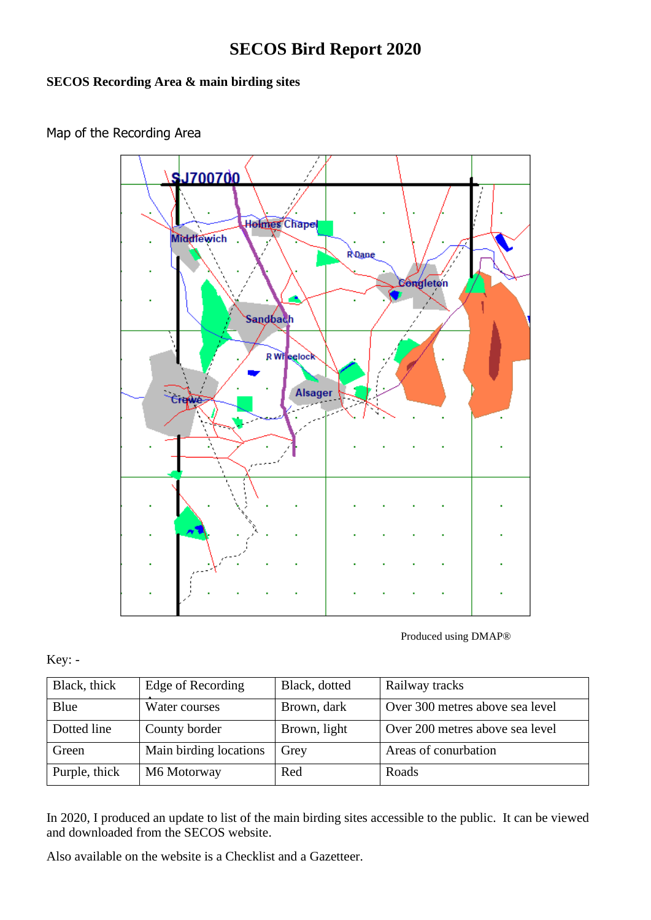# SECOS Bird Report 2020

**SECOS Recording Area & main birding sites**

Map of the Recording Area

Produced using DMAP®

Key: -

| Black, thick | Edge of Recording | Black, dotted | Railway tracks |
|---|---|---|---|
| Blue | Water courses | Brown, dark | Over 300 metres above sea level |
| Dotted line | County border | Brown, light | Over 200 metres above sea level |
| Green | Main birding locations | Grey | Areas of conurbation |
| Purple, thick | M6 Motorway | Red | Roads |

In 2020, I produced an update to list of the main birding sites accessible to the public. It can be viewed and downloaded from the SECOS website.

Also available on the website is a Checklist and a Gazetteer.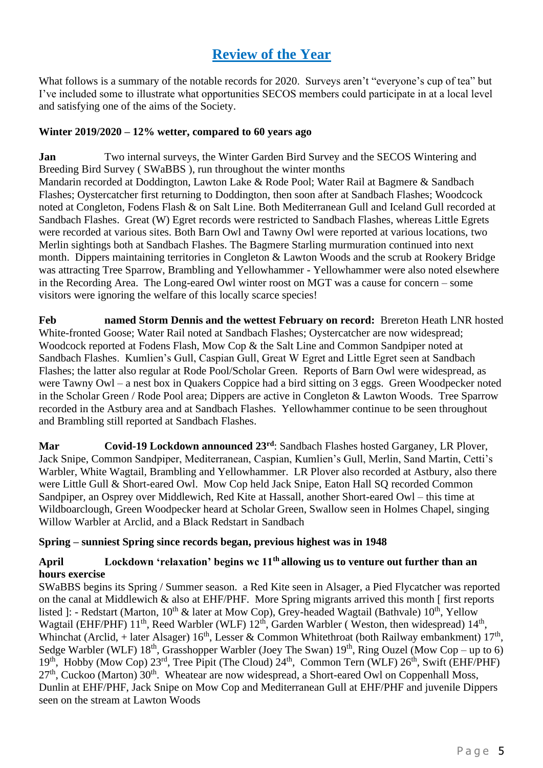## Review of the Year

What follows is a summary of the notable records for 2020. Surveys aren't "everyone's cup of tea" but I've included some to illustrate what opportunities SECOS members could participate in at a local level and satisfying one of the aims of the Society.

**Winter 2019/2020 – 12% wetter, compared to 60 years ago**

**Jan** Two internal surveys, the Winter Garden Bird Survey and the SECOS Wintering and Breeding Bird Survey ( SWaBBS ), run throughout the winter months
Mandarin recorded at Doddington, Lawton Lake & Rode Pool; Water Rail at Bagmere & Sandbach Flashes; Oystercatcher first returning to Doddington, then soon after at Sandbach Flashes; Woodcock noted at Congleton, Fodens Flash & on Salt Line. Both Mediterranean Gull and Iceland Gull recorded at Sandbach Flashes. Great (W) Egret records were restricted to Sandbach Flashes, whereas Little Egrets were recorded at various sites. Both Barn Owl and Tawny Owl were reported at various locations, two Merlin sightings both at Sandbach Flashes. The Bagmere Starling murmuration continued into next month. Dippers maintaining territories in Congleton & Lawton Woods and the scrub at Rookery Bridge was attracting Tree Sparrow, Brambling and Yellowhammer - Yellowhammer were also noted elsewhere in the Recording Area. The Long-eared Owl winter roost on MGT was a cause for concern – some visitors were ignoring the welfare of this locally scarce species!

**Feb** **named Storm Dennis and the wettest February on record:** Brereton Heath LNR hosted White-fronted Goose; Water Rail noted at Sandbach Flashes; Oystercatcher are now widespread; Woodcock reported at Fodens Flash, Mow Cop & the Salt Line and Common Sandpiper noted at Sandbach Flashes. Kumlien's Gull, Caspian Gull, Great W Egret and Little Egret seen at Sandbach Flashes; the latter also regular at Rode Pool/Scholar Green. Reports of Barn Owl were widespread, as were Tawny Owl – a nest box in Quakers Coppice had a bird sitting on 3 eggs. Green Woodpecker noted in the Scholar Green / Rode Pool area; Dippers are active in Congleton & Lawton Woods. Tree Sparrow recorded in the Astbury area and at Sandbach Flashes. Yellowhammer continue to be seen throughout and Brambling still reported at Sandbach Flashes.

**Mar** **Covid-19 Lockdown announced 23rd**: Sandbach Flashes hosted Garganey, LR Plover, Jack Snipe, Common Sandpiper, Mediterranean, Caspian, Kumlien's Gull, Merlin, Sand Martin, Cetti's Warbler, White Wagtail, Brambling and Yellowhammer. LR Plover also recorded at Astbury, also there were Little Gull & Short-eared Owl. Mow Cop held Jack Snipe, Eaton Hall SQ recorded Common Sandpiper, an Osprey over Middlewich, Red Kite at Hassall, another Short-eared Owl – this time at Wildboarclough, Green Woodpecker heard at Scholar Green, Swallow seen in Holmes Chapel, singing Willow Warbler at Arclid, and a Black Redstart in Sandbach

**Spring – sunniest Spring since records began, previous highest was in 1948**

**April** **Lockdown 'relaxation' begins wc 11th allowing us to venture out further than an hours exercise**
SWaBBS begins its Spring / Summer season. a Red Kite seen in Alsager, a Pied Flycatcher was reported on the canal at Middlewich & also at EHF/PHF. More Spring migrants arrived this month [ first reports listed ]: - Redstart (Marton, 10th & later at Mow Cop), Grey-headed Wagtail (Bathvale) 10th, Yellow Wagtail (EHF/PHF) 11th, Reed Warbler (WLF) 12th, Garden Warbler ( Weston, then widespread) 14th, Whinchat (Arclid, + later Alsager) 16th, Lesser & Common Whitethroat (both Railway embankment) 17th, Sedge Warbler (WLF) 18th, Grasshopper Warbler (Joey The Swan) 19th, Ring Ouzel (Mow Cop – up to 6) 19th, Hobby (Mow Cop) 23rd, Tree Pipit (The Cloud) 24th, Common Tern (WLF) 26th, Swift (EHF/PHF) 27th, Cuckoo (Marton) 30th. Wheatear are now widespread, a Short-eared Owl on Coppenhall Moss, Dunlin at EHF/PHF, Jack Snipe on Mow Cop and Mediterranean Gull at EHF/PHF and juvenile Dippers seen on the stream at Lawton Woods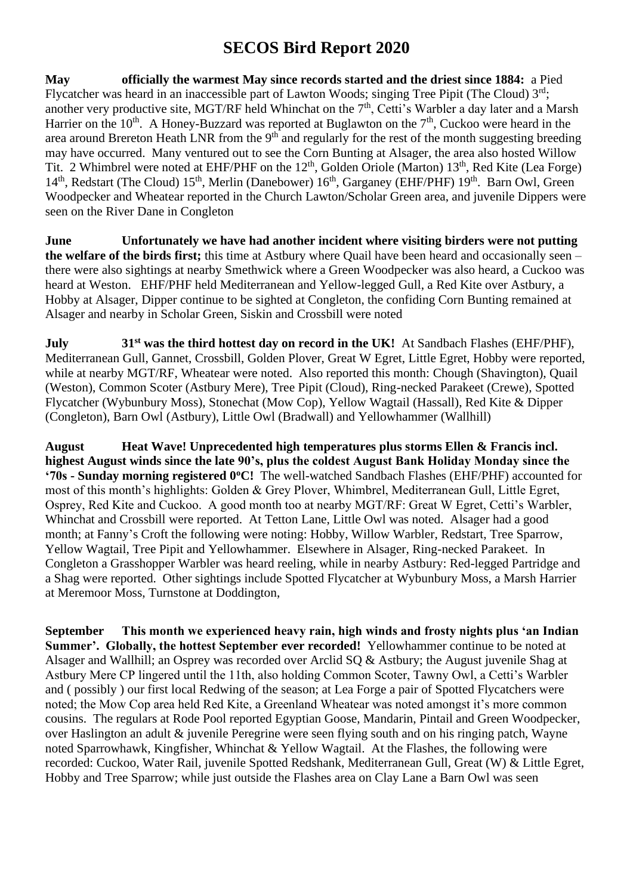# SECOS Bird Report 2020

**May officially the warmest May since records started and the driest since 1884:** a Pied Flycatcher was heard in an inaccessible part of Lawton Woods; singing Tree Pipit (The Cloud) 3rd; another very productive site, MGT/RF held Whinchat on the 7th, Cetti's Warbler a day later and a Marsh Harrier on the 10th. A Honey-Buzzard was reported at Buglawton on the 7th, Cuckoo were heard in the area around Brereton Heath LNR from the 9th and regularly for the rest of the month suggesting breeding may have occurred. Many ventured out to see the Corn Bunting at Alsager, the area also hosted Willow Tit. 2 Whimbrel were noted at EHF/PHF on the 12th, Golden Oriole (Marton) 13th, Red Kite (Lea Forge) 14th, Redstart (The Cloud) 15th, Merlin (Danebower) 16th, Garganey (EHF/PHF) 19th. Barn Owl, Green Woodpecker and Wheatear reported in the Church Lawton/Scholar Green area, and juvenile Dippers were seen on the River Dane in Congleton

**June Unfortunately we have had another incident where visiting birders were not putting the welfare of the birds first;** this time at Astbury where Quail have been heard and occasionally seen – there were also sightings at nearby Smethwick where a Green Woodpecker was also heard, a Cuckoo was heard at Weston. EHF/PHF held Mediterranean and Yellow-legged Gull, a Red Kite over Astbury, a Hobby at Alsager, Dipper continue to be sighted at Congleton, the confiding Corn Bunting remained at Alsager and nearby in Scholar Green, Siskin and Crossbill were noted

**July 31st was the third hottest day on record in the UK!** At Sandbach Flashes (EHF/PHF), Mediterranean Gull, Gannet, Crossbill, Golden Plover, Great W Egret, Little Egret, Hobby were reported, while at nearby MGT/RF, Wheatear were noted. Also reported this month: Chough (Shavington), Quail (Weston), Common Scoter (Astbury Mere), Tree Pipit (Cloud), Ring-necked Parakeet (Crewe), Spotted Flycatcher (Wybunbury Moss), Stonechat (Mow Cop), Yellow Wagtail (Hassall), Red Kite & Dipper (Congleton), Barn Owl (Astbury), Little Owl (Bradwall) and Yellowhammer (Wallhill)

**August Heat Wave! Unprecedented high temperatures plus storms Ellen & Francis incl. highest August winds since the late 90's, plus the coldest August Bank Holiday Monday since the '70s - Sunday morning registered 0ºC!** The well-watched Sandbach Flashes (EHF/PHF) accounted for most of this month's highlights: Golden & Grey Plover, Whimbrel, Mediterranean Gull, Little Egret, Osprey, Red Kite and Cuckoo. A good month too at nearby MGT/RF: Great W Egret, Cetti's Warbler, Whinchat and Crossbill were reported. At Tetton Lane, Little Owl was noted. Alsager had a good month; at Fanny's Croft the following were noting: Hobby, Willow Warbler, Redstart, Tree Sparrow, Yellow Wagtail, Tree Pipit and Yellowhammer. Elsewhere in Alsager, Ring-necked Parakeet. In Congleton a Grasshopper Warbler was heard reeling, while in nearby Astbury: Red-legged Partridge and a Shag were reported. Other sightings include Spotted Flycatcher at Wybunbury Moss, a Marsh Harrier at Meremoor Moss, Turnstone at Doddington,

**September This month we experienced heavy rain, high winds and frosty nights plus 'an Indian Summer'. Globally, the hottest September ever recorded!** Yellowhammer continue to be noted at Alsager and Wallhill; an Osprey was recorded over Arclid SQ & Astbury; the August juvenile Shag at Astbury Mere CP lingered until the 11th, also holding Common Scoter, Tawny Owl, a Cetti's Warbler and ( possibly ) our first local Redwing of the season; at Lea Forge a pair of Spotted Flycatchers were noted; the Mow Cop area held Red Kite, a Greenland Wheatear was noted amongst it's more common cousins. The regulars at Rode Pool reported Egyptian Goose, Mandarin, Pintail and Green Woodpecker, over Haslington an adult & juvenile Peregrine were seen flying south and on his ringing patch, Wayne noted Sparrowhawk, Kingfisher, Whinchat & Yellow Wagtail. At the Flashes, the following were recorded: Cuckoo, Water Rail, juvenile Spotted Redshank, Mediterranean Gull, Great (W) & Little Egret, Hobby and Tree Sparrow; while just outside the Flashes area on Clay Lane a Barn Owl was seen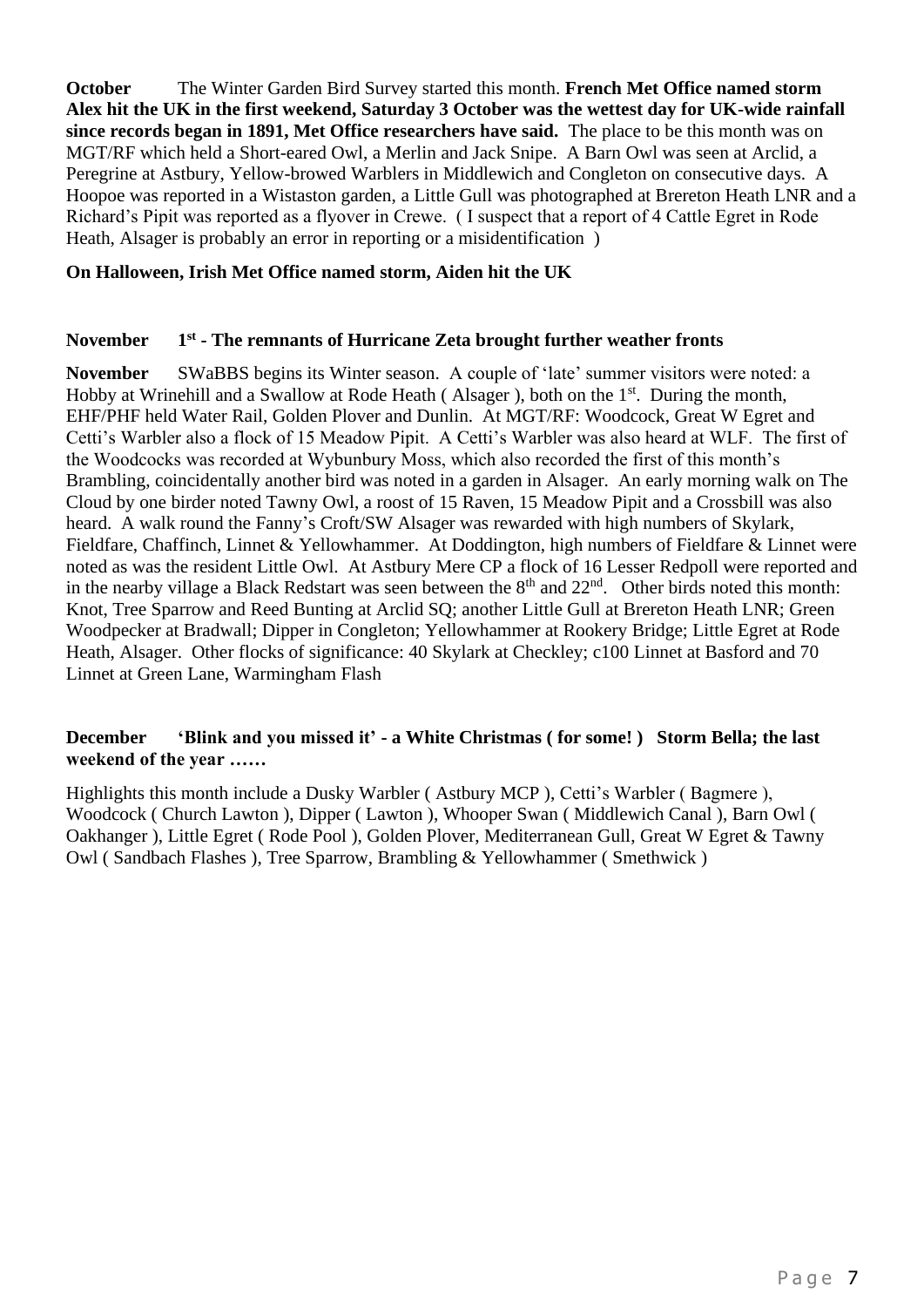**October** The Winter Garden Bird Survey started this month. **French Met Office named storm Alex hit the UK in the first weekend, Saturday 3 October was the wettest day for UK-wide rainfall since records began in 1891, Met Office researchers have said.** The place to be this month was on MGT/RF which held a Short-eared Owl, a Merlin and Jack Snipe. A Barn Owl was seen at Arclid, a Peregrine at Astbury, Yellow-browed Warblers in Middlewich and Congleton on consecutive days. A Hoopoe was reported in a Wistaston garden, a Little Gull was photographed at Brereton Heath LNR and a Richard's Pipit was reported as a flyover in Crewe. ( I suspect that a report of 4 Cattle Egret in Rode Heath, Alsager is probably an error in reporting or a misidentification )

**On Halloween, Irish Met Office named storm, Aiden hit the UK**

**November 1st - The remnants of Hurricane Zeta brought further weather fronts**

**November** SWaBBS begins its Winter season. A couple of 'late' summer visitors were noted: a Hobby at Wrinehill and a Swallow at Rode Heath ( Alsager ), both on the 1st. During the month, EHF/PHF held Water Rail, Golden Plover and Dunlin. At MGT/RF: Woodcock, Great W Egret and Cetti's Warbler also a flock of 15 Meadow Pipit. A Cetti's Warbler was also heard at WLF. The first of the Woodcocks was recorded at Wybunbury Moss, which also recorded the first of this month's Brambling, coincidentally another bird was noted in a garden in Alsager. An early morning walk on The Cloud by one birder noted Tawny Owl, a roost of 15 Raven, 15 Meadow Pipit and a Crossbill was also heard. A walk round the Fanny's Croft/SW Alsager was rewarded with high numbers of Skylark, Fieldfare, Chaffinch, Linnet & Yellowhammer. At Doddington, high numbers of Fieldfare & Linnet were noted as was the resident Little Owl. At Astbury Mere CP a flock of 16 Lesser Redpoll were reported and in the nearby village a Black Redstart was seen between the 8th and 22nd. Other birds noted this month: Knot, Tree Sparrow and Reed Bunting at Arclid SQ; another Little Gull at Brereton Heath LNR; Green Woodpecker at Bradwall; Dipper in Congleton; Yellowhammer at Rookery Bridge; Little Egret at Rode Heath, Alsager. Other flocks of significance: 40 Skylark at Checkley; c100 Linnet at Basford and 70 Linnet at Green Lane, Warmingham Flash

**December 'Blink and you missed it' - a White Christmas ( for some! ) Storm Bella; the last weekend of the year ……**

Highlights this month include a Dusky Warbler ( Astbury MCP ), Cetti's Warbler ( Bagmere ), Woodcock ( Church Lawton ), Dipper ( Lawton ), Whooper Swan ( Middlewich Canal ), Barn Owl ( Oakhanger ), Little Egret ( Rode Pool ), Golden Plover, Mediterranean Gull, Great W Egret & Tawny Owl ( Sandbach Flashes ), Tree Sparrow, Brambling & Yellowhammer ( Smethwick )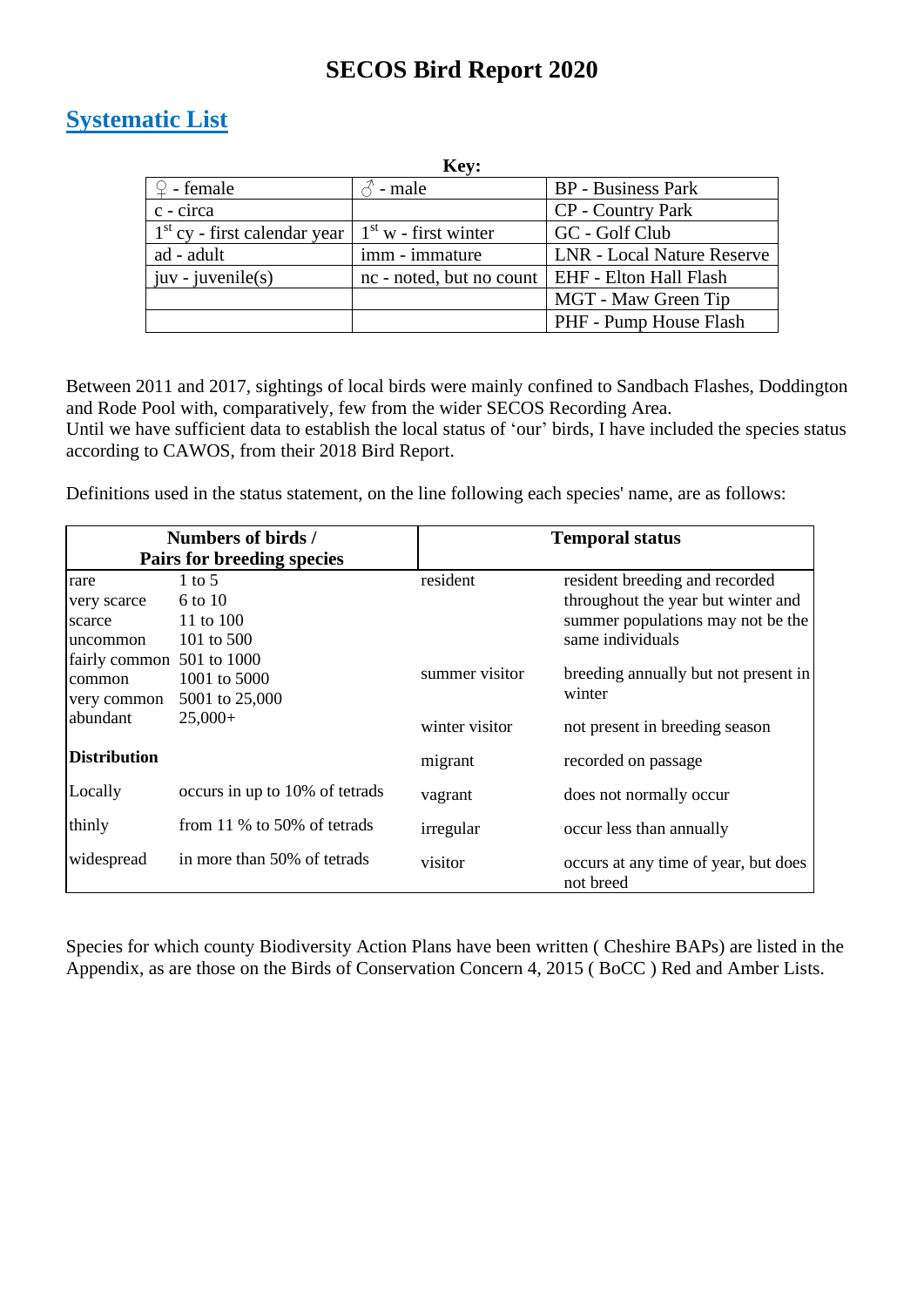# SECOS Bird Report 2020

## Systematic List

**Key:**

| | | |
|---|---|---|
| ♀ - female | ♂ - male | BP - Business Park |
| c - circa | | CP - Country Park |
| 1st cy - first calendar year | 1st w - first winter | GC - Golf Club |
| ad - adult | imm - immature | LNR - Local Nature Reserve |
| juv - juvenile(s) | nc - noted, but no count | EHF - Elton Hall Flash |
| | | MGT - Maw Green Tip |
| | | PHF - Pump House Flash |

Between 2011 and 2017, sightings of local birds were mainly confined to Sandbach Flashes, Doddington and Rode Pool with, comparatively, few from the wider SECOS Recording Area.
Until we have sufficient data to establish the local status of 'our' birds, I have included the species status according to CAWOS, from their 2018 Bird Report.

Definitions used in the status statement, on the line following each species' name, are as follows:

| Numbers of birds / Pairs for breeding species | | Temporal status | |
|---|---|---|---|
| rare | 1 to 5 | resident | resident breeding and recorded throughout the year but winter and summer populations may not be the same individuals |
| very scarce | 6 to 10 | | |
| scarce | 11 to 100 | | |
| uncommon | 101 to 500 | | |
| fairly common | 501 to 1000 | | |
| common | 1001 to 5000 | summer visitor | breeding annually but not present in winter |
| very common | 5001 to 25,000 | | |
| abundant | 25,000+ | winter visitor | not present in breeding season |
| **Distribution** | | migrant | recorded on passage |
| Locally | occurs in up to 10% of tetrads | vagrant | does not normally occur |
| thinly | from 11 % to 50% of tetrads | irregular | occur less than annually |
| widespread | in more than 50% of tetrads | visitor | occurs at any time of year, but does not breed |

Species for which county Biodiversity Action Plans have been written ( Cheshire BAPs) are listed in the Appendix, as are those on the Birds of Conservation Concern 4, 2015 ( BoCC ) Red and Amber Lists.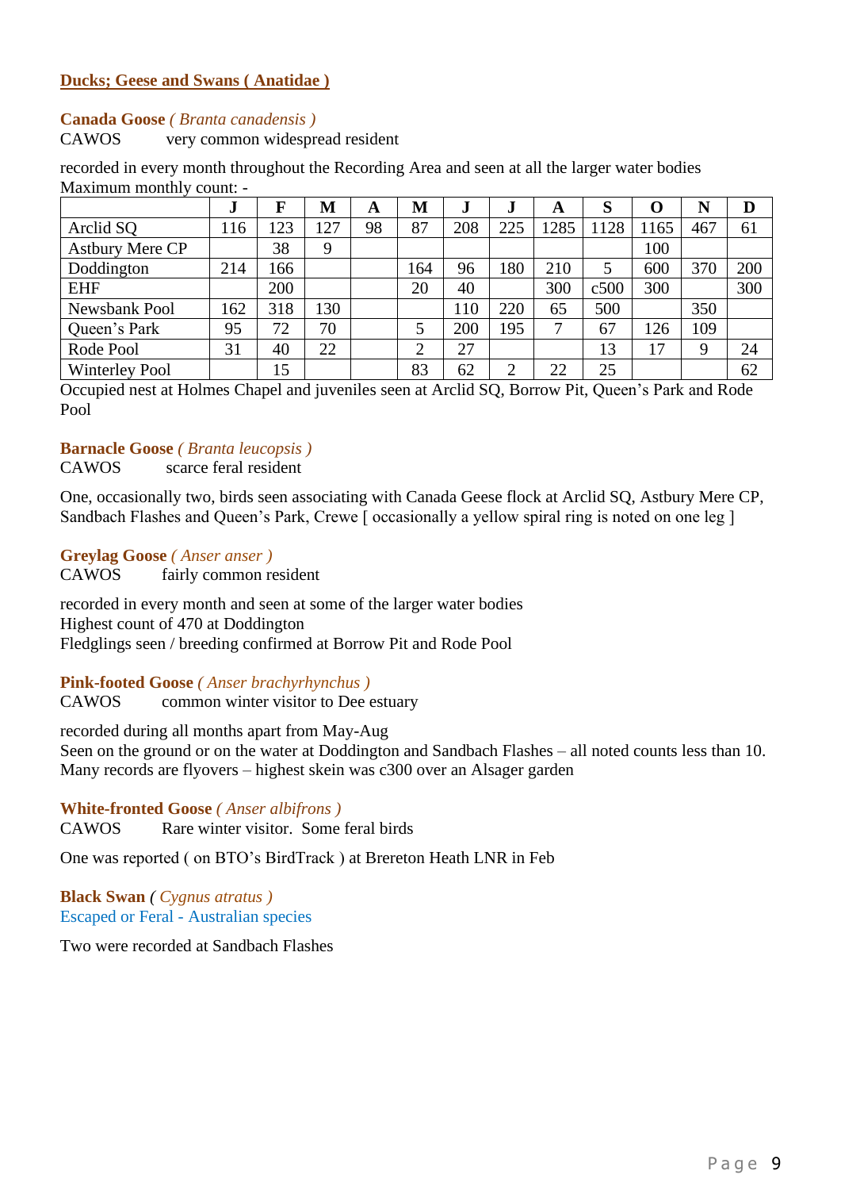## Ducks; Geese and Swans ( Anatidae )

**Canada Goose** *( Branta canadensis )*
CAWOS very common widespread resident

recorded in every month throughout the Recording Area and seen at all the larger water bodies
Maximum monthly count: -

| | J | F | M | A | M | J | J | A | S | O | N | D |
|---|---|---|---|---|---|---|---|---|---|---|---|---|
| Arclid SQ | 116 | 123 | 127 | 98 | 87 | 208 | 225 | 1285 | 1128 | 1165 | 467 | 61 |
| Astbury Mere CP | | 38 | 9 | | | | | | | 100 | | |
| Doddington | 214 | 166 | | | 164 | 96 | 180 | 210 | 5 | 600 | 370 | 200 |
| EHF | | 200 | | | 20 | 40 | | 300 | c500 | 300 | | 300 |
| Newsbank Pool | 162 | 318 | 130 | | | 110 | 220 | 65 | 500 | | 350 | |
| Queen's Park | 95 | 72 | 70 | | 5 | 200 | 195 | 7 | 67 | 126 | 109 | |
| Rode Pool | 31 | 40 | 22 | | 2 | 27 | | | 13 | 17 | 9 | 24 |
| Winterley Pool | | 15 | | | 83 | 62 | 2 | 22 | 25 | | | 62 |

Occupied nest at Holmes Chapel and juveniles seen at Arclid SQ, Borrow Pit, Queen's Park and Rode Pool

**Barnacle Goose** *( Branta leucopsis )*
CAWOS scarce feral resident

One, occasionally two, birds seen associating with Canada Geese flock at Arclid SQ, Astbury Mere CP, Sandbach Flashes and Queen's Park, Crewe [ occasionally a yellow spiral ring is noted on one leg ]

**Greylag Goose** *( Anser anser )*
CAWOS fairly common resident

recorded in every month and seen at some of the larger water bodies
Highest count of 470 at Doddington
Fledglings seen / breeding confirmed at Borrow Pit and Rode Pool

**Pink-footed Goose** *( Anser brachyrhynchus )*
CAWOS common winter visitor to Dee estuary

recorded during all months apart from May-Aug
Seen on the ground or on the water at Doddington and Sandbach Flashes – all noted counts less than 10.
Many records are flyovers – highest skein was c300 over an Alsager garden

**White-fronted Goose** *( Anser albifrons )*
CAWOS Rare winter visitor. Some feral birds

One was reported ( on BTO's BirdTrack ) at Brereton Heath LNR in Feb

**Black Swan** *( Cygnus atratus )*
Escaped or Feral - Australian species

Two were recorded at Sandbach Flashes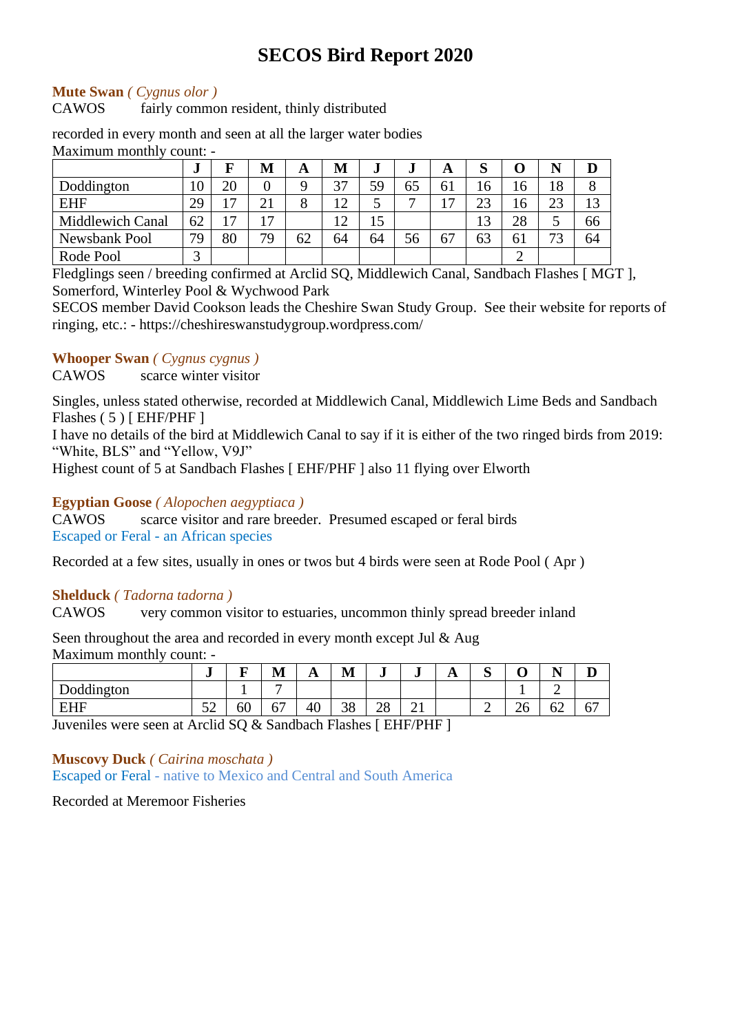# SECOS Bird Report 2020

**Mute Swan** *( Cygnus olor )*
CAWOS fairly common resident, thinly distributed

recorded in every month and seen at all the larger water bodies
Maximum monthly count: -

| | J | F | M | A | M | J | J | A | S | O | N | D |
|---|---|---|---|---|---|---|---|---|---|---|---|---|
| Doddington | 10 | 20 | 0 | 9 | 37 | 59 | 65 | 61 | 16 | 16 | 18 | 8 |
| EHF | 29 | 17 | 21 | 8 | 12 | 5 | 7 | 17 | 23 | 16 | 23 | 13 |
| Middlewich Canal | 62 | 17 | 17 | | 12 | 15 | | | 13 | 28 | 5 | 66 |
| Newsbank Pool | 79 | 80 | 79 | 62 | 64 | 64 | 56 | 67 | 63 | 61 | 73 | 64 |
| Rode Pool | 3 | | | | | | | | | 2 | | |

Fledglings seen / breeding confirmed at Arclid SQ, Middlewich Canal, Sandbach Flashes [ MGT ], Somerford, Winterley Pool & Wychwood Park
SECOS member David Cookson leads the Cheshire Swan Study Group. See their website for reports of ringing, etc.: - https://cheshireswanstudygroup.wordpress.com/

**Whooper Swan** *( Cygnus cygnus )*
CAWOS scarce winter visitor

Singles, unless stated otherwise, recorded at Middlewich Canal, Middlewich Lime Beds and Sandbach Flashes ( 5 ) [ EHF/PHF ]
I have no details of the bird at Middlewich Canal to say if it is either of the two ringed birds from 2019: "White, BLS" and "Yellow, V9J"
Highest count of 5 at Sandbach Flashes [ EHF/PHF ] also 11 flying over Elworth

**Egyptian Goose** *( Alopochen aegyptiaca )*
CAWOS scarce visitor and rare breeder. Presumed escaped or feral birds
Escaped or Feral - an African species

Recorded at a few sites, usually in ones or twos but 4 birds were seen at Rode Pool ( Apr )

**Shelduck** *( Tadorna tadorna )*
CAWOS very common visitor to estuaries, uncommon thinly spread breeder inland

Seen throughout the area and recorded in every month except Jul & Aug
Maximum monthly count: -

| | J | F | M | A | M | J | J | A | S | O | N | D |
|---|---|---|---|---|---|---|---|---|---|---|---|---|
| Doddington | | 1 | 7 | | | | | | | 1 | 2 | |
| EHF | 52 | 60 | 67 | 40 | 38 | 28 | 21 | | 2 | 26 | 62 | 67 |

Juveniles were seen at Arclid SQ & Sandbach Flashes [ EHF/PHF ]

**Muscovy Duck** *( Cairina moschata )*
Escaped or Feral - native to Mexico and Central and South America

Recorded at Meremoor Fisheries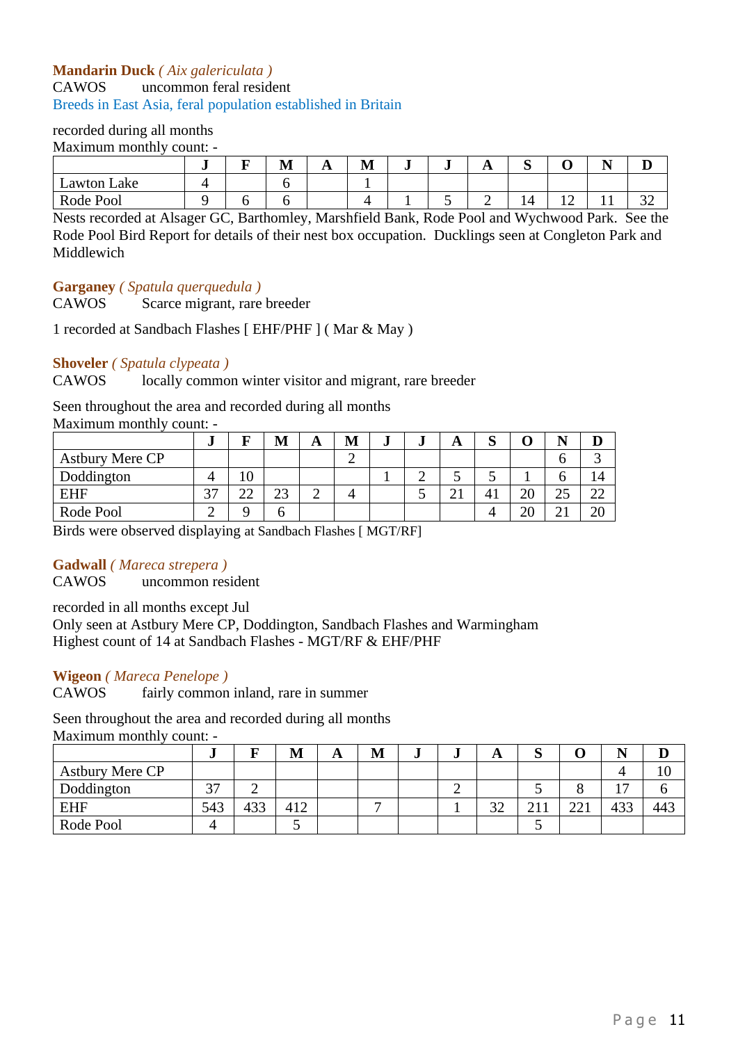**Mandarin Duck** *( Aix galericulata )*
CAWOS uncommon feral resident
Breeds in East Asia, feral population established in Britain

recorded during all months
Maximum monthly count: -

| | J | F | M | A | M | J | J | A | S | O | N | D |
|---|---|---|---|---|---|---|---|---|---|---|---|---|
| Lawton Lake | 4 | | 6 | | 1 | | | | | | | |
| Rode Pool | 9 | 6 | 6 | | 4 | 1 | 5 | 2 | 14 | 12 | 11 | 32 |

Nests recorded at Alsager GC, Barthomley, Marshfield Bank, Rode Pool and Wychwood Park. See the Rode Pool Bird Report for details of their nest box occupation. Ducklings seen at Congleton Park and Middlewich

**Garganey** *( Spatula querquedula )*
CAWOS Scarce migrant, rare breeder

1 recorded at Sandbach Flashes [ EHF/PHF ] ( Mar & May )

**Shoveler** *( Spatula clypeata )*
CAWOS locally common winter visitor and migrant, rare breeder

Seen throughout the area and recorded during all months
Maximum monthly count: -

| | J | F | M | A | M | J | J | A | S | O | N | D |
|---|---|---|---|---|---|---|---|---|---|---|---|---|
| Astbury Mere CP | | | | | 2 | | | | | | 6 | 3 |
| Doddington | 4 | 10 | | | | 1 | 2 | 5 | 5 | 1 | 6 | 14 |
| EHF | 37 | 22 | 23 | 2 | 4 | | 5 | 21 | 41 | 20 | 25 | 22 |
| Rode Pool | 2 | 9 | 6 | | | | | | 4 | 20 | 21 | 20 |

Birds were observed displaying at Sandbach Flashes [ MGT/RF]

**Gadwall** *( Mareca strepera )*
CAWOS uncommon resident

recorded in all months except Jul
Only seen at Astbury Mere CP, Doddington, Sandbach Flashes and Warmingham
Highest count of 14 at Sandbach Flashes - MGT/RF & EHF/PHF

**Wigeon** *( Mareca Penelope )*
CAWOS fairly common inland, rare in summer

Seen throughout the area and recorded during all months
Maximum monthly count: -

| | J | F | M | A | M | J | J | A | S | O | N | D |
|---|---|---|---|---|---|---|---|---|---|---|---|---|
| Astbury Mere CP | | | | | | | | | | | 4 | 10 |
| Doddington | 37 | 2 | | | | | 2 | | 5 | 8 | 17 | 6 |
| EHF | 543 | 433 | 412 | | 7 | | 1 | 32 | 211 | 221 | 433 | 443 |
| Rode Pool | 4 | | 5 | | | | | | 5 | | | |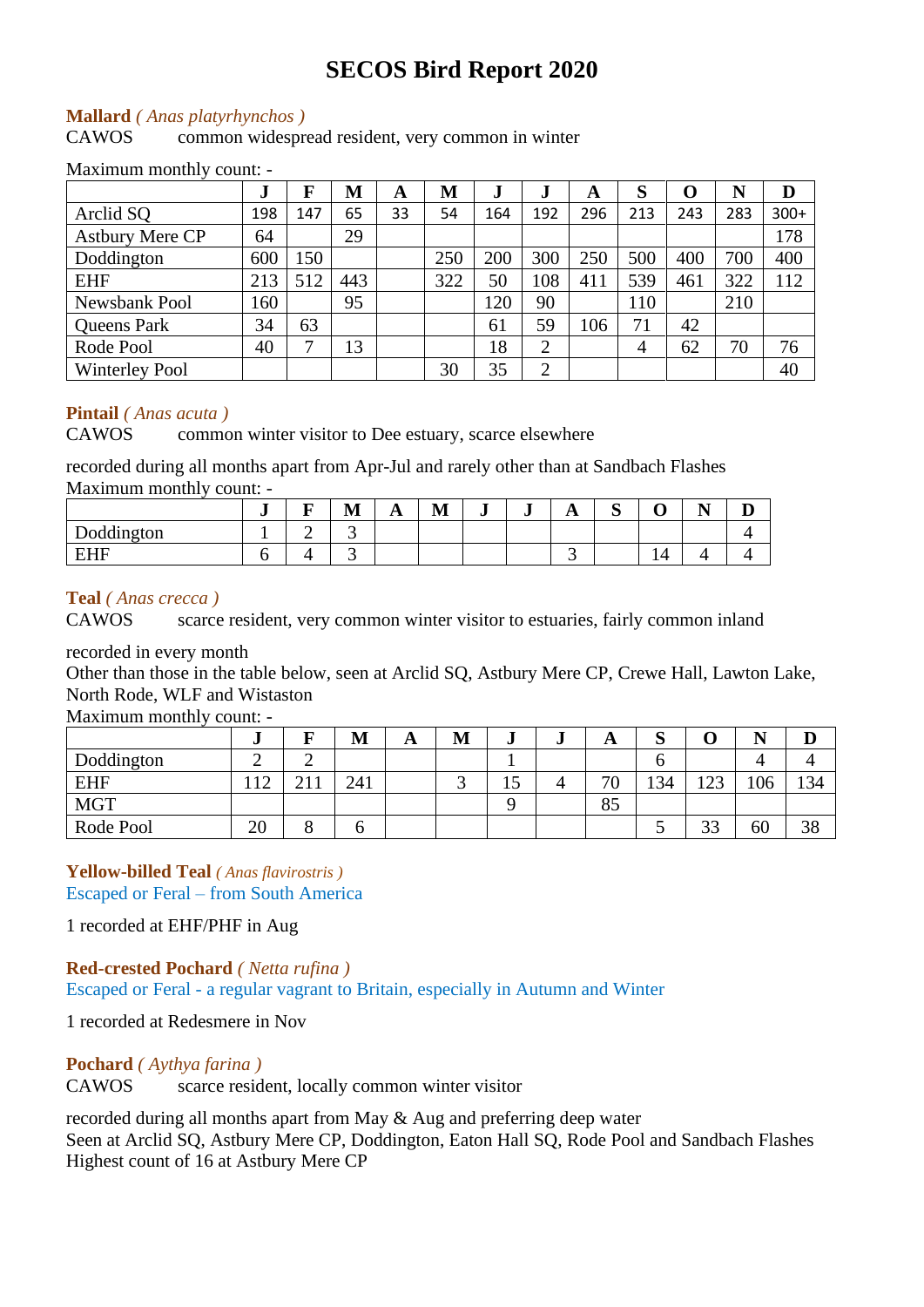# SECOS Bird Report 2020

**Mallard** *( Anas platyrhynchos )*
CAWOS common widespread resident, very common in winter

Maximum monthly count: -

| | J | F | M | A | M | J | J | A | S | O | N | D |
|---|---|---|---|---|---|---|---|---|---|---|---|---|
| Arclid SQ | 198 | 147 | 65 | 33 | 54 | 164 | 192 | 296 | 213 | 243 | 283 | 300+ |
| Astbury Mere CP | 64 | | 29 | | | | | | | | | 178 |
| Doddington | 600 | 150 | | | 250 | 200 | 300 | 250 | 500 | 400 | 700 | 400 |
| EHF | 213 | 512 | 443 | | 322 | 50 | 108 | 411 | 539 | 461 | 322 | 112 |
| Newsbank Pool | 160 | | 95 | | | 120 | 90 | | 110 | | 210 | |
| Queens Park | 34 | 63 | | | | 61 | 59 | 106 | 71 | 42 | | |
| Rode Pool | 40 | 7 | 13 | | | 18 | 2 | | 4 | 62 | 70 | 76 |
| Winterley Pool | | | | | 30 | 35 | 2 | | | | | 40 |

**Pintail** *( Anas acuta )*
CAWOS common winter visitor to Dee estuary, scarce elsewhere

recorded during all months apart from Apr-Jul and rarely other than at Sandbach Flashes
Maximum monthly count: -

| | J | F | M | A | M | J | J | A | S | O | N | D |
|---|---|---|---|---|---|---|---|---|---|---|---|---|
| Doddington | 1 | 2 | 3 | | | | | | | | | 4 |
| EHF | 6 | 4 | 3 | | | | | 3 | | 14 | 4 | 4 |

**Teal** *( Anas crecca )*
CAWOS scarce resident, very common winter visitor to estuaries, fairly common inland

recorded in every month
Other than those in the table below, seen at Arclid SQ, Astbury Mere CP, Crewe Hall, Lawton Lake, North Rode, WLF and Wistaston
Maximum monthly count: -

| | J | F | M | A | M | J | J | A | S | O | N | D |
|---|---|---|---|---|---|---|---|---|---|---|---|---|
| Doddington | 2 | 2 | | | | 1 | | | 6 | | 4 | 4 |
| EHF | 112 | 211 | 241 | | 3 | 15 | 4 | 70 | 134 | 123 | 106 | 134 |
| MGT | | | | | | 9 | | 85 | | | | |
| Rode Pool | 20 | 8 | 6 | | | | | | 5 | 33 | 60 | 38 |

**Yellow-billed Teal** *( Anas flavirostris )*
Escaped or Feral – from South America

1 recorded at EHF/PHF in Aug

**Red-crested Pochard** *( Netta rufina )*
Escaped or Feral - a regular vagrant to Britain, especially in Autumn and Winter

1 recorded at Redesmere in Nov

**Pochard** *( Aythya farina )*
CAWOS scarce resident, locally common winter visitor

recorded during all months apart from May & Aug and preferring deep water
Seen at Arclid SQ, Astbury Mere CP, Doddington, Eaton Hall SQ, Rode Pool and Sandbach Flashes
Highest count of 16 at Astbury Mere CP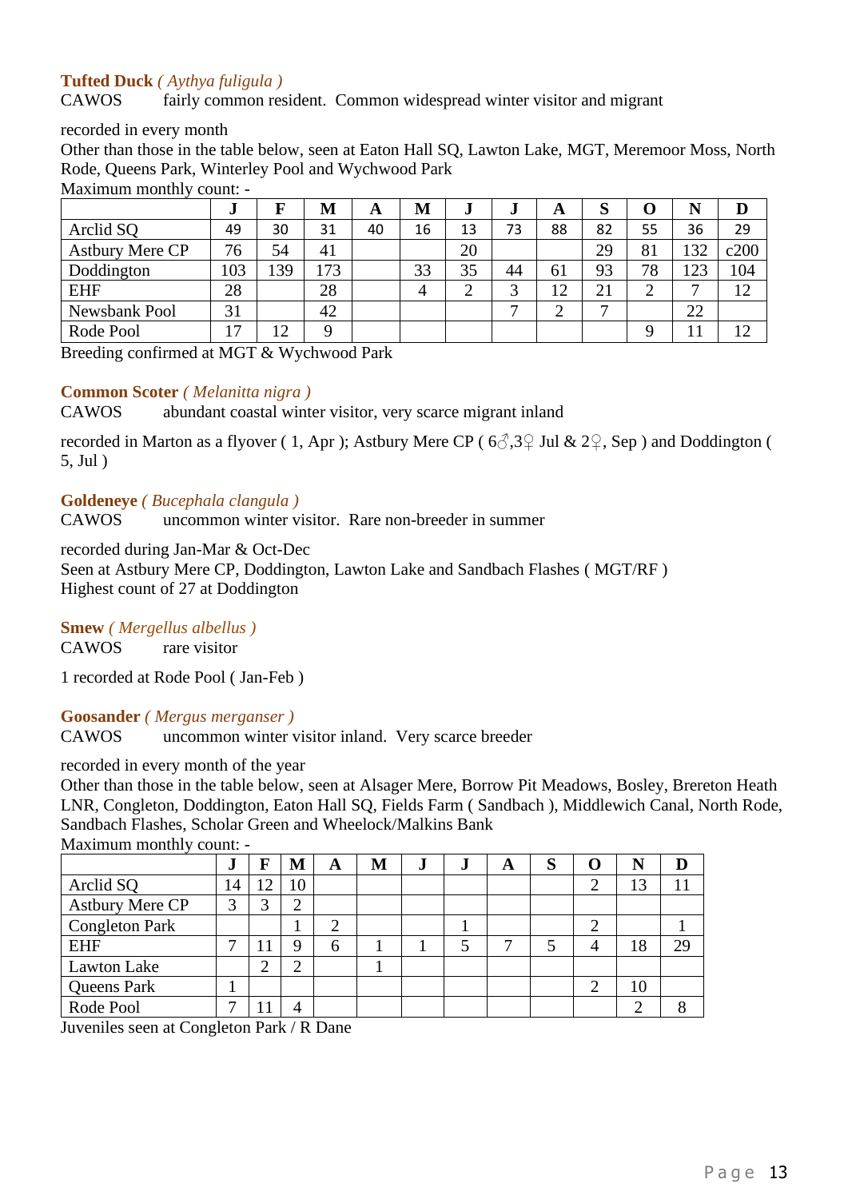**Tufted Duck** *( Aythya fuligula )*

CAWOS fairly common resident. Common widespread winter visitor and migrant

recorded in every month

Other than those in the table below, seen at Eaton Hall SQ, Lawton Lake, MGT, Meremoor Moss, North Rode, Queens Park, Winterley Pool and Wychwood Park

Maximum monthly count: -

| | J | F | M | A | M | J | J | A | S | O | N | D |
|---|---|---|---|---|---|---|---|---|---|---|---|---|
| Arclid SQ | 49 | 30 | 31 | 40 | 16 | 13 | 73 | 88 | 82 | 55 | 36 | 29 |
| Astbury Mere CP | 76 | 54 | 41 | | | 20 | | | 29 | 81 | 132 | c200 |
| Doddington | 103 | 139 | 173 | | 33 | 35 | 44 | 61 | 93 | 78 | 123 | 104 |
| EHF | 28 | | 28 | | 4 | 2 | 3 | 12 | 21 | 2 | 7 | 12 |
| Newsbank Pool | 31 | | 42 | | | | 7 | 2 | 7 | | 22 | |
| Rode Pool | 17 | 12 | 9 | | | | | | | 9 | 11 | 12 |

Breeding confirmed at MGT & Wychwood Park

**Common Scoter** *( Melanitta nigra )*

CAWOS abundant coastal winter visitor, very scarce migrant inland

recorded in Marton as a flyover ( 1, Apr ); Astbury Mere CP ( 6♂,3♀ Jul & 2♀, Sep ) and Doddington ( 5, Jul )

**Goldeneye** *( Bucephala clangula )*

CAWOS uncommon winter visitor. Rare non-breeder in summer

recorded during Jan-Mar & Oct-Dec

Seen at Astbury Mere CP, Doddington, Lawton Lake and Sandbach Flashes ( MGT/RF )

Highest count of 27 at Doddington

**Smew** *( Mergellus albellus )*

CAWOS rare visitor

1 recorded at Rode Pool ( Jan-Feb )

**Goosander** *( Mergus merganser )*

CAWOS uncommon winter visitor inland. Very scarce breeder

recorded in every month of the year

Other than those in the table below, seen at Alsager Mere, Borrow Pit Meadows, Bosley, Brereton Heath LNR, Congleton, Doddington, Eaton Hall SQ, Fields Farm ( Sandbach ), Middlewich Canal, North Rode, Sandbach Flashes, Scholar Green and Wheelock/Malkins Bank

Maximum monthly count: -

| | J | F | M | A | M | J | J | A | S | O | N | D |
|---|---|---|---|---|---|---|---|---|---|---|---|---|
| Arclid SQ | 14 | 12 | 10 | | | | | | | 2 | 13 | 11 |
| Astbury Mere CP | 3 | 3 | 2 | | | | | | | | | |
| Congleton Park | | | 1 | 2 | | | 1 | | | 2 | | 1 |
| EHF | 7 | 11 | 9 | 6 | 1 | 1 | 5 | 7 | 5 | 4 | 18 | 29 |
| Lawton Lake | | 2 | 2 | | 1 | | | | | | | |
| Queens Park | 1 | | | | | | | | | 2 | 10 | |
| Rode Pool | 7 | 11 | 4 | | | | | | | | 2 | 8 |

Juveniles seen at Congleton Park / R Dane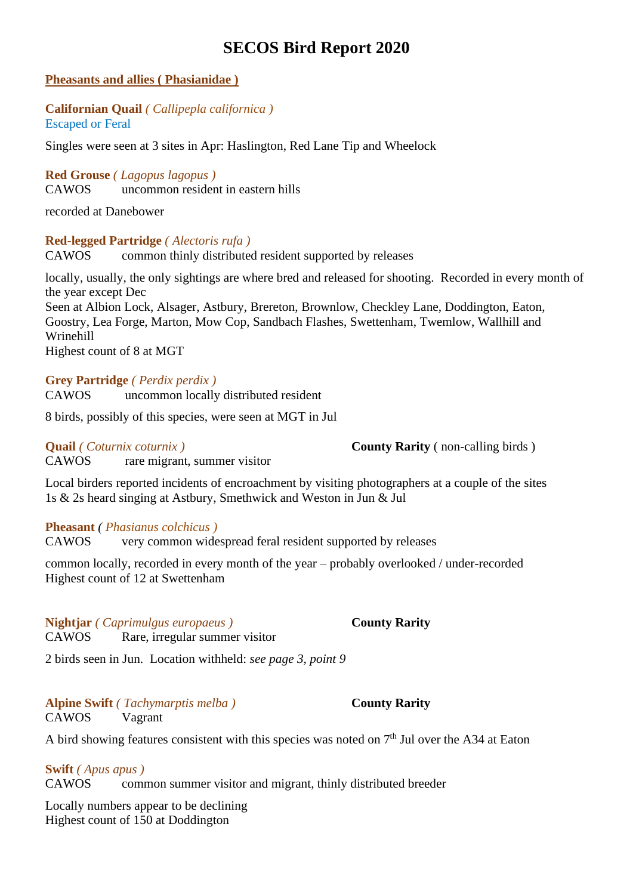# SECOS Bird Report 2020

## Pheasants and allies ( Phasianidae )

**Californian Quail** *( Callipepla californica )*
Escaped or Feral

Singles were seen at 3 sites in Apr: Haslington, Red Lane Tip and Wheelock

**Red Grouse** *( Lagopus lagopus )*
CAWOS uncommon resident in eastern hills

recorded at Danebower

**Red-legged Partridge** *( Alectoris rufa )*
CAWOS common thinly distributed resident supported by releases

locally, usually, the only sightings are where bred and released for shooting. Recorded in every month of the year except Dec
Seen at Albion Lock, Alsager, Astbury, Brereton, Brownlow, Checkley Lane, Doddington, Eaton, Goostry, Lea Forge, Marton, Mow Cop, Sandbach Flashes, Swettenham, Twemlow, Wallhill and Wrinehill
Highest count of 8 at MGT

**Grey Partridge** *( Perdix perdix )*
CAWOS uncommon locally distributed resident

8 birds, possibly of this species, were seen at MGT in Jul

**Quail** *( Coturnix coturnix )* — **County Rarity** ( non-calling birds )
CAWOS rare migrant, summer visitor

Local birders reported incidents of encroachment by visiting photographers at a couple of the sites
1s & 2s heard singing at Astbury, Smethwick and Weston in Jun & Jul

**Pheasant** *( Phasianus colchicus )*
CAWOS very common widespread feral resident supported by releases

common locally, recorded in every month of the year – probably overlooked / under-recorded
Highest count of 12 at Swettenham

**Nightjar** *( Caprimulgus europaeus )* — **County Rarity**
CAWOS Rare, irregular summer visitor

2 birds seen in Jun. Location withheld: *see page 3, point 9*

**Alpine Swift** *( Tachymarptis melba )* — **County Rarity**
CAWOS Vagrant

A bird showing features consistent with this species was noted on 7th Jul over the A34 at Eaton

**Swift** *( Apus apus )*
CAWOS common summer visitor and migrant, thinly distributed breeder

Locally numbers appear to be declining
Highest count of 150 at Doddington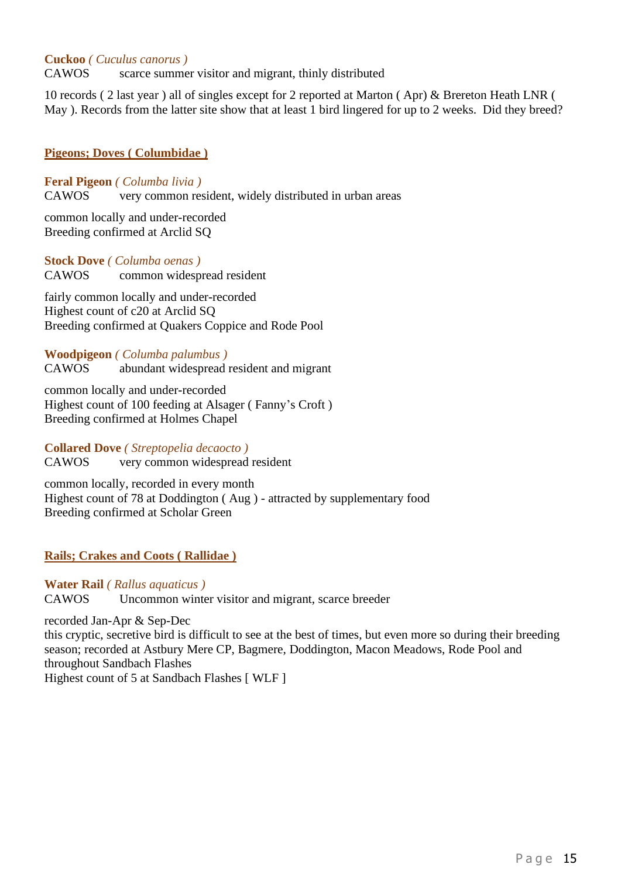**Cuckoo** *( Cuculus canorus )*
CAWOS scarce summer visitor and migrant, thinly distributed

10 records ( 2 last year ) all of singles except for 2 reported at Marton ( Apr) & Brereton Heath LNR ( May ). Records from the latter site show that at least 1 bird lingered for up to 2 weeks. Did they breed?

## Pigeons; Doves ( Columbidae )

**Feral Pigeon** *( Columba livia )*
CAWOS very common resident, widely distributed in urban areas

common locally and under-recorded
Breeding confirmed at Arclid SQ

**Stock Dove** *( Columba oenas )*
CAWOS common widespread resident

fairly common locally and under-recorded
Highest count of c20 at Arclid SQ
Breeding confirmed at Quakers Coppice and Rode Pool

**Woodpigeon** *( Columba palumbus )*
CAWOS abundant widespread resident and migrant

common locally and under-recorded
Highest count of 100 feeding at Alsager ( Fanny's Croft )
Breeding confirmed at Holmes Chapel

**Collared Dove** *( Streptopelia decaocto )*
CAWOS very common widespread resident

common locally, recorded in every month
Highest count of 78 at Doddington ( Aug ) - attracted by supplementary food
Breeding confirmed at Scholar Green

## Rails; Crakes and Coots ( Rallidae )

**Water Rail** *( Rallus aquaticus )*
CAWOS Uncommon winter visitor and migrant, scarce breeder

recorded Jan-Apr & Sep-Dec
this cryptic, secretive bird is difficult to see at the best of times, but even more so during their breeding season; recorded at Astbury Mere CP, Bagmere, Doddington, Macon Meadows, Rode Pool and throughout Sandbach Flashes
Highest count of 5 at Sandbach Flashes [ WLF ]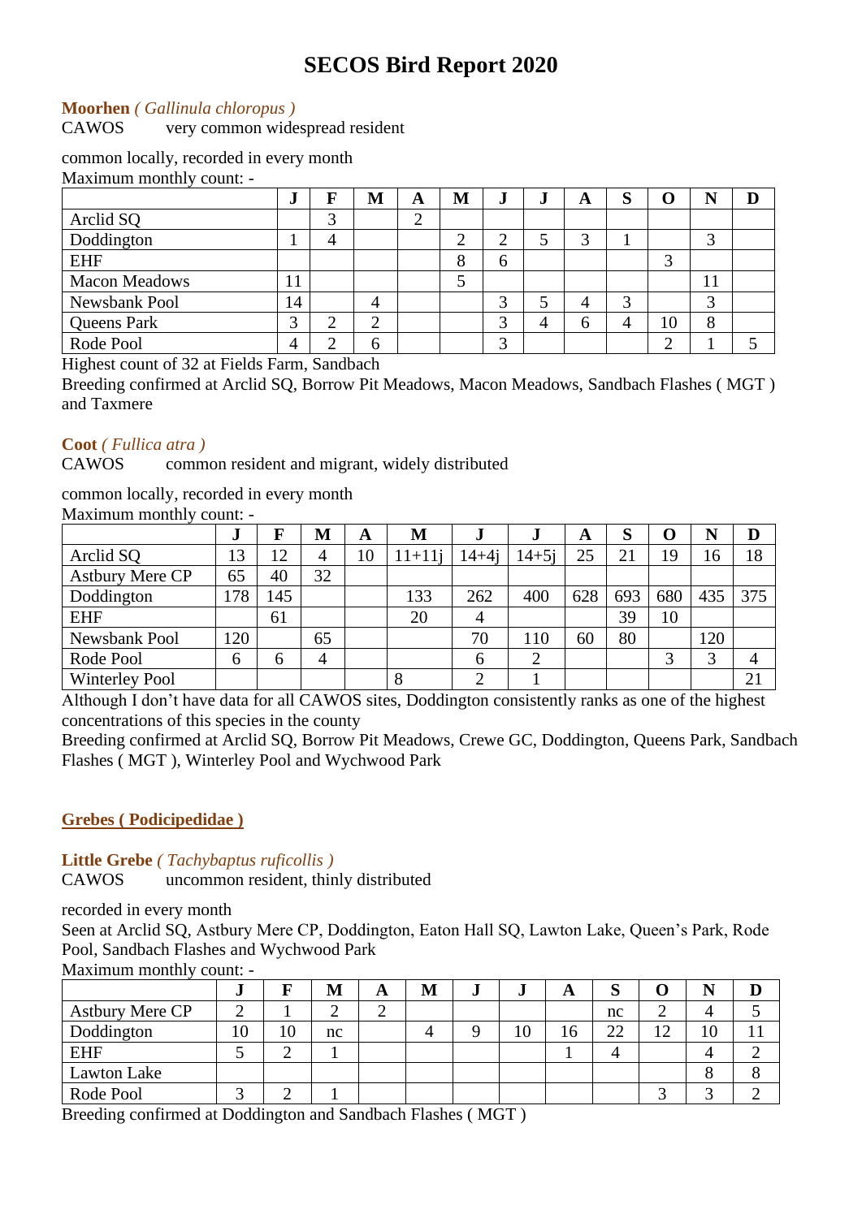**Moorhen** *( Gallinula chloropus )*
CAWOS very common widespread resident

common locally, recorded in every month
Maximum monthly count: -

| | J | F | M | A | M | J | J | A | S | O | N | D |
|---|---|---|---|---|---|---|---|---|---|---|---|---|
| Arclid SQ | | 3 | | 2 | | | | | | | | |
| Doddington | 1 | 4 | | | 2 | 2 | 5 | 3 | 1 | | 3 | |
| EHF | | | | | 8 | 6 | | | | 3 | | |
| Macon Meadows | 11 | | | | 5 | | | | | | 11 | |
| Newsbank Pool | 14 | | 4 | | | 3 | 5 | 4 | 3 | | 3 | |
| Queens Park | 3 | 2 | 2 | | | 3 | 4 | 6 | 4 | 10 | 8 | |
| Rode Pool | 4 | 2 | 6 | | | 3 | | | | 2 | 1 | 5 |

Highest count of 32 at Fields Farm, Sandbach
Breeding confirmed at Arclid SQ, Borrow Pit Meadows, Macon Meadows, Sandbach Flashes ( MGT ) and Taxmere

**Coot** *( Fullica atra )*
CAWOS common resident and migrant, widely distributed

common locally, recorded in every month
Maximum monthly count: -

| | J | F | M | A | M | J | J | A | S | O | N | D |
|---|---|---|---|---|---|---|---|---|---|---|---|---|
| Arclid SQ | 13 | 12 | 4 | 10 | 11+11j | 14+4j | 14+5j | 25 | 21 | 19 | 16 | 18 |
| Astbury Mere CP | 65 | 40 | 32 | | | | | | | | | |
| Doddington | 178 | 145 | | | 133 | 262 | 400 | 628 | 693 | 680 | 435 | 375 |
| EHF | | 61 | | | 20 | 4 | | | 39 | 10 | | |
| Newsbank Pool | 120 | | 65 | | | 70 | 110 | 60 | 80 | | 120 | |
| Rode Pool | 6 | 6 | 4 | | | 6 | 2 | | | 3 | 3 | 4 |
| Winterley Pool | | | | | 8 | 2 | 1 | | | | | 21 |

Although I don't have data for all CAWOS sites, Doddington consistently ranks as one of the highest concentrations of this species in the county
Breeding confirmed at Arclid SQ, Borrow Pit Meadows, Crewe GC, Doddington, Queens Park, Sandbach Flashes ( MGT ), Winterley Pool and Wychwood Park

## Grebes ( Podicipedidae )

**Little Grebe** *( Tachybaptus ruficollis )*
CAWOS uncommon resident, thinly distributed

recorded in every month
Seen at Arclid SQ, Astbury Mere CP, Doddington, Eaton Hall SQ, Lawton Lake, Queen's Park, Rode Pool, Sandbach Flashes and Wychwood Park
Maximum monthly count: -

| | J | F | M | A | M | J | J | A | S | O | N | D |
|---|---|---|---|---|---|---|---|---|---|---|---|---|
| Astbury Mere CP | 2 | 1 | 2 | 2 | | | | | nc | 2 | 4 | 5 |
| Doddington | 10 | 10 | nc | | 4 | 9 | 10 | 16 | 22 | 12 | 10 | 11 |
| EHF | 5 | 2 | 1 | | | | | 1 | 4 | | 4 | 2 |
| Lawton Lake | | | | | | | | | | | 8 | 8 |
| Rode Pool | 3 | 2 | 1 | | | | | | | 3 | 3 | 2 |

Breeding confirmed at Doddington and Sandbach Flashes ( MGT )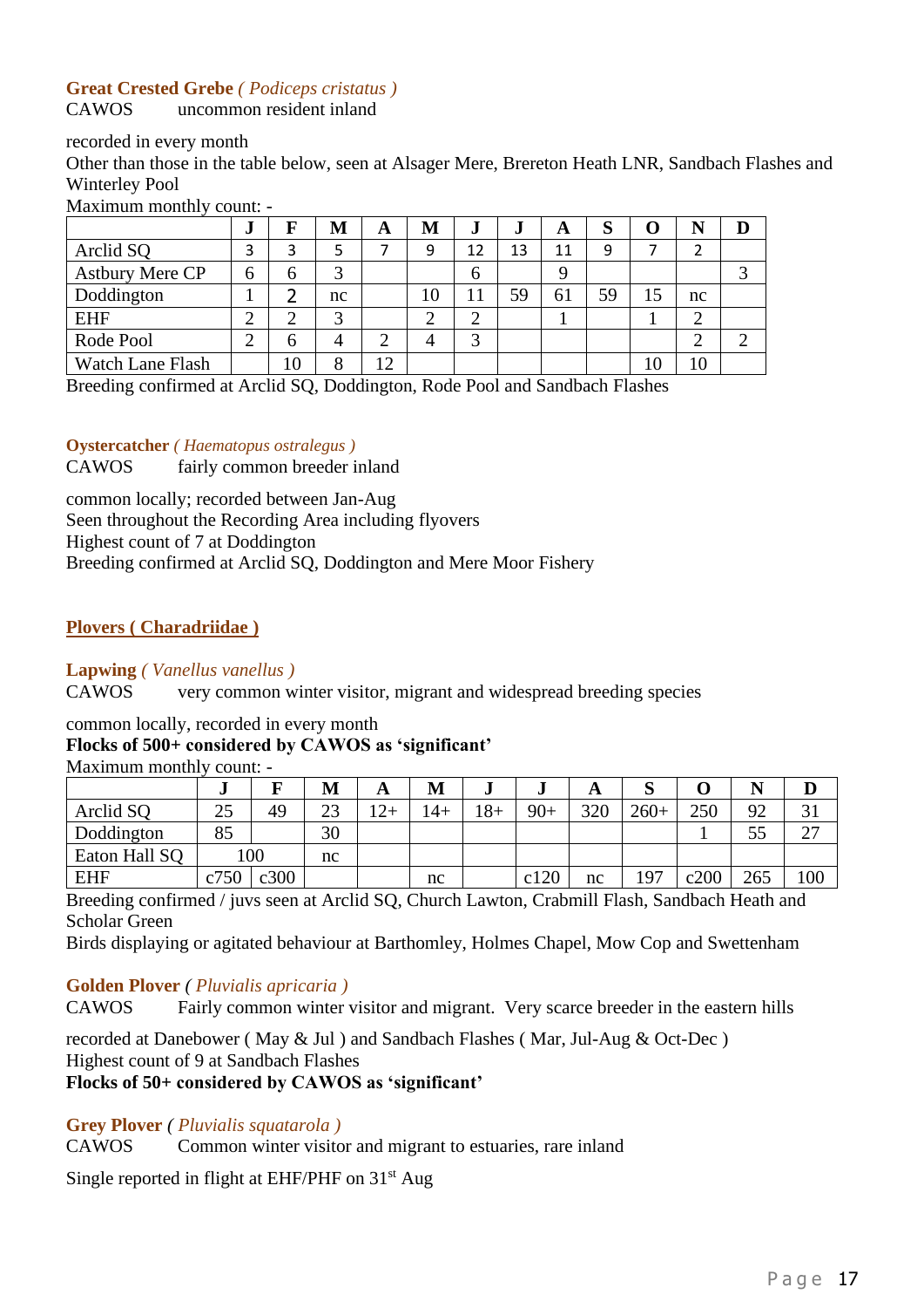**Great Crested Grebe** *( Podiceps cristatus )*
CAWOS uncommon resident inland

recorded in every month
Other than those in the table below, seen at Alsager Mere, Brereton Heath LNR, Sandbach Flashes and Winterley Pool
Maximum monthly count: -

| | J | F | M | A | M | J | J | A | S | O | N | D |
|---|---|---|---|---|---|---|---|---|---|---|---|---|
| Arclid SQ | 3 | 3 | 5 | 7 | 9 | 12 | 13 | 11 | 9 | 7 | 2 | |
| Astbury Mere CP | 6 | 6 | 3 | | | 6 | | 9 | | | | 3 |
| Doddington | 1 | 2 | nc | | 10 | 11 | 59 | 61 | 59 | 15 | nc | |
| EHF | 2 | 2 | 3 | | 2 | 2 | | 1 | | 1 | 2 | |
| Rode Pool | 2 | 6 | 4 | 2 | 4 | 3 | | | | | 2 | 2 |
| Watch Lane Flash | | 10 | 8 | 12 | | | | | | 10 | 10 | |

Breeding confirmed at Arclid SQ, Doddington, Rode Pool and Sandbach Flashes

**Oystercatcher** *( Haematopus ostralegus )*
CAWOS fairly common breeder inland

common locally; recorded between Jan-Aug
Seen throughout the Recording Area including flyovers
Highest count of 7 at Doddington
Breeding confirmed at Arclid SQ, Doddington and Mere Moor Fishery

## Plovers ( Charadriidae )

**Lapwing** *( Vanellus vanellus )*
CAWOS very common winter visitor, migrant and widespread breeding species

common locally, recorded in every month
**Flocks of 500+ considered by CAWOS as 'significant'**
Maximum monthly count: -

| | J | F | M | A | M | J | J | A | S | O | N | D |
|---|---|---|---|---|---|---|---|---|---|---|---|---|
| Arclid SQ | 25 | 49 | 23 | 12+ | 14+ | 18+ | 90+ | 320 | 260+ | 250 | 92 | 31 |
| Doddington | 85 | | 30 | | | | | | | 1 | 55 | 27 |
| Eaton Hall SQ | 100 | | nc | | | | | | | | | |
| EHF | c750 | c300 | | | nc | | c120 | nc | 197 | c200 | 265 | 100 |

Breeding confirmed / juvs seen at Arclid SQ, Church Lawton, Crabmill Flash, Sandbach Heath and Scholar Green
Birds displaying or agitated behaviour at Barthomley, Holmes Chapel, Mow Cop and Swettenham

**Golden Plover** *( Pluvialis apricaria )*
CAWOS Fairly common winter visitor and migrant. Very scarce breeder in the eastern hills

recorded at Danebower ( May & Jul ) and Sandbach Flashes ( Mar, Jul-Aug & Oct-Dec )
Highest count of 9 at Sandbach Flashes
**Flocks of 50+ considered by CAWOS as 'significant'**

**Grey Plover** *( Pluvialis squatarola )*
CAWOS Common winter visitor and migrant to estuaries, rare inland

Single reported in flight at EHF/PHF on 31st Aug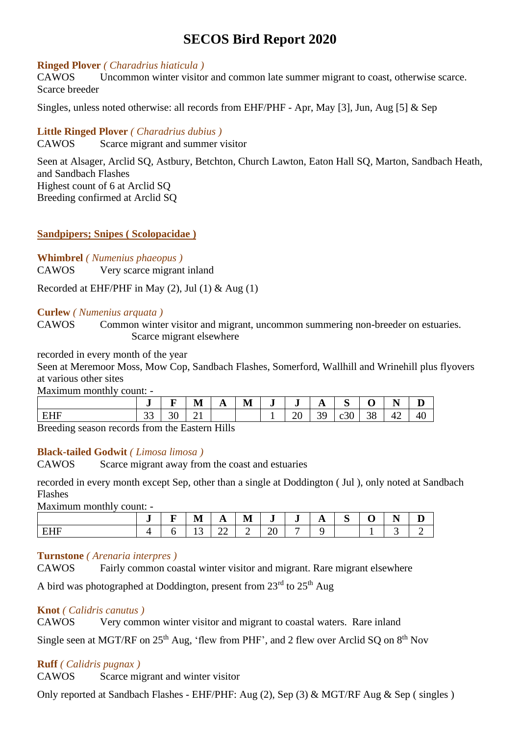# SECOS Bird Report 2020

**Ringed Plover** *( Charadrius hiaticula )*
CAWOS  Uncommon winter visitor and common late summer migrant to coast, otherwise scarce. Scarce breeder

Singles, unless noted otherwise: all records from EHF/PHF - Apr, May [3], Jun, Aug [5] & Sep

**Little Ringed Plover** *( Charadrius dubius )*
CAWOS  Scarce migrant and summer visitor

Seen at Alsager, Arclid SQ, Astbury, Betchton, Church Lawton, Eaton Hall SQ, Marton, Sandbach Heath, and Sandbach Flashes
Highest count of 6 at Arclid SQ
Breeding confirmed at Arclid SQ

## Sandpipers; Snipes ( Scolopacidae )

**Whimbrel** *( Numenius phaeopus )*
CAWOS  Very scarce migrant inland

Recorded at EHF/PHF in May (2), Jul (1) & Aug (1)

**Curlew** *( Numenius arquata )*
CAWOS  Common winter visitor and migrant, uncommon summering non-breeder on estuaries. Scarce migrant elsewhere

recorded in every month of the year
Seen at Meremoor Moss, Mow Cop, Sandbach Flashes, Somerford, Wallhill and Wrinehill plus flyovers at various other sites
Maximum monthly count: -

| | J | F | M | A | M | J | J | A | S | O | N | D |
|---|---|---|---|---|---|---|---|---|---|---|---|---|
| EHF | 33 | 30 | 21 | | | 1 | 20 | 39 | c30 | 38 | 42 | 40 |

Breeding season records from the Eastern Hills

**Black-tailed Godwit** *( Limosa limosa )*
CAWOS  Scarce migrant away from the coast and estuaries

recorded in every month except Sep, other than a single at Doddington ( Jul ), only noted at Sandbach Flashes
Maximum monthly count: -

| | J | F | M | A | M | J | J | A | S | O | N | D |
|---|---|---|---|---|---|---|---|---|---|---|---|---|
| EHF | 4 | 6 | 13 | 22 | 2 | 20 | 7 | 9 | | 1 | 3 | 2 |

**Turnstone** *( Arenaria interpres )*
CAWOS  Fairly common coastal winter visitor and migrant. Rare migrant elsewhere

A bird was photographed at Doddington, present from 23rd to 25th Aug

**Knot** *( Calidris canutus )*
CAWOS  Very common winter visitor and migrant to coastal waters. Rare inland

Single seen at MGT/RF on 25th Aug, 'flew from PHF', and 2 flew over Arclid SQ on 8th Nov

**Ruff** *( Calidris pugnax )*
CAWOS  Scarce migrant and winter visitor

Only reported at Sandbach Flashes - EHF/PHF: Aug (2), Sep (3) & MGT/RF Aug & Sep ( singles )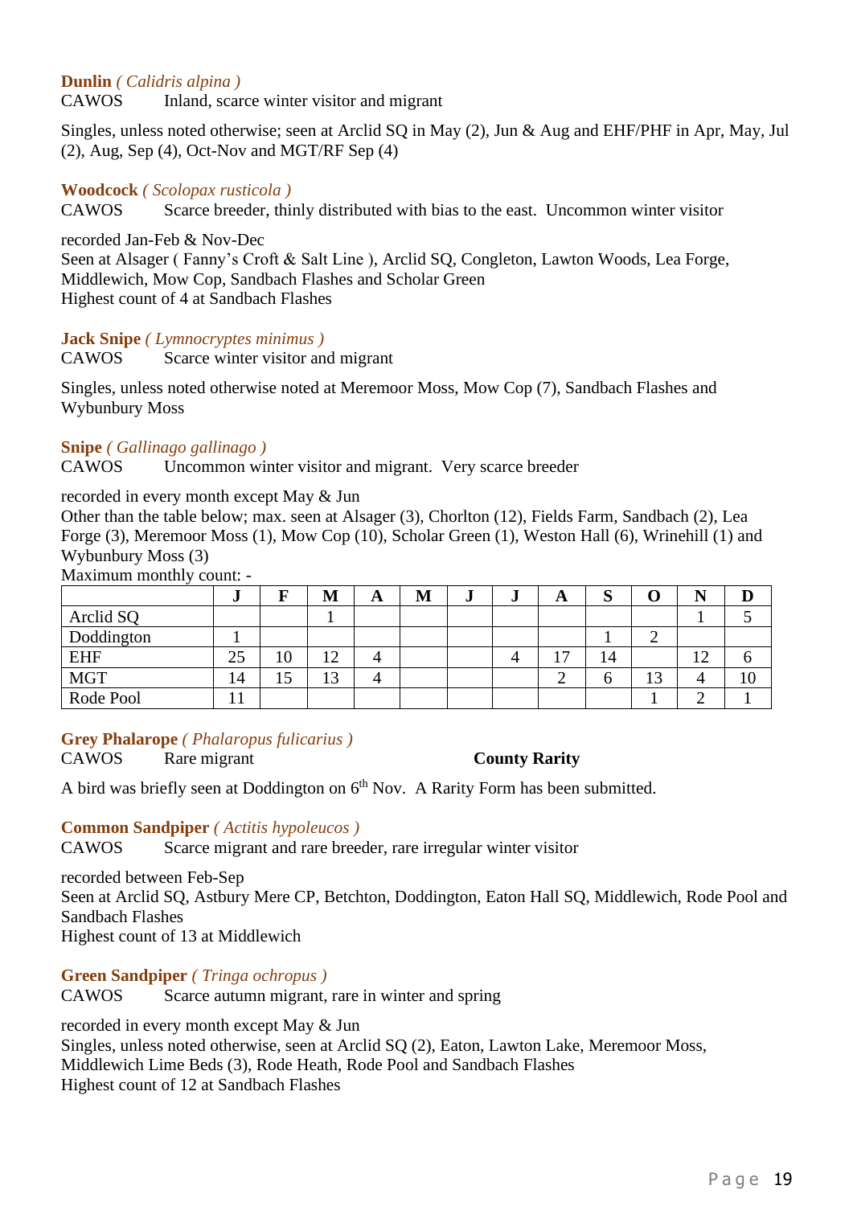**Dunlin** *( Calidris alpina )*
CAWOS Inland, scarce winter visitor and migrant

Singles, unless noted otherwise; seen at Arclid SQ in May (2), Jun & Aug and EHF/PHF in Apr, May, Jul (2), Aug, Sep (4), Oct-Nov and MGT/RF Sep (4)

**Woodcock** *( Scolopax rusticola )*
CAWOS Scarce breeder, thinly distributed with bias to the east. Uncommon winter visitor

recorded Jan-Feb & Nov-Dec
Seen at Alsager ( Fanny's Croft & Salt Line ), Arclid SQ, Congleton, Lawton Woods, Lea Forge, Middlewich, Mow Cop, Sandbach Flashes and Scholar Green
Highest count of 4 at Sandbach Flashes

**Jack Snipe** *( Lymnocryptes minimus )*
CAWOS Scarce winter visitor and migrant

Singles, unless noted otherwise noted at Meremoor Moss, Mow Cop (7), Sandbach Flashes and Wybunbury Moss

**Snipe** *( Gallinago gallinago )*
CAWOS Uncommon winter visitor and migrant. Very scarce breeder

recorded in every month except May & Jun
Other than the table below; max. seen at Alsager (3), Chorlton (12), Fields Farm, Sandbach (2), Lea Forge (3), Meremoor Moss (1), Mow Cop (10), Scholar Green (1), Weston Hall (6), Wrinehill (1) and Wybunbury Moss (3)
Maximum monthly count: -

| | J | F | M | A | M | J | J | A | S | O | N | D |
|---|---|---|---|---|---|---|---|---|---|---|---|---|
| Arclid SQ | | | 1 | | | | | | | | 1 | 5 |
| Doddington | 1 | | | | | | | | 1 | 2 | | |
| EHF | 25 | 10 | 12 | 4 | | | 4 | 17 | 14 | | 12 | 6 |
| MGT | 14 | 15 | 13 | 4 | | | | 2 | 6 | 13 | 4 | 10 |
| Rode Pool | 11 | | | | | | | | | 1 | 2 | 1 |

**Grey Phalarope** *( Phalaropus fulicarius )*
CAWOS Rare migrant **County Rarity**

A bird was briefly seen at Doddington on 6th Nov. A Rarity Form has been submitted.

**Common Sandpiper** *( Actitis hypoleucos )*
CAWOS Scarce migrant and rare breeder, rare irregular winter visitor

recorded between Feb-Sep
Seen at Arclid SQ, Astbury Mere CP, Betchton, Doddington, Eaton Hall SQ, Middlewich, Rode Pool and Sandbach Flashes
Highest count of 13 at Middlewich

**Green Sandpiper** *( Tringa ochropus )*
CAWOS Scarce autumn migrant, rare in winter and spring

recorded in every month except May & Jun
Singles, unless noted otherwise, seen at Arclid SQ (2), Eaton, Lawton Lake, Meremoor Moss, Middlewich Lime Beds (3), Rode Heath, Rode Pool and Sandbach Flashes
Highest count of 12 at Sandbach Flashes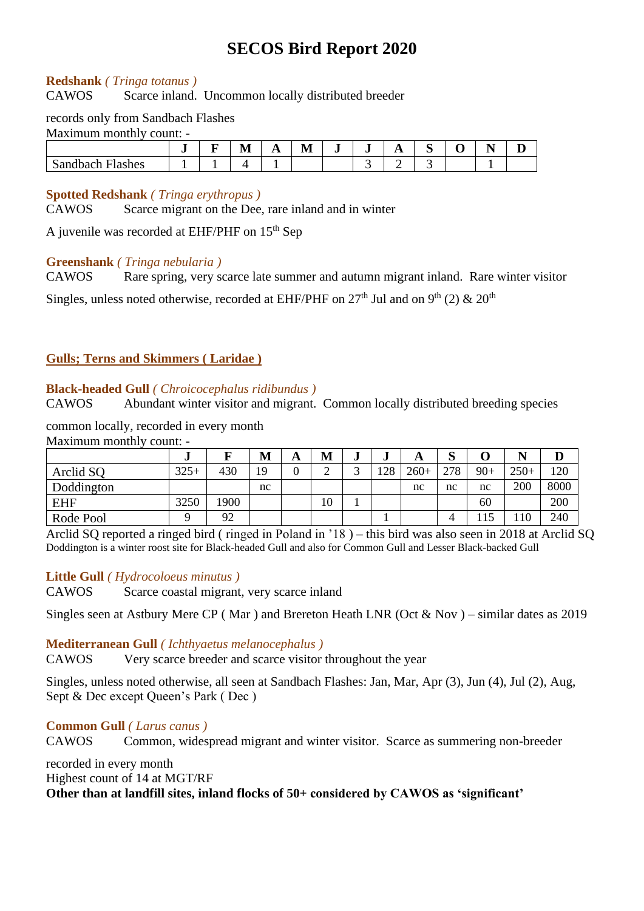# SECOS Bird Report 2020

**Redshank** *( Tringa totanus )*
CAWOS Scarce inland. Uncommon locally distributed breeder

records only from Sandbach Flashes
Maximum monthly count: -

| | J | F | M | A | M | J | J | A | S | O | N | D |
|---|---|---|---|---|---|---|---|---|---|---|---|---|
| Sandbach Flashes | 1 | 1 | 4 | 1 | | | 3 | 2 | 3 | | 1 | |

**Spotted Redshank** *( Tringa erythropus )*
CAWOS Scarce migrant on the Dee, rare inland and in winter

A juvenile was recorded at EHF/PHF on 15th Sep

**Greenshank** *( Tringa nebularia )*
CAWOS Rare spring, very scarce late summer and autumn migrant inland. Rare winter visitor

Singles, unless noted otherwise, recorded at EHF/PHF on 27th Jul and on 9th (2) & 20th

## Gulls; Terns and Skimmers ( Laridae )

**Black-headed Gull** *( Chroicocephalus ridibundus )*
CAWOS Abundant winter visitor and migrant. Common locally distributed breeding species

common locally, recorded in every month
Maximum monthly count: -

| | J | F | M | A | M | J | J | A | S | O | N | D |
|---|---|---|---|---|---|---|---|---|---|---|---|---|
| Arclid SQ | 325+ | 430 | 19 | 0 | 2 | 3 | 128 | 260+ | 278 | 90+ | 250+ | 120 |
| Doddington | | | nc | | | | | nc | nc | nc | 200 | 8000 |
| EHF | 3250 | 1900 | | | 10 | 1 | | | | 60 | | 200 |
| Rode Pool | 9 | 92 | | | | | 1 | | 4 | 115 | 110 | 240 |

Arclid SQ reported a ringed bird ( ringed in Poland in '18 ) – this bird was also seen in 2018 at Arclid SQ
Doddington is a winter roost site for Black-headed Gull and also for Common Gull and Lesser Black-backed Gull

**Little Gull** *( Hydrocoloeus minutus )*
CAWOS Scarce coastal migrant, very scarce inland

Singles seen at Astbury Mere CP ( Mar ) and Brereton Heath LNR (Oct & Nov ) – similar dates as 2019

**Mediterranean Gull** *( Ichthyaetus melanocephalus )*
CAWOS Very scarce breeder and scarce visitor throughout the year

Singles, unless noted otherwise, all seen at Sandbach Flashes: Jan, Mar, Apr (3), Jun (4), Jul (2), Aug, Sept & Dec except Queen's Park ( Dec )

**Common Gull** *( Larus canus )*
CAWOS Common, widespread migrant and winter visitor. Scarce as summering non-breeder

recorded in every month
Highest count of 14 at MGT/RF
**Other than at landfill sites, inland flocks of 50+ considered by CAWOS as 'significant'**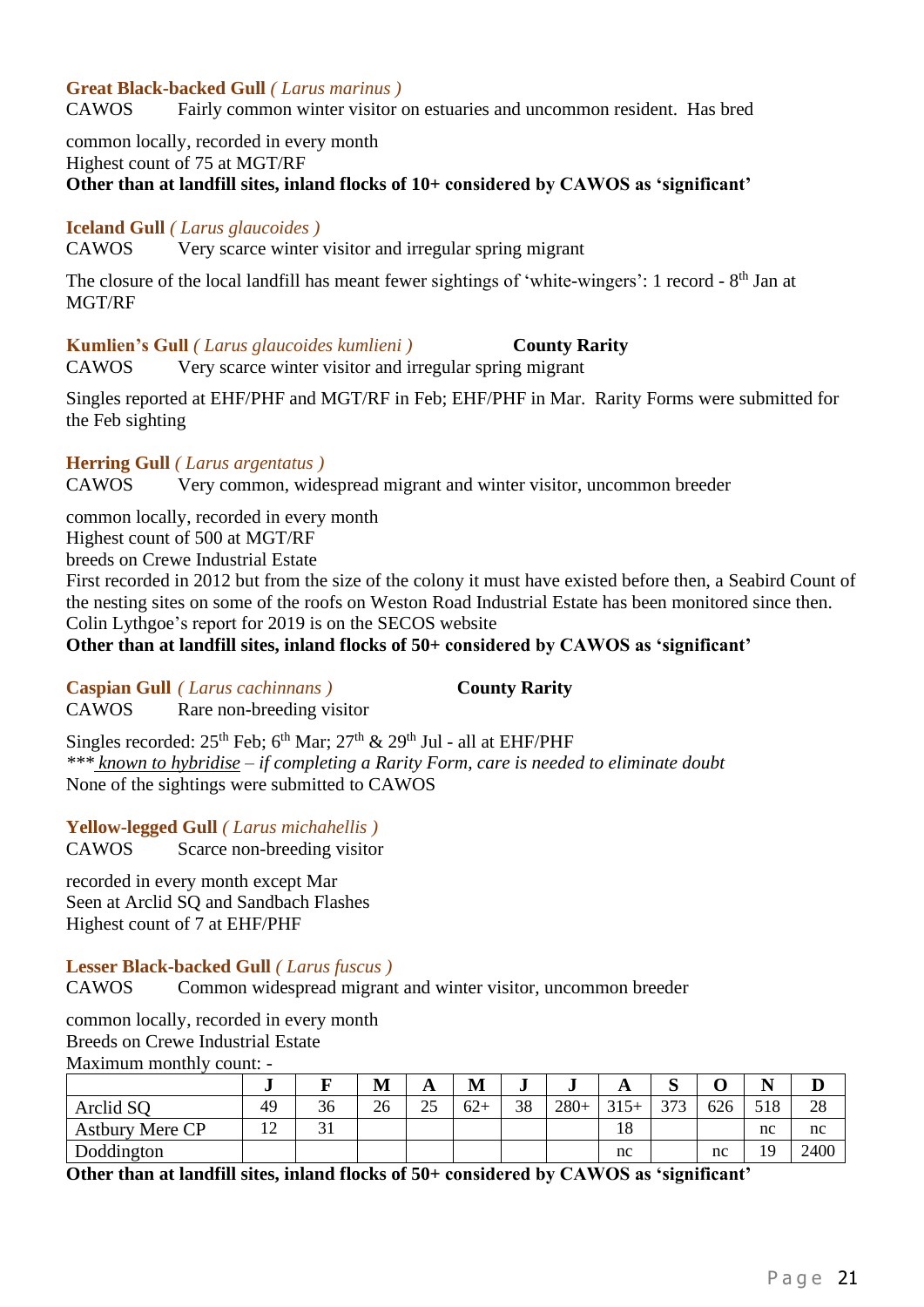**Great Black-backed Gull** *( Larus marinus )*
CAWOS Fairly common winter visitor on estuaries and uncommon resident. Has bred

common locally, recorded in every month
Highest count of 75 at MGT/RF
**Other than at landfill sites, inland flocks of 10+ considered by CAWOS as 'significant'**

**Iceland Gull** *( Larus glaucoides )*
CAWOS Very scarce winter visitor and irregular spring migrant

The closure of the local landfill has meant fewer sightings of 'white-wingers': 1 record - 8th Jan at MGT/RF

**Kumlien's Gull** *( Larus glaucoides kumlieni )* **County Rarity**
CAWOS Very scarce winter visitor and irregular spring migrant

Singles reported at EHF/PHF and MGT/RF in Feb; EHF/PHF in Mar. Rarity Forms were submitted for the Feb sighting

**Herring Gull** *( Larus argentatus )*
CAWOS Very common, widespread migrant and winter visitor, uncommon breeder

common locally, recorded in every month
Highest count of 500 at MGT/RF
breeds on Crewe Industrial Estate
First recorded in 2012 but from the size of the colony it must have existed before then, a Seabird Count of the nesting sites on some of the roofs on Weston Road Industrial Estate has been monitored since then. Colin Lythgoe's report for 2019 is on the SECOS website
**Other than at landfill sites, inland flocks of 50+ considered by CAWOS as 'significant'**

**Caspian Gull** *( Larus cachinnans )* **County Rarity**
CAWOS Rare non-breeding visitor

Singles recorded: 25th Feb; 6th Mar; 27th & 29th Jul - all at EHF/PHF
*\*\*\* known to hybridise – if completing a Rarity Form, care is needed to eliminate doubt*
None of the sightings were submitted to CAWOS

**Yellow-legged Gull** *( Larus michahellis )*
CAWOS Scarce non-breeding visitor

recorded in every month except Mar
Seen at Arclid SQ and Sandbach Flashes
Highest count of 7 at EHF/PHF

**Lesser Black-backed Gull** *( Larus fuscus )*
CAWOS Common widespread migrant and winter visitor, uncommon breeder

common locally, recorded in every month
Breeds on Crewe Industrial Estate
Maximum monthly count: -

| | J | F | M | A | M | J | J | A | S | O | N | D |
|---|---|---|---|---|---|---|---|---|---|---|---|---|
| Arclid SQ | 49 | 36 | 26 | 25 | 62+ | 38 | 280+ | 315+ | 373 | 626 | 518 | 28 |
| Astbury Mere CP | 12 | 31 | | | | | | 18 | | | nc | nc |
| Doddington | | | | | | | | nc | | nc | 19 | 2400 |

**Other than at landfill sites, inland flocks of 50+ considered by CAWOS as 'significant'**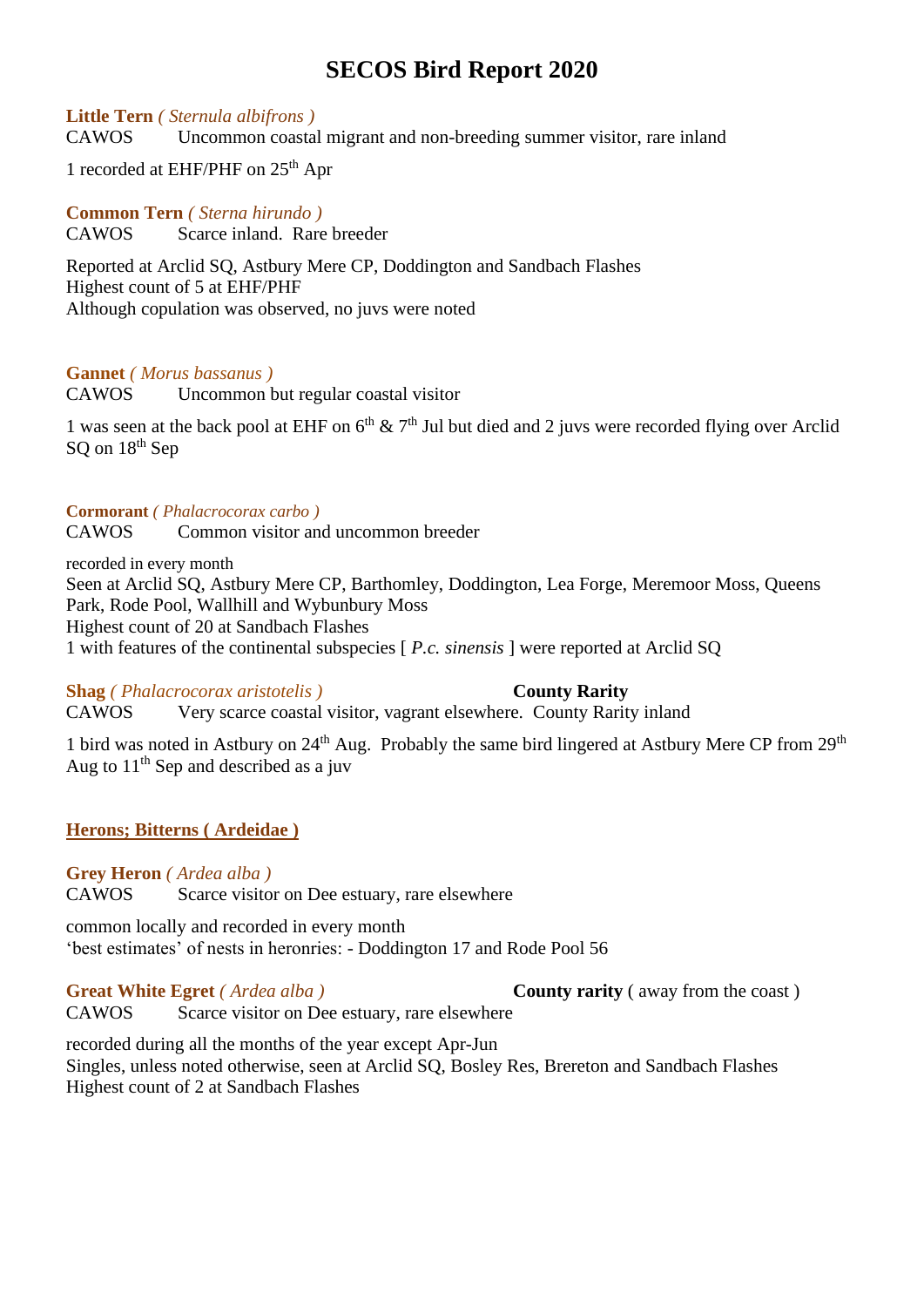# SECOS Bird Report 2020

**Little Tern** *( Sternula albifrons )*
CAWOS Uncommon coastal migrant and non-breeding summer visitor, rare inland

1 recorded at EHF/PHF on 25th Apr

**Common Tern** *( Sterna hirundo )*
CAWOS Scarce inland. Rare breeder

Reported at Arclid SQ, Astbury Mere CP, Doddington and Sandbach Flashes
Highest count of 5 at EHF/PHF
Although copulation was observed, no juvs were noted

**Gannet** *( Morus bassanus )*
CAWOS Uncommon but regular coastal visitor

1 was seen at the back pool at EHF on 6th & 7th Jul but died and 2 juvs were recorded flying over Arclid SQ on 18th Sep

**Cormorant** *( Phalacrocorax carbo )*
CAWOS Common visitor and uncommon breeder

recorded in every month
Seen at Arclid SQ, Astbury Mere CP, Barthomley, Doddington, Lea Forge, Meremoor Moss, Queens Park, Rode Pool, Wallhill and Wybunbury Moss
Highest count of 20 at Sandbach Flashes
1 with features of the continental subspecies [ *P.c. sinensis* ] were reported at Arclid SQ

**Shag** *( Phalacrocorax aristotelis )* **County Rarity**
CAWOS Very scarce coastal visitor, vagrant elsewhere. County Rarity inland

1 bird was noted in Astbury on 24th Aug. Probably the same bird lingered at Astbury Mere CP from 29th Aug to 11th Sep and described as a juv

## Herons; Bitterns ( Ardeidae )

**Grey Heron** *( Ardea alba )*
CAWOS Scarce visitor on Dee estuary, rare elsewhere

common locally and recorded in every month
'best estimates' of nests in heronries: - Doddington 17 and Rode Pool 56

**Great White Egret** *( Ardea alba )* **County rarity** ( away from the coast )
CAWOS Scarce visitor on Dee estuary, rare elsewhere

recorded during all the months of the year except Apr-Jun
Singles, unless noted otherwise, seen at Arclid SQ, Bosley Res, Brereton and Sandbach Flashes
Highest count of 2 at Sandbach Flashes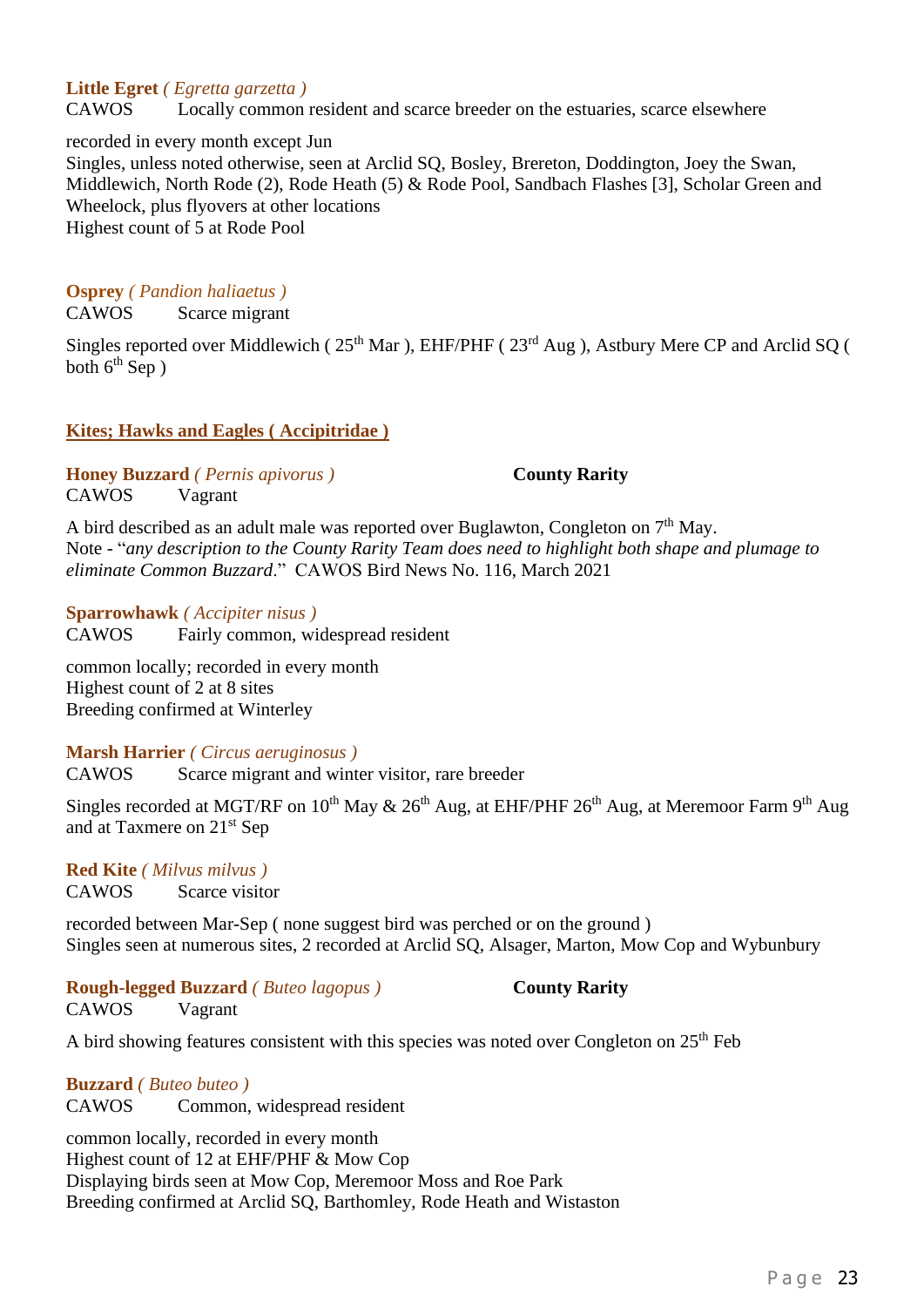**Little Egret** *( Egretta garzetta )*
CAWOS Locally common resident and scarce breeder on the estuaries, scarce elsewhere

recorded in every month except Jun
Singles, unless noted otherwise, seen at Arclid SQ, Bosley, Brereton, Doddington, Joey the Swan, Middlewich, North Rode (2), Rode Heath (5) & Rode Pool, Sandbach Flashes [3], Scholar Green and Wheelock, plus flyovers at other locations
Highest count of 5 at Rode Pool

**Osprey** *( Pandion haliaetus )*
CAWOS Scarce migrant

Singles reported over Middlewich ( 25th Mar ), EHF/PHF ( 23rd Aug ), Astbury Mere CP and Arclid SQ ( both 6th Sep )

## Kites; Hawks and Eagles ( Accipitridae )

**Honey Buzzard** *( Pernis apivorus )* **County Rarity**
CAWOS Vagrant

A bird described as an adult male was reported over Buglawton, Congleton on 7th May.
Note - "*any description to the County Rarity Team does need to highlight both shape and plumage to eliminate Common Buzzard*." CAWOS Bird News No. 116, March 2021

**Sparrowhawk** *( Accipiter nisus )*
CAWOS Fairly common, widespread resident

common locally; recorded in every month
Highest count of 2 at 8 sites
Breeding confirmed at Winterley

**Marsh Harrier** *( Circus aeruginosus )*
CAWOS Scarce migrant and winter visitor, rare breeder

Singles recorded at MGT/RF on 10th May & 26th Aug, at EHF/PHF 26th Aug, at Meremoor Farm 9th Aug and at Taxmere on 21st Sep

**Red Kite** *( Milvus milvus )*
CAWOS Scarce visitor

recorded between Mar-Sep ( none suggest bird was perched or on the ground )
Singles seen at numerous sites, 2 recorded at Arclid SQ, Alsager, Marton, Mow Cop and Wybunbury

**Rough-legged Buzzard** *( Buteo lagopus )* **County Rarity**
CAWOS Vagrant

A bird showing features consistent with this species was noted over Congleton on 25th Feb

**Buzzard** *( Buteo buteo )*
CAWOS Common, widespread resident

common locally, recorded in every month
Highest count of 12 at EHF/PHF & Mow Cop
Displaying birds seen at Mow Cop, Meremoor Moss and Roe Park
Breeding confirmed at Arclid SQ, Barthomley, Rode Heath and Wistaston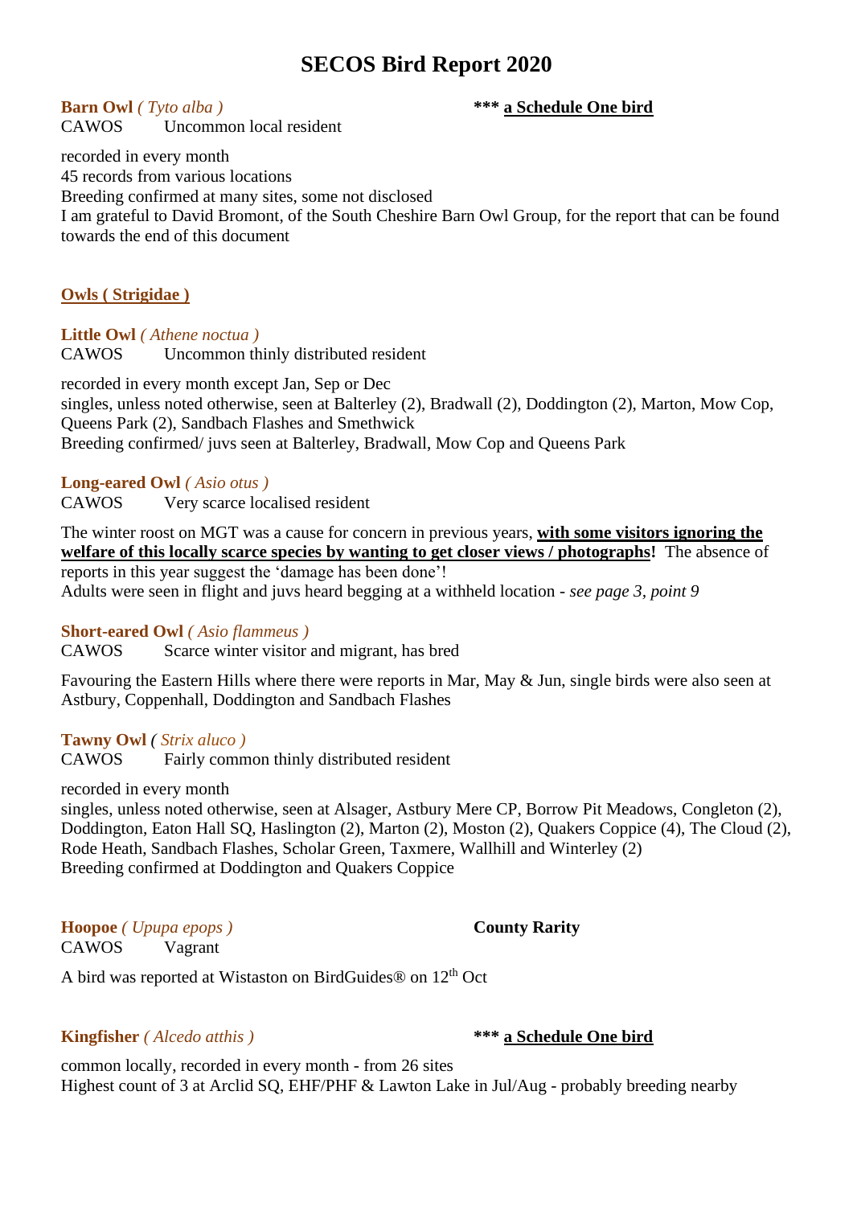# SECOS Bird Report 2020

**Barn Owl** *( Tyto alba )* &nbsp;&nbsp;&nbsp;&nbsp; **\*\*\* a Schedule One bird**

CAWOS &nbsp;&nbsp;&nbsp; Uncommon local resident

recorded in every month
45 records from various locations
Breeding confirmed at many sites, some not disclosed
I am grateful to David Bromont, of the South Cheshire Barn Owl Group, for the report that can be found towards the end of this document

## Owls ( Strigidae )

**Little Owl** *( Athene noctua )*

CAWOS &nbsp;&nbsp;&nbsp; Uncommon thinly distributed resident

recorded in every month except Jan, Sep or Dec
singles, unless noted otherwise, seen at Balterley (2), Bradwall (2), Doddington (2), Marton, Mow Cop, Queens Park (2), Sandbach Flashes and Smethwick
Breeding confirmed/ juvs seen at Balterley, Bradwall, Mow Cop and Queens Park

**Long-eared Owl** *( Asio otus )*

CAWOS &nbsp;&nbsp;&nbsp; Very scarce localised resident

The winter roost on MGT was a cause for concern in previous years, **with some visitors ignoring the welfare of this locally scarce species by wanting to get closer views / photographs!** The absence of reports in this year suggest the 'damage has been done'!
Adults were seen in flight and juvs heard begging at a withheld location - *see page 3, point 9*

**Short-eared Owl** *( Asio flammeus )*

CAWOS &nbsp;&nbsp;&nbsp; Scarce winter visitor and migrant, has bred

Favouring the Eastern Hills where there were reports in Mar, May & Jun, single birds were also seen at Astbury, Coppenhall, Doddington and Sandbach Flashes

**Tawny Owl** *( Strix aluco )*

CAWOS &nbsp;&nbsp;&nbsp; Fairly common thinly distributed resident

recorded in every month
singles, unless noted otherwise, seen at Alsager, Astbury Mere CP, Borrow Pit Meadows, Congleton (2), Doddington, Eaton Hall SQ, Haslington (2), Marton (2), Moston (2), Quakers Coppice (4), The Cloud (2), Rode Heath, Sandbach Flashes, Scholar Green, Taxmere, Wallhill and Winterley (2)
Breeding confirmed at Doddington and Quakers Coppice

**Hoopoe** *( Upupa epops )* &nbsp;&nbsp;&nbsp;&nbsp; **County Rarity**

CAWOS &nbsp;&nbsp;&nbsp; Vagrant

A bird was reported at Wistaston on BirdGuides® on 12th Oct

**Kingfisher** *( Alcedo atthis )* &nbsp;&nbsp;&nbsp;&nbsp; **\*\*\* a Schedule One bird**

common locally, recorded in every month - from 26 sites
Highest count of 3 at Arclid SQ, EHF/PHF & Lawton Lake in Jul/Aug - probably breeding nearby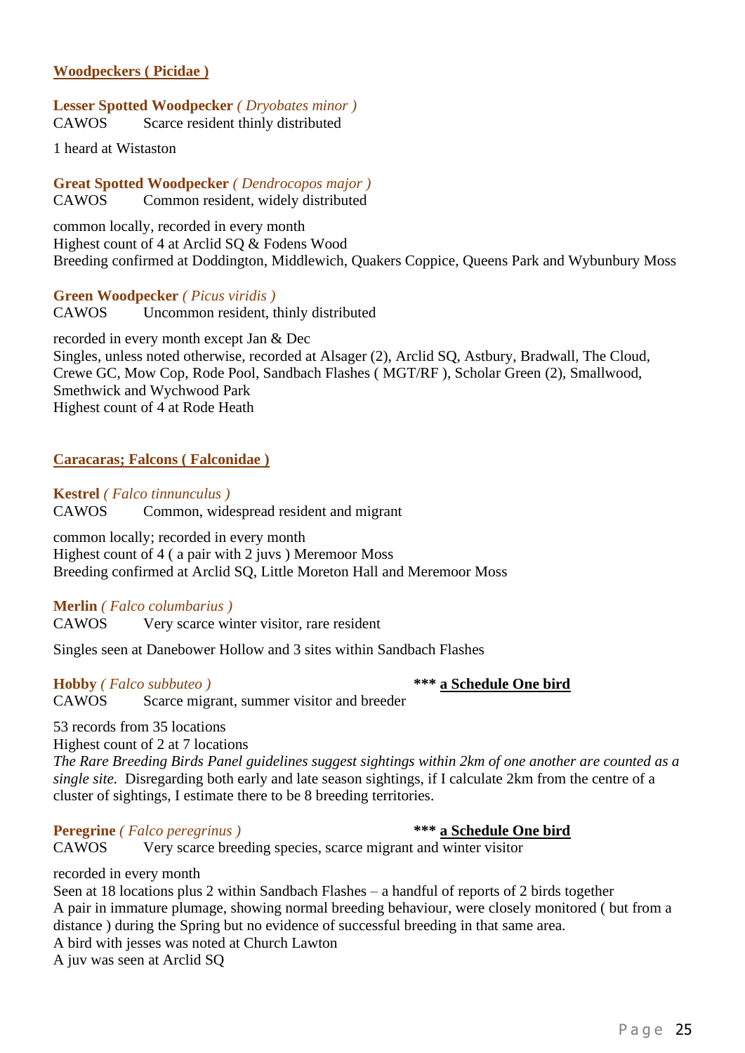## Woodpeckers ( Picidae )

**Lesser Spotted Woodpecker** *( Dryobates minor )*
CAWOS  Scarce resident thinly distributed

1 heard at Wistaston

**Great Spotted Woodpecker** *( Dendrocopos major )*
CAWOS  Common resident, widely distributed

common locally, recorded in every month
Highest count of 4 at Arclid SQ & Fodens Wood
Breeding confirmed at Doddington, Middlewich, Quakers Coppice, Queens Park and Wybunbury Moss

**Green Woodpecker** *( Picus viridis )*
CAWOS  Uncommon resident, thinly distributed

recorded in every month except Jan & Dec
Singles, unless noted otherwise, recorded at Alsager (2), Arclid SQ, Astbury, Bradwall, The Cloud, Crewe GC, Mow Cop, Rode Pool, Sandbach Flashes ( MGT/RF ), Scholar Green (2), Smallwood, Smethwick and Wychwood Park
Highest count of 4 at Rode Heath

## Caracaras; Falcons ( Falconidae )

**Kestrel** *( Falco tinnunculus )*
CAWOS  Common, widespread resident and migrant

common locally; recorded in every month
Highest count of 4 ( a pair with 2 juvs ) Meremoor Moss
Breeding confirmed at Arclid SQ, Little Moreton Hall and Meremoor Moss

**Merlin** *( Falco columbarius )*
CAWOS  Very scarce winter visitor, rare resident

Singles seen at Danebower Hollow and 3 sites within Sandbach Flashes

**Hobby** *( Falco subbuteo )*  **\*\*\* a Schedule One bird**
CAWOS  Scarce migrant, summer visitor and breeder

53 records from 35 locations
Highest count of 2 at 7 locations
*The Rare Breeding Birds Panel guidelines suggest sightings within 2km of one another are counted as a single site.* Disregarding both early and late season sightings, if I calculate 2km from the centre of a cluster of sightings, I estimate there to be 8 breeding territories.

**Peregrine** *( Falco peregrinus )*  **\*\*\* a Schedule One bird**
CAWOS  Very scarce breeding species, scarce migrant and winter visitor

recorded in every month
Seen at 18 locations plus 2 within Sandbach Flashes – a handful of reports of 2 birds together
A pair in immature plumage, showing normal breeding behaviour, were closely monitored ( but from a distance ) during the Spring but no evidence of successful breeding in that same area.
A bird with jesses was noted at Church Lawton
A juv was seen at Arclid SQ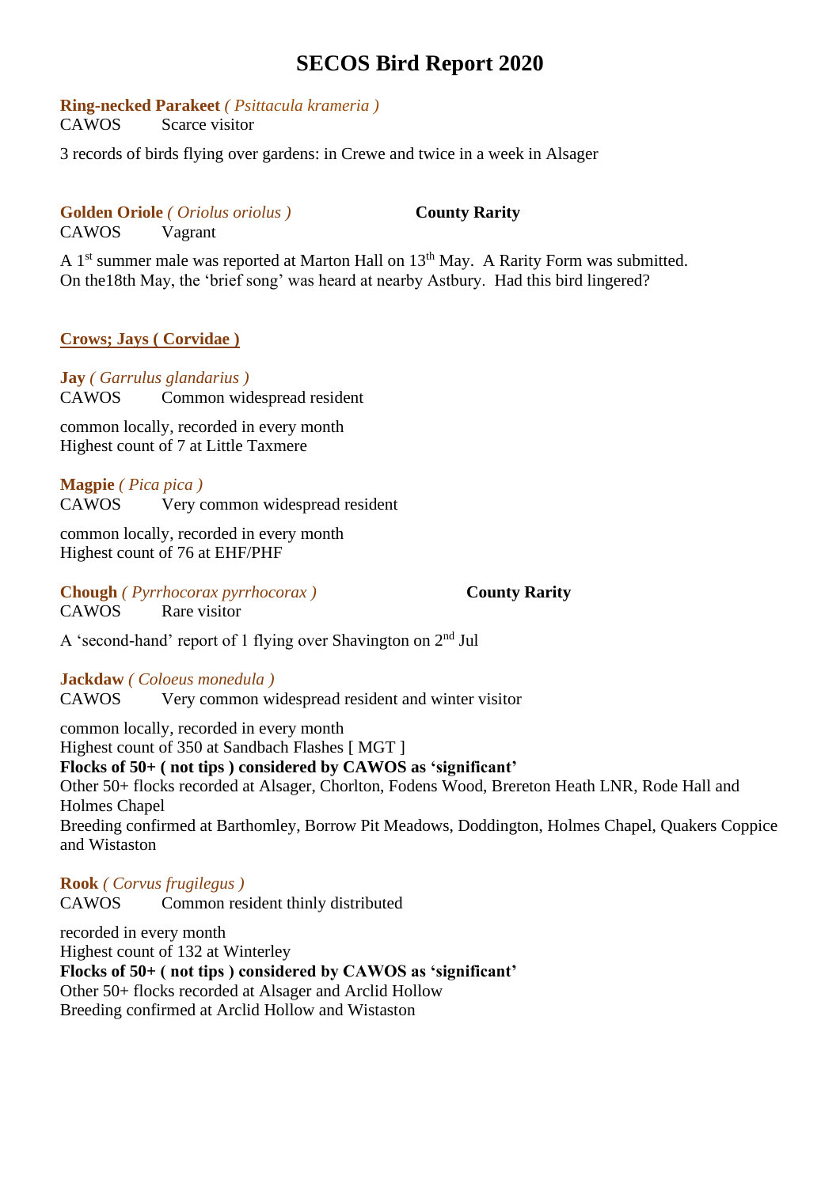# SECOS Bird Report 2020

**Ring-necked Parakeet** *( Psittacula krameria )*
CAWOS Scarce visitor

3 records of birds flying over gardens: in Crewe and twice in a week in Alsager

**Golden Oriole** *( Oriolus oriolus )* **County Rarity**
CAWOS Vagrant

A 1st summer male was reported at Marton Hall on 13th May. A Rarity Form was submitted. On the18th May, the 'brief song' was heard at nearby Astbury. Had this bird lingered?

## Crows; Jays ( Corvidae )

**Jay** *( Garrulus glandarius )*
CAWOS Common widespread resident

common locally, recorded in every month
Highest count of 7 at Little Taxmere

**Magpie** *( Pica pica )*
CAWOS Very common widespread resident

common locally, recorded in every month
Highest count of 76 at EHF/PHF

**Chough** *( Pyrrhocorax pyrrhocorax )* **County Rarity**
CAWOS Rare visitor

A 'second-hand' report of 1 flying over Shavington on 2nd Jul

**Jackdaw** *( Coloeus monedula )*
CAWOS Very common widespread resident and winter visitor

common locally, recorded in every month
Highest count of 350 at Sandbach Flashes [ MGT ]
**Flocks of 50+ ( not tips ) considered by CAWOS as 'significant'**
Other 50+ flocks recorded at Alsager, Chorlton, Fodens Wood, Brereton Heath LNR, Rode Hall and Holmes Chapel
Breeding confirmed at Barthomley, Borrow Pit Meadows, Doddington, Holmes Chapel, Quakers Coppice and Wistaston

**Rook** *( Corvus frugilegus )*
CAWOS Common resident thinly distributed

recorded in every month
Highest count of 132 at Winterley
**Flocks of 50+ ( not tips ) considered by CAWOS as 'significant'**
Other 50+ flocks recorded at Alsager and Arclid Hollow
Breeding confirmed at Arclid Hollow and Wistaston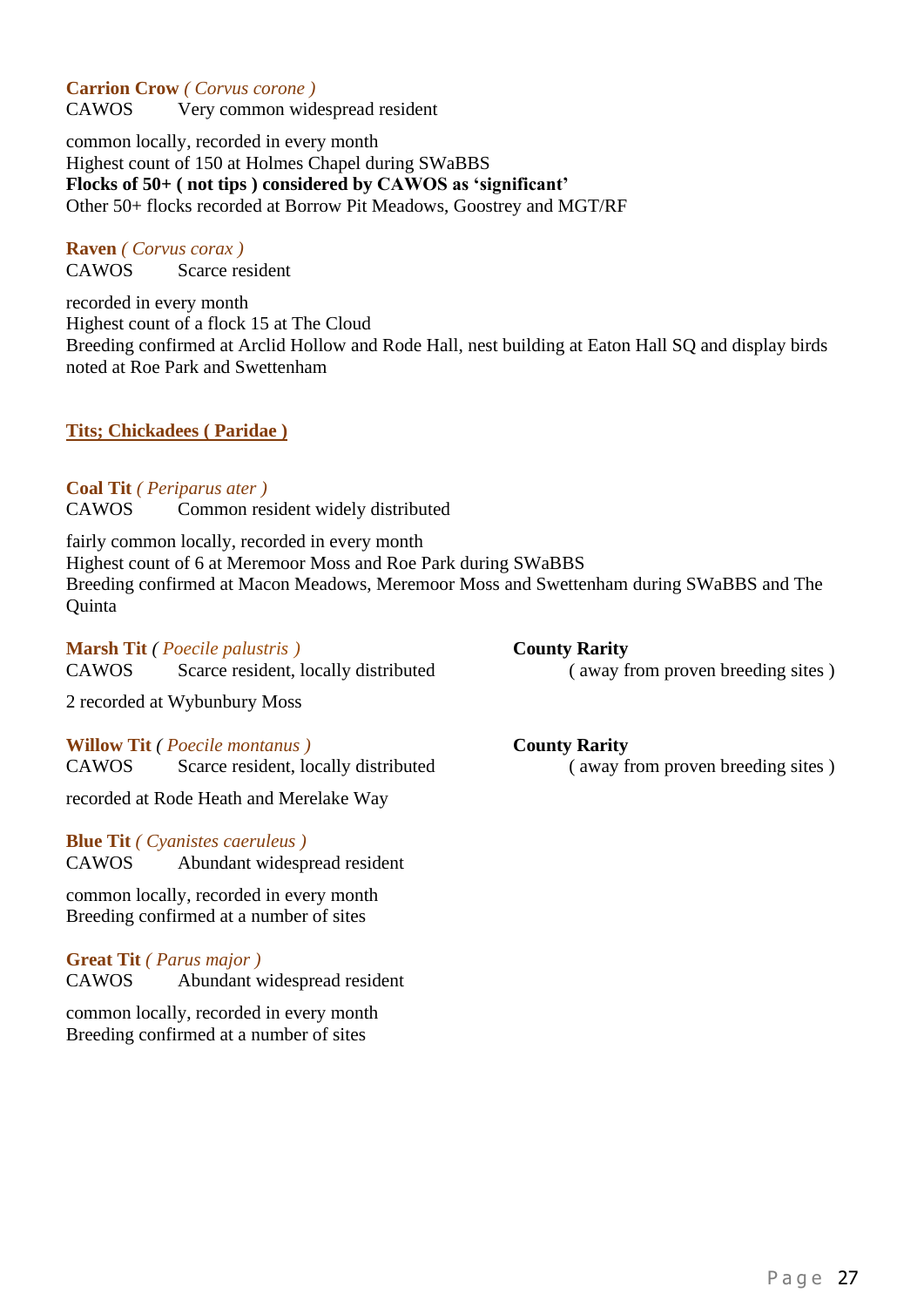**Carrion Crow** *( Corvus corone )*
CAWOS Very common widespread resident

common locally, recorded in every month
Highest count of 150 at Holmes Chapel during SWaBBS
**Flocks of 50+ ( not tips ) considered by CAWOS as 'significant'**
Other 50+ flocks recorded at Borrow Pit Meadows, Goostrey and MGT/RF

**Raven** *( Corvus corax )*
CAWOS Scarce resident

recorded in every month
Highest count of a flock 15 at The Cloud
Breeding confirmed at Arclid Hollow and Rode Hall, nest building at Eaton Hall SQ and display birds noted at Roe Park and Swettenham

## Tits; Chickadees ( Paridae )

**Coal Tit** *( Periparus ater )*
CAWOS Common resident widely distributed

fairly common locally, recorded in every month
Highest count of 6 at Meremoor Moss and Roe Park during SWaBBS
Breeding confirmed at Macon Meadows, Meremoor Moss and Swettenham during SWaBBS and The Quinta

**Marsh Tit** *( Poecile palustris )* — **County Rarity** ( away from proven breeding sites )
CAWOS Scarce resident, locally distributed

2 recorded at Wybunbury Moss

**Willow Tit** *( Poecile montanus )* — **County Rarity** ( away from proven breeding sites )
CAWOS Scarce resident, locally distributed

recorded at Rode Heath and Merelake Way

**Blue Tit** *( Cyanistes caeruleus )*
CAWOS Abundant widespread resident

common locally, recorded in every month
Breeding confirmed at a number of sites

**Great Tit** *( Parus major )*
CAWOS Abundant widespread resident

common locally, recorded in every month
Breeding confirmed at a number of sites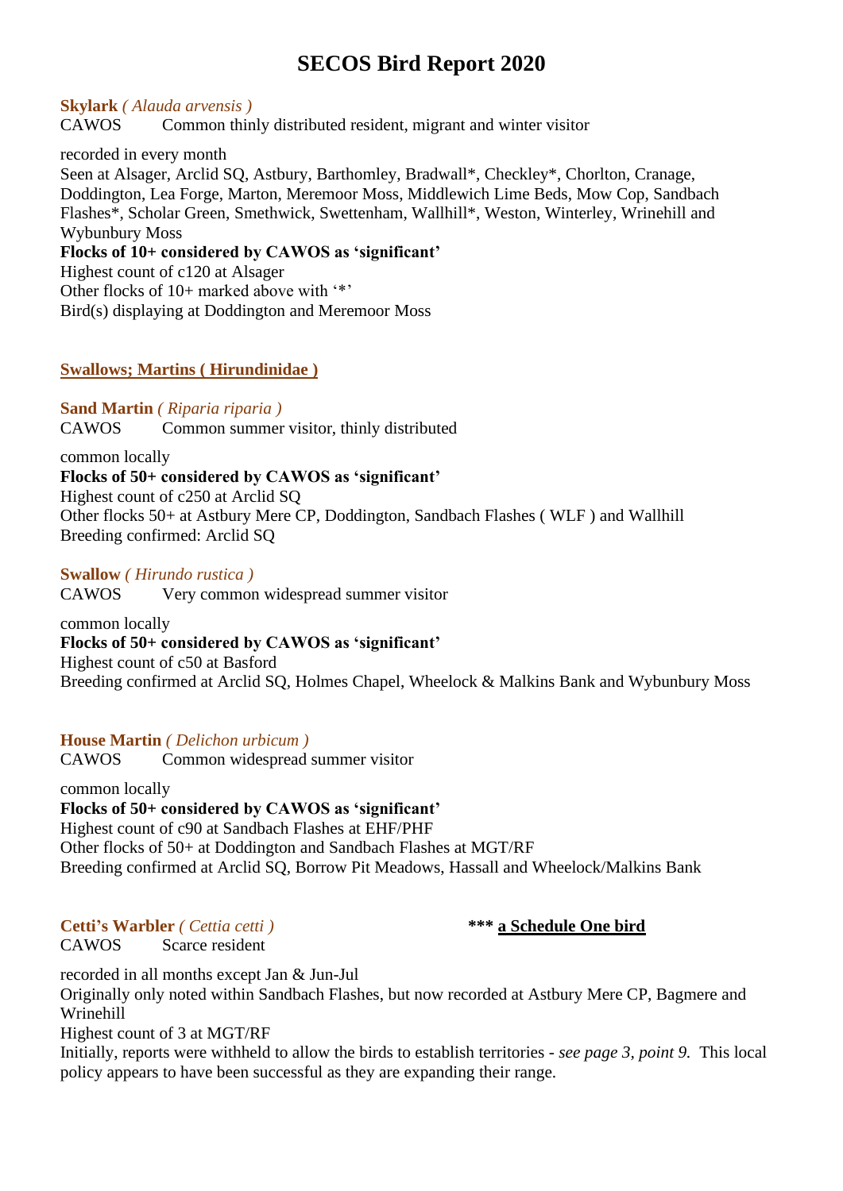# SECOS Bird Report 2020

**Skylark** *( Alauda arvensis )*
CAWOS Common thinly distributed resident, migrant and winter visitor

recorded in every month
Seen at Alsager, Arclid SQ, Astbury, Barthomley, Bradwall*, Checkley*, Chorlton, Cranage, Doddington, Lea Forge, Marton, Meremoor Moss, Middlewich Lime Beds, Mow Cop, Sandbach Flashes*, Scholar Green, Smethwick, Swettenham, Wallhill*, Weston, Winterley, Wrinehill and Wybunbury Moss
**Flocks of 10+ considered by CAWOS as 'significant'**
Highest count of c120 at Alsager
Other flocks of 10+ marked above with '*'
Bird(s) displaying at Doddington and Meremoor Moss

## Swallows; Martins ( Hirundinidae )

**Sand Martin** *( Riparia riparia )*
CAWOS Common summer visitor, thinly distributed

common locally
**Flocks of 50+ considered by CAWOS as 'significant'**
Highest count of c250 at Arclid SQ
Other flocks 50+ at Astbury Mere CP, Doddington, Sandbach Flashes ( WLF ) and Wallhill
Breeding confirmed: Arclid SQ

**Swallow** *( Hirundo rustica )*
CAWOS Very common widespread summer visitor

common locally
**Flocks of 50+ considered by CAWOS as 'significant'**
Highest count of c50 at Basford
Breeding confirmed at Arclid SQ, Holmes Chapel, Wheelock & Malkins Bank and Wybunbury Moss

**House Martin** *( Delichon urbicum )*
CAWOS Common widespread summer visitor

common locally
**Flocks of 50+ considered by CAWOS as 'significant'**
Highest count of c90 at Sandbach Flashes at EHF/PHF
Other flocks of 50+ at Doddington and Sandbach Flashes at MGT/RF
Breeding confirmed at Arclid SQ, Borrow Pit Meadows, Hassall and Wheelock/Malkins Bank

**Cetti's Warbler** *( Cettia cetti )* **\*\*\* a Schedule One bird**
CAWOS Scarce resident

recorded in all months except Jan & Jun-Jul
Originally only noted within Sandbach Flashes, but now recorded at Astbury Mere CP, Bagmere and Wrinehill
Highest count of 3 at MGT/RF
Initially, reports were withheld to allow the birds to establish territories - *see page 3, point 9.* This local policy appears to have been successful as they are expanding their range.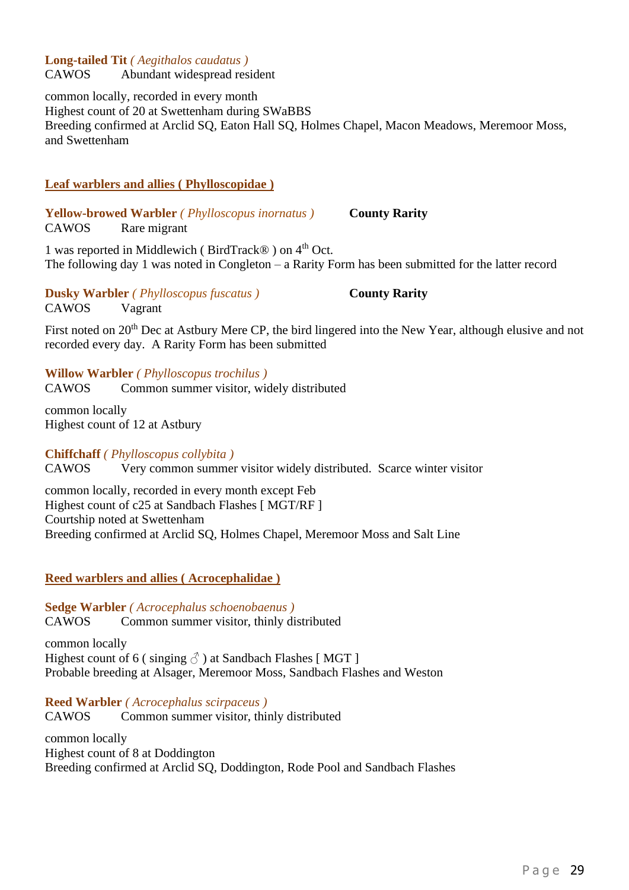**Long-tailed Tit** *( Aegithalos caudatus )*
CAWOS  Abundant widespread resident

common locally, recorded in every month
Highest count of 20 at Swettenham during SWaBBS
Breeding confirmed at Arclid SQ, Eaton Hall SQ, Holmes Chapel, Macon Meadows, Meremoor Moss, and Swettenham

## Leaf warblers and allies ( Phylloscopidae )

**Yellow-browed Warbler** *( Phylloscopus inornatus )*  **County Rarity**
CAWOS  Rare migrant

1 was reported in Middlewich ( BirdTrack® ) on 4th Oct.
The following day 1 was noted in Congleton – a Rarity Form has been submitted for the latter record

**Dusky Warbler** *( Phylloscopus fuscatus )*  **County Rarity**
CAWOS  Vagrant

First noted on 20th Dec at Astbury Mere CP, the bird lingered into the New Year, although elusive and not recorded every day. A Rarity Form has been submitted

**Willow Warbler** *( Phylloscopus trochilus )*
CAWOS  Common summer visitor, widely distributed

common locally
Highest count of 12 at Astbury

**Chiffchaff** *( Phylloscopus collybita )*
CAWOS  Very common summer visitor widely distributed. Scarce winter visitor

common locally, recorded in every month except Feb
Highest count of c25 at Sandbach Flashes [ MGT/RF ]
Courtship noted at Swettenham
Breeding confirmed at Arclid SQ, Holmes Chapel, Meremoor Moss and Salt Line

## Reed warblers and allies ( Acrocephalidae )

**Sedge Warbler** *( Acrocephalus schoenobaenus )*
CAWOS  Common summer visitor, thinly distributed

common locally
Highest count of 6 ( singing ♂ ) at Sandbach Flashes [ MGT ]
Probable breeding at Alsager, Meremoor Moss, Sandbach Flashes and Weston

**Reed Warbler** *( Acrocephalus scirpaceus )*
CAWOS  Common summer visitor, thinly distributed

common locally
Highest count of 8 at Doddington
Breeding confirmed at Arclid SQ, Doddington, Rode Pool and Sandbach Flashes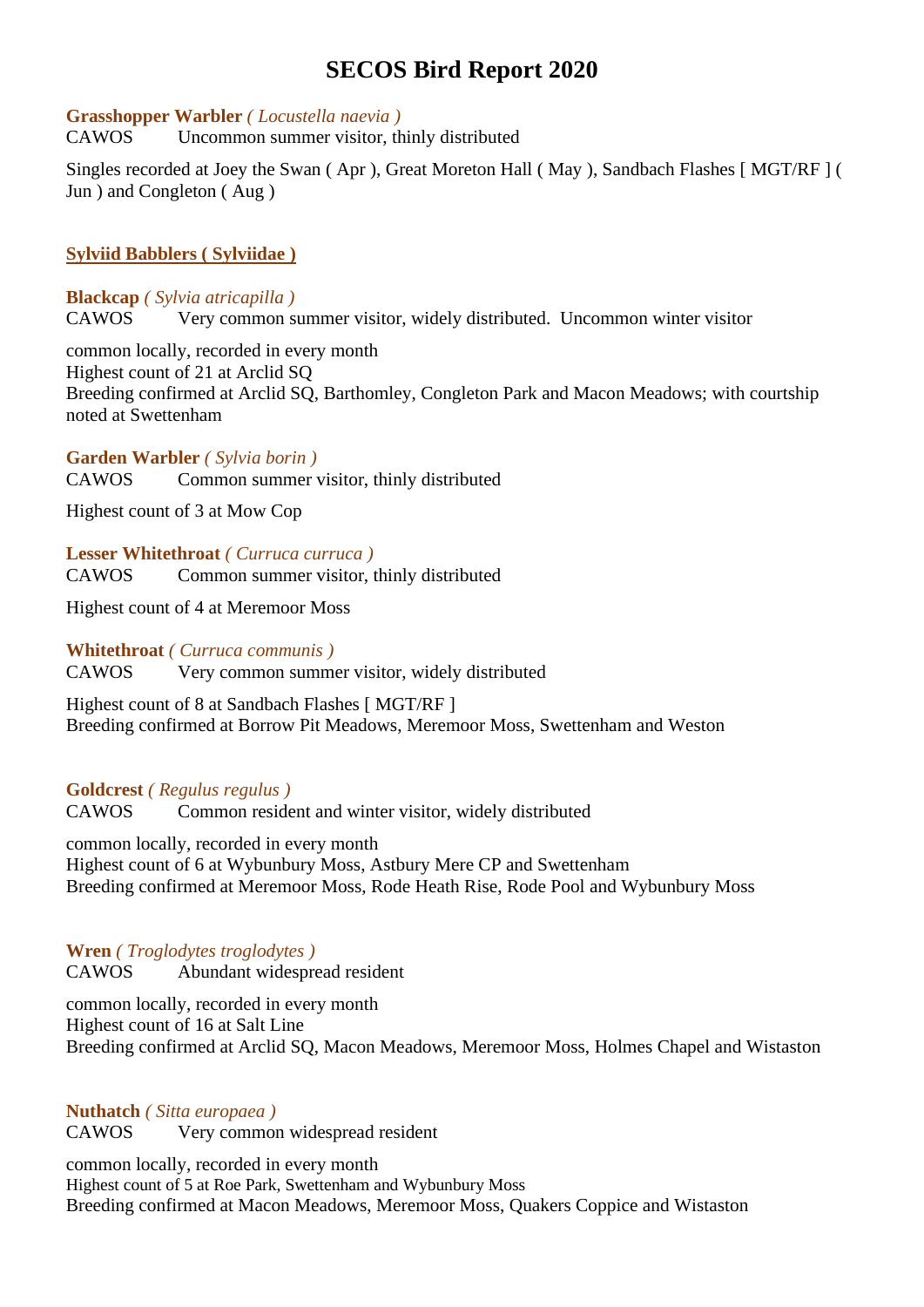# SECOS Bird Report 2020

**Grasshopper Warbler** *( Locustella naevia )*
CAWOS Uncommon summer visitor, thinly distributed

Singles recorded at Joey the Swan ( Apr ), Great Moreton Hall ( May ), Sandbach Flashes [ MGT/RF ] ( Jun ) and Congleton ( Aug )

## Sylviid Babblers ( Sylviidae )

**Blackcap** *( Sylvia atricapilla )*
CAWOS Very common summer visitor, widely distributed. Uncommon winter visitor

common locally, recorded in every month
Highest count of 21 at Arclid SQ
Breeding confirmed at Arclid SQ, Barthomley, Congleton Park and Macon Meadows; with courtship noted at Swettenham

**Garden Warbler** *( Sylvia borin )*
CAWOS Common summer visitor, thinly distributed

Highest count of 3 at Mow Cop

**Lesser Whitethroat** *( Curruca curruca )*
CAWOS Common summer visitor, thinly distributed

Highest count of 4 at Meremoor Moss

**Whitethroat** *( Curruca communis )*
CAWOS Very common summer visitor, widely distributed

Highest count of 8 at Sandbach Flashes [ MGT/RF ]
Breeding confirmed at Borrow Pit Meadows, Meremoor Moss, Swettenham and Weston

**Goldcrest** *( Regulus regulus )*
CAWOS Common resident and winter visitor, widely distributed

common locally, recorded in every month
Highest count of 6 at Wybunbury Moss, Astbury Mere CP and Swettenham
Breeding confirmed at Meremoor Moss, Rode Heath Rise, Rode Pool and Wybunbury Moss

**Wren** *( Troglodytes troglodytes )*
CAWOS Abundant widespread resident

common locally, recorded in every month
Highest count of 16 at Salt Line
Breeding confirmed at Arclid SQ, Macon Meadows, Meremoor Moss, Holmes Chapel and Wistaston

**Nuthatch** *( Sitta europaea )*
CAWOS Very common widespread resident

common locally, recorded in every month
Highest count of 5 at Roe Park, Swettenham and Wybunbury Moss
Breeding confirmed at Macon Meadows, Meremoor Moss, Quakers Coppice and Wistaston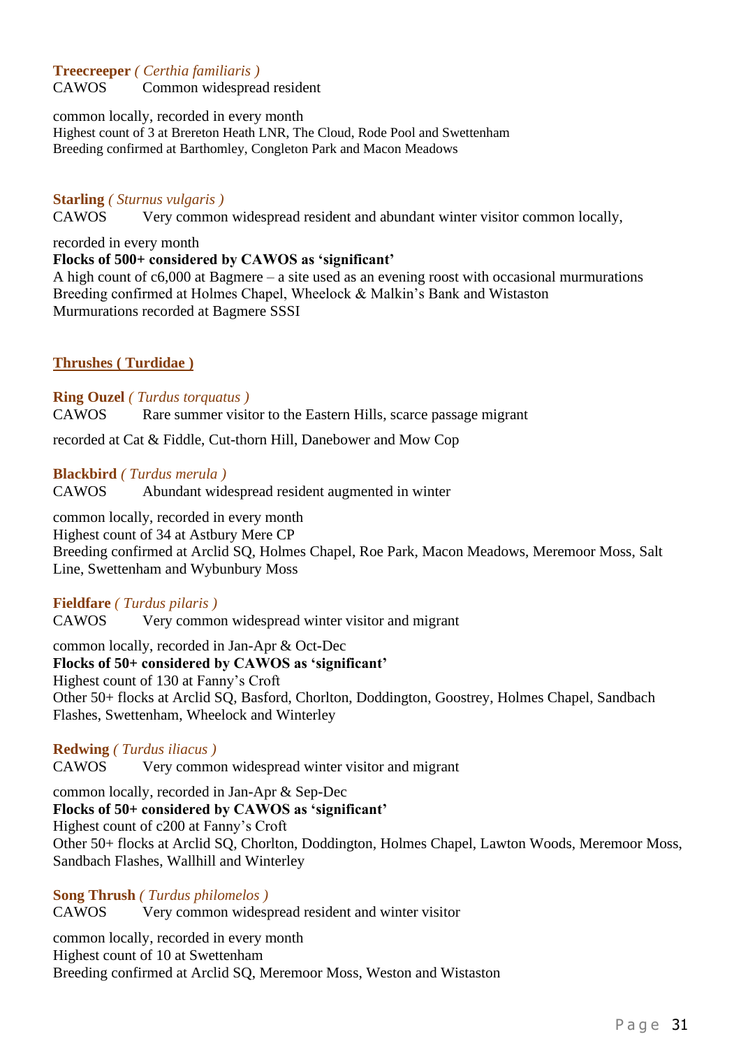**Treecreeper** *( Certhia familiaris )*
CAWOS Common widespread resident

common locally, recorded in every month
Highest count of 3 at Brereton Heath LNR, The Cloud, Rode Pool and Swettenham
Breeding confirmed at Barthomley, Congleton Park and Macon Meadows

**Starling** *( Sturnus vulgaris )*
CAWOS Very common widespread resident and abundant winter visitor common locally,

recorded in every month
**Flocks of 500+ considered by CAWOS as 'significant'**
A high count of c6,000 at Bagmere – a site used as an evening roost with occasional murmurations
Breeding confirmed at Holmes Chapel, Wheelock & Malkin's Bank and Wistaston
Murmurations recorded at Bagmere SSSI

## Thrushes ( Turdidae )

**Ring Ouzel** *( Turdus torquatus )*
CAWOS Rare summer visitor to the Eastern Hills, scarce passage migrant

recorded at Cat & Fiddle, Cut-thorn Hill, Danebower and Mow Cop

**Blackbird** *( Turdus merula )*
CAWOS Abundant widespread resident augmented in winter

common locally, recorded in every month
Highest count of 34 at Astbury Mere CP
Breeding confirmed at Arclid SQ, Holmes Chapel, Roe Park, Macon Meadows, Meremoor Moss, Salt Line, Swettenham and Wybunbury Moss

**Fieldfare** *( Turdus pilaris )*
CAWOS Very common widespread winter visitor and migrant

common locally, recorded in Jan-Apr & Oct-Dec
**Flocks of 50+ considered by CAWOS as 'significant'**
Highest count of 130 at Fanny's Croft
Other 50+ flocks at Arclid SQ, Basford, Chorlton, Doddington, Goostrey, Holmes Chapel, Sandbach Flashes, Swettenham, Wheelock and Winterley

**Redwing** *( Turdus iliacus )*
CAWOS Very common widespread winter visitor and migrant

common locally, recorded in Jan-Apr & Sep-Dec
**Flocks of 50+ considered by CAWOS as 'significant'**
Highest count of c200 at Fanny's Croft
Other 50+ flocks at Arclid SQ, Chorlton, Doddington, Holmes Chapel, Lawton Woods, Meremoor Moss, Sandbach Flashes, Wallhill and Winterley

**Song Thrush** *( Turdus philomelos )*
CAWOS Very common widespread resident and winter visitor

common locally, recorded in every month
Highest count of 10 at Swettenham
Breeding confirmed at Arclid SQ, Meremoor Moss, Weston and Wistaston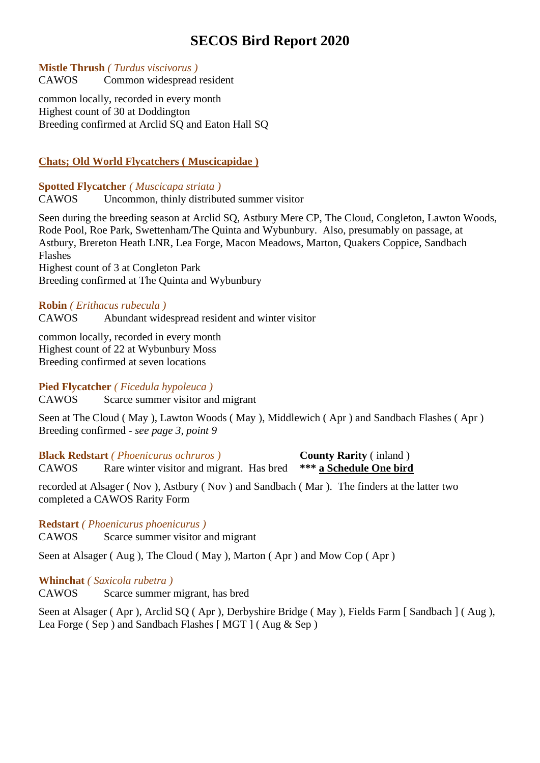# SECOS Bird Report 2020

**Mistle Thrush** *( Turdus viscivorus )*
CAWOS Common widespread resident

common locally, recorded in every month
Highest count of 30 at Doddington
Breeding confirmed at Arclid SQ and Eaton Hall SQ

## Chats; Old World Flycatchers ( Muscicapidae )

**Spotted Flycatcher** *( Muscicapa striata )*
CAWOS Uncommon, thinly distributed summer visitor

Seen during the breeding season at Arclid SQ, Astbury Mere CP, The Cloud, Congleton, Lawton Woods, Rode Pool, Roe Park, Swettenham/The Quinta and Wybunbury. Also, presumably on passage, at Astbury, Brereton Heath LNR, Lea Forge, Macon Meadows, Marton, Quakers Coppice, Sandbach Flashes
Highest count of 3 at Congleton Park
Breeding confirmed at The Quinta and Wybunbury

**Robin** *( Erithacus rubecula )*
CAWOS Abundant widespread resident and winter visitor

common locally, recorded in every month
Highest count of 22 at Wybunbury Moss
Breeding confirmed at seven locations

**Pied Flycatcher** *( Ficedula hypoleuca )*
CAWOS Scarce summer visitor and migrant

Seen at The Cloud ( May ), Lawton Woods ( May ), Middlewich ( Apr ) and Sandbach Flashes ( Apr )
Breeding confirmed - *see page 3, point 9*

**Black Redstart** *( Phoenicurus ochruros )* **County Rarity** ( inland )
CAWOS Rare winter visitor and migrant. Has bred **\*\*\* a Schedule One bird**

recorded at Alsager ( Nov ), Astbury ( Nov ) and Sandbach ( Mar ). The finders at the latter two completed a CAWOS Rarity Form

**Redstart** *( Phoenicurus phoenicurus )*
CAWOS Scarce summer visitor and migrant

Seen at Alsager ( Aug ), The Cloud ( May ), Marton ( Apr ) and Mow Cop ( Apr )

**Whinchat** *( Saxicola rubetra )*
CAWOS Scarce summer migrant, has bred

Seen at Alsager ( Apr ), Arclid SQ ( Apr ), Derbyshire Bridge ( May ), Fields Farm [ Sandbach ] ( Aug ), Lea Forge ( Sep ) and Sandbach Flashes [ MGT ] ( Aug & Sep )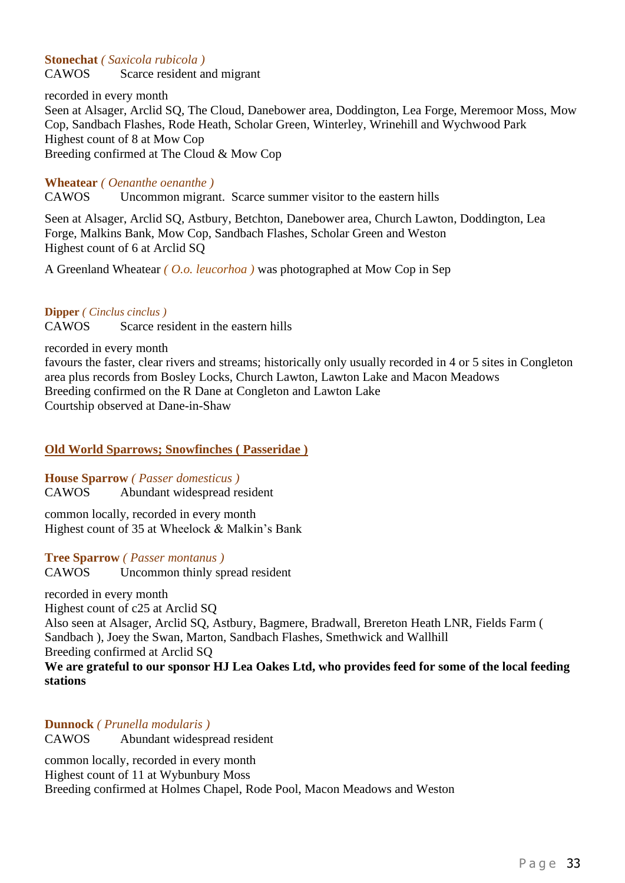**Stonechat** *( Saxicola rubicola )*
CAWOS Scarce resident and migrant

recorded in every month
Seen at Alsager, Arclid SQ, The Cloud, Danebower area, Doddington, Lea Forge, Meremoor Moss, Mow Cop, Sandbach Flashes, Rode Heath, Scholar Green, Winterley, Wrinehill and Wychwood Park
Highest count of 8 at Mow Cop
Breeding confirmed at The Cloud & Mow Cop

**Wheatear** *( Oenanthe oenanthe )*
CAWOS Uncommon migrant. Scarce summer visitor to the eastern hills

Seen at Alsager, Arclid SQ, Astbury, Betchton, Danebower area, Church Lawton, Doddington, Lea Forge, Malkins Bank, Mow Cop, Sandbach Flashes, Scholar Green and Weston
Highest count of 6 at Arclid SQ

A Greenland Wheatear *( O.o. leucorhoa )* was photographed at Mow Cop in Sep

**Dipper** *( Cinclus cinclus )*
CAWOS Scarce resident in the eastern hills

recorded in every month
favours the faster, clear rivers and streams; historically only usually recorded in 4 or 5 sites in Congleton area plus records from Bosley Locks, Church Lawton, Lawton Lake and Macon Meadows
Breeding confirmed on the R Dane at Congleton and Lawton Lake
Courtship observed at Dane-in-Shaw

## Old World Sparrows; Snowfinches ( Passeridae )

**House Sparrow** *( Passer domesticus )*
CAWOS Abundant widespread resident

common locally, recorded in every month
Highest count of 35 at Wheelock & Malkin's Bank

**Tree Sparrow** *( Passer montanus )*
CAWOS Uncommon thinly spread resident

recorded in every month
Highest count of c25 at Arclid SQ
Also seen at Alsager, Arclid SQ, Astbury, Bagmere, Bradwall, Brereton Heath LNR, Fields Farm ( Sandbach ), Joey the Swan, Marton, Sandbach Flashes, Smethwick and Wallhill
Breeding confirmed at Arclid SQ
**We are grateful to our sponsor HJ Lea Oakes Ltd, who provides feed for some of the local feeding stations**

**Dunnock** *( Prunella modularis )*
CAWOS Abundant widespread resident

common locally, recorded in every month
Highest count of 11 at Wybunbury Moss
Breeding confirmed at Holmes Chapel, Rode Pool, Macon Meadows and Weston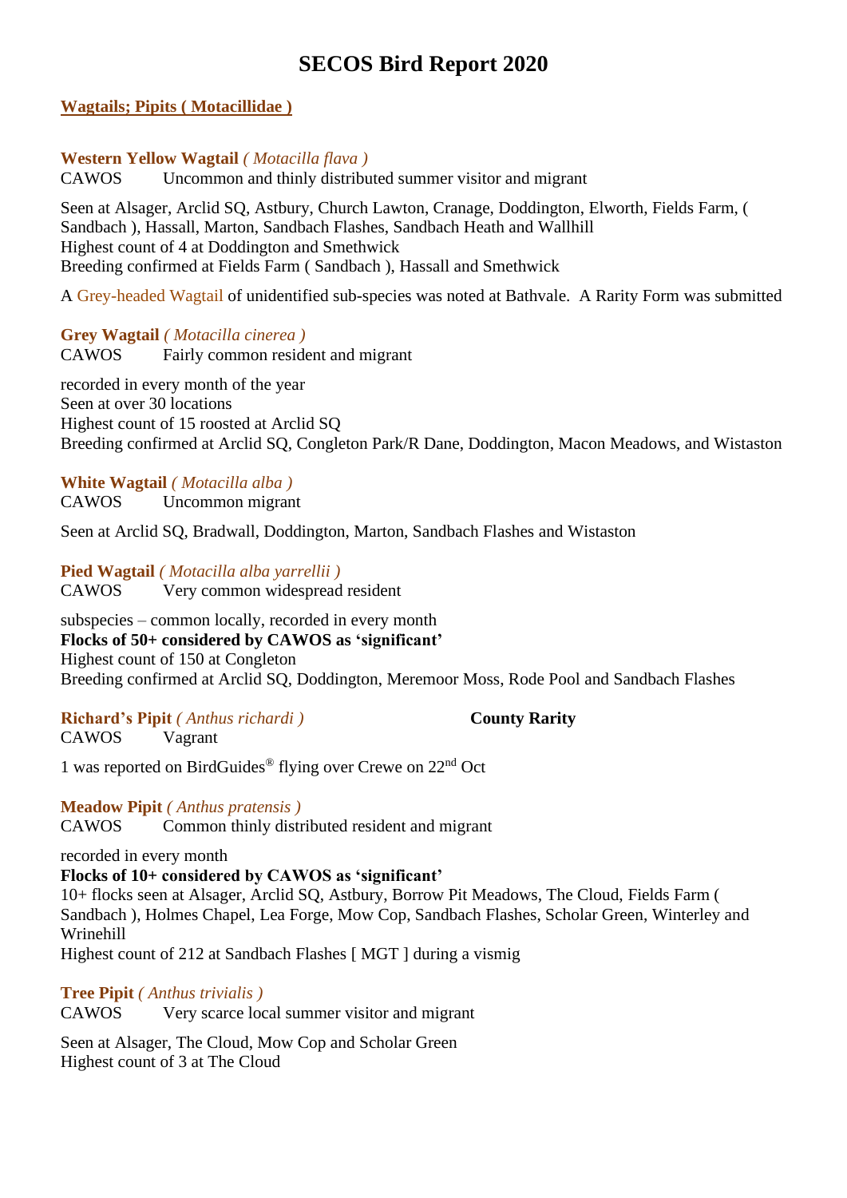# SECOS Bird Report 2020

## Wagtails; Pipits ( Motacillidae )

### Western Yellow Wagtail *( Motacilla flava )*

CAWOS Uncommon and thinly distributed summer visitor and migrant

Seen at Alsager, Arclid SQ, Astbury, Church Lawton, Cranage, Doddington, Elworth, Fields Farm, ( Sandbach ), Hassall, Marton, Sandbach Flashes, Sandbach Heath and Wallhill
Highest count of 4 at Doddington and Smethwick
Breeding confirmed at Fields Farm ( Sandbach ), Hassall and Smethwick

A Grey-headed Wagtail of unidentified sub-species was noted at Bathvale. A Rarity Form was submitted

### Grey Wagtail *( Motacilla cinerea )*

CAWOS Fairly common resident and migrant

recorded in every month of the year
Seen at over 30 locations
Highest count of 15 roosted at Arclid SQ
Breeding confirmed at Arclid SQ, Congleton Park/R Dane, Doddington, Macon Meadows, and Wistaston

### White Wagtail *( Motacilla alba )*

CAWOS Uncommon migrant

Seen at Arclid SQ, Bradwall, Doddington, Marton, Sandbach Flashes and Wistaston

### Pied Wagtail *( Motacilla alba yarrellii )*

CAWOS Very common widespread resident

subspecies – common locally, recorded in every month
**Flocks of 50+ considered by CAWOS as 'significant'**
Highest count of 150 at Congleton
Breeding confirmed at Arclid SQ, Doddington, Meremoor Moss, Rode Pool and Sandbach Flashes

### Richard's Pipit *( Anthus richardi )* **County Rarity**

CAWOS Vagrant

1 was reported on BirdGuides® flying over Crewe on 22nd Oct

### Meadow Pipit *( Anthus pratensis )*

CAWOS Common thinly distributed resident and migrant

recorded in every month
**Flocks of 10+ considered by CAWOS as 'significant'**
10+ flocks seen at Alsager, Arclid SQ, Astbury, Borrow Pit Meadows, The Cloud, Fields Farm ( Sandbach ), Holmes Chapel, Lea Forge, Mow Cop, Sandbach Flashes, Scholar Green, Winterley and Wrinehill
Highest count of 212 at Sandbach Flashes [ MGT ] during a vismig

### Tree Pipit *( Anthus trivialis )*

CAWOS Very scarce local summer visitor and migrant

Seen at Alsager, The Cloud, Mow Cop and Scholar Green
Highest count of 3 at The Cloud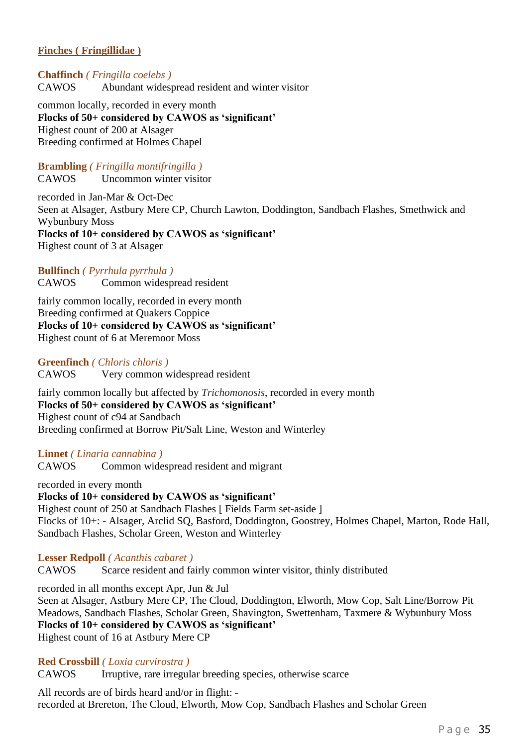## Finches ( Fringillidae )

**Chaffinch** *( Fringilla coelebs )*
CAWOS Abundant widespread resident and winter visitor

common locally, recorded in every month
**Flocks of 50+ considered by CAWOS as 'significant'**
Highest count of 200 at Alsager
Breeding confirmed at Holmes Chapel

**Brambling** *( Fringilla montifringilla )*
CAWOS Uncommon winter visitor

recorded in Jan-Mar & Oct-Dec
Seen at Alsager, Astbury Mere CP, Church Lawton, Doddington, Sandbach Flashes, Smethwick and Wybunbury Moss
**Flocks of 10+ considered by CAWOS as 'significant'**
Highest count of 3 at Alsager

**Bullfinch** *( Pyrrhula pyrrhula )*
CAWOS Common widespread resident

fairly common locally, recorded in every month
Breeding confirmed at Quakers Coppice
**Flocks of 10+ considered by CAWOS as 'significant'**
Highest count of 6 at Meremoor Moss

**Greenfinch** *( Chloris chloris )*
CAWOS Very common widespread resident

fairly common locally but affected by *Trichomonosis*, recorded in every month
**Flocks of 50+ considered by CAWOS as 'significant'**
Highest count of c94 at Sandbach
Breeding confirmed at Borrow Pit/Salt Line, Weston and Winterley

**Linnet** *( Linaria cannabina )*
CAWOS Common widespread resident and migrant

recorded in every month
**Flocks of 10+ considered by CAWOS as 'significant'**
Highest count of 250 at Sandbach Flashes [ Fields Farm set-aside ]
Flocks of 10+: - Alsager, Arclid SQ, Basford, Doddington, Goostrey, Holmes Chapel, Marton, Rode Hall, Sandbach Flashes, Scholar Green, Weston and Winterley

**Lesser Redpoll** *( Acanthis cabaret )*
CAWOS Scarce resident and fairly common winter visitor, thinly distributed

recorded in all months except Apr, Jun & Jul
Seen at Alsager, Astbury Mere CP, The Cloud, Doddington, Elworth, Mow Cop, Salt Line/Borrow Pit Meadows, Sandbach Flashes, Scholar Green, Shavington, Swettenham, Taxmere & Wybunbury Moss
**Flocks of 10+ considered by CAWOS as 'significant'**
Highest count of 16 at Astbury Mere CP

**Red Crossbill** *( Loxia curvirostra )*
CAWOS Irruptive, rare irregular breeding species, otherwise scarce

All records are of birds heard and/or in flight: -
recorded at Brereton, The Cloud, Elworth, Mow Cop, Sandbach Flashes and Scholar Green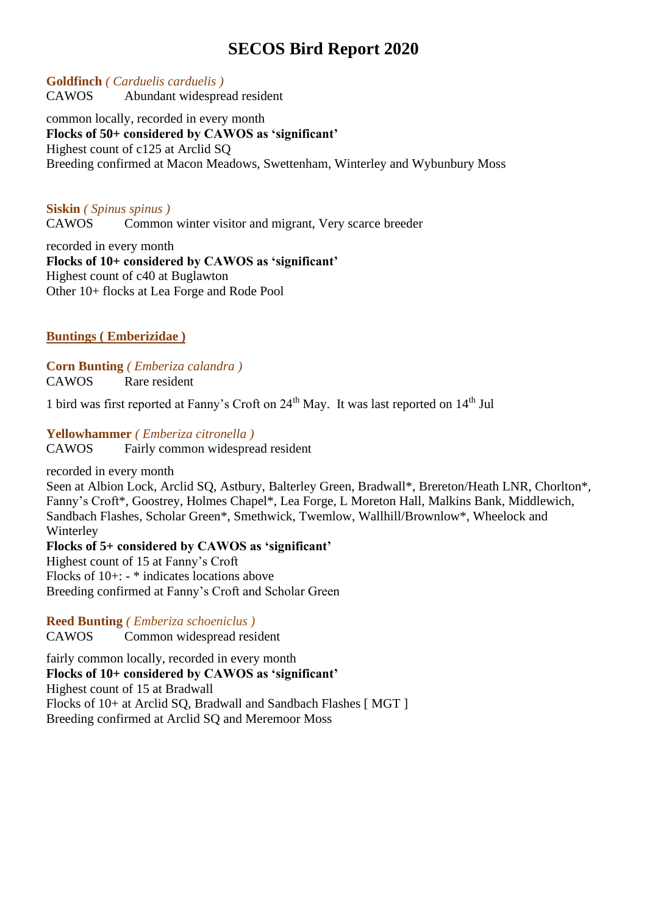# SECOS Bird Report 2020

**Goldfinch** *( Carduelis carduelis )*
CAWOS  Abundant widespread resident

common locally, recorded in every month
**Flocks of 50+ considered by CAWOS as 'significant'**
Highest count of c125 at Arclid SQ
Breeding confirmed at Macon Meadows, Swettenham, Winterley and Wybunbury Moss

**Siskin** *( Spinus spinus )*
CAWOS  Common winter visitor and migrant, Very scarce breeder

recorded in every month
**Flocks of 10+ considered by CAWOS as 'significant'**
Highest count of c40 at Buglawton
Other 10+ flocks at Lea Forge and Rode Pool

## Buntings ( Emberizidae )

**Corn Bunting** *( Emberiza calandra )*
CAWOS  Rare resident

1 bird was first reported at Fanny's Croft on 24th May. It was last reported on 14th Jul

**Yellowhammer** *( Emberiza citronella )*
CAWOS  Fairly common widespread resident

recorded in every month
Seen at Albion Lock, Arclid SQ, Astbury, Balterley Green, Bradwall*, Brereton/Heath LNR, Chorlton*, Fanny's Croft*, Goostrey, Holmes Chapel*, Lea Forge, L Moreton Hall, Malkins Bank, Middlewich, Sandbach Flashes, Scholar Green*, Smethwick, Twemlow, Wallhill/Brownlow*, Wheelock and Winterley
**Flocks of 5+ considered by CAWOS as 'significant'**
Highest count of 15 at Fanny's Croft
Flocks of 10+: - * indicates locations above
Breeding confirmed at Fanny's Croft and Scholar Green

**Reed Bunting** *( Emberiza schoeniclus )*
CAWOS  Common widespread resident

fairly common locally, recorded in every month
**Flocks of 10+ considered by CAWOS as 'significant'**
Highest count of 15 at Bradwall
Flocks of 10+ at Arclid SQ, Bradwall and Sandbach Flashes [ MGT ]
Breeding confirmed at Arclid SQ and Meremoor Moss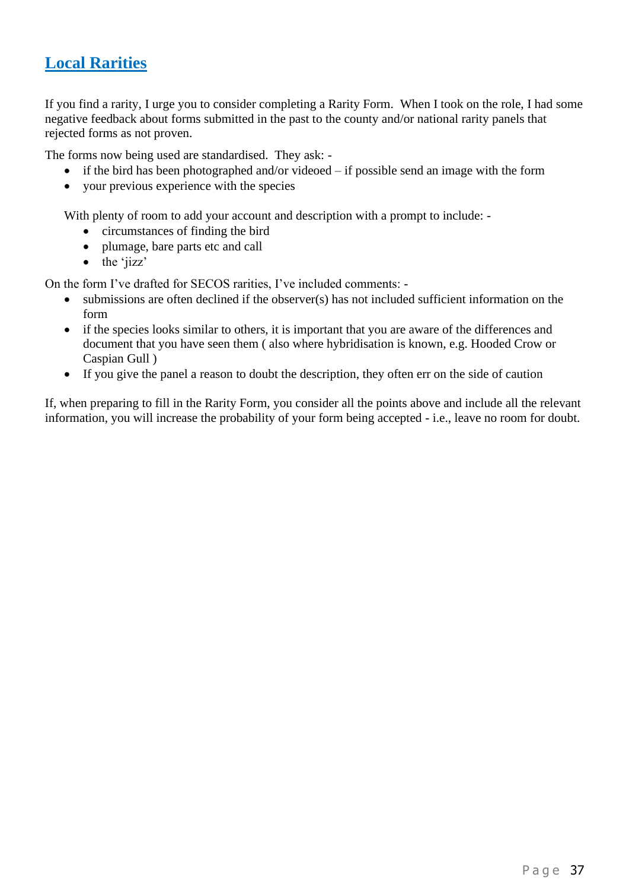## Local Rarities

If you find a rarity, I urge you to consider completing a Rarity Form. When I took on the role, I had some negative feedback about forms submitted in the past to the county and/or national rarity panels that rejected forms as not proven.

The forms now being used are standardised. They ask: -

- if the bird has been photographed and/or videoed – if possible send an image with the form
- your previous experience with the species

With plenty of room to add your account and description with a prompt to include: -

- circumstances of finding the bird
- plumage, bare parts etc and call
- the 'jizz'

On the form I've drafted for SECOS rarities, I've included comments: -

- submissions are often declined if the observer(s) has not included sufficient information on the form
- if the species looks similar to others, it is important that you are aware of the differences and document that you have seen them ( also where hybridisation is known, e.g. Hooded Crow or Caspian Gull )
- If you give the panel a reason to doubt the description, they often err on the side of caution

If, when preparing to fill in the Rarity Form, you consider all the points above and include all the relevant information, you will increase the probability of your form being accepted - i.e., leave no room for doubt.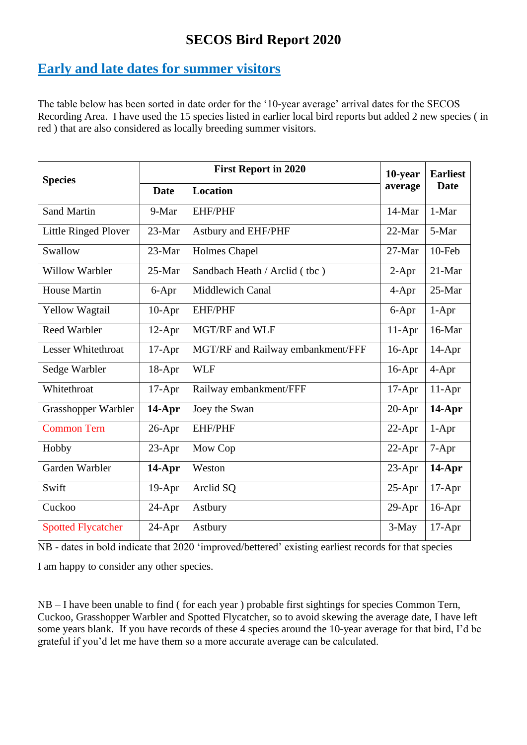# SECOS Bird Report 2020

## Early and late dates for summer visitors

The table below has been sorted in date order for the '10-year average' arrival dates for the SECOS Recording Area. I have used the 15 species listed in earlier local bird reports but added 2 new species ( in red ) that are also considered as locally breeding summer visitors.

| Species | First Report in 2020 | | 10-year average | Earliest Date |
|---|---|---|---|---|
| | Date | Location | | |
| Sand Martin | 9-Mar | EHF/PHF | 14-Mar | 1-Mar |
| Little Ringed Plover | 23-Mar | Astbury and EHF/PHF | 22-Mar | 5-Mar |
| Swallow | 23-Mar | Holmes Chapel | 27-Mar | 10-Feb |
| Willow Warbler | 25-Mar | Sandbach Heath / Arclid ( tbc ) | 2-Apr | 21-Mar |
| House Martin | 6-Apr | Middlewich Canal | 4-Apr | 25-Mar |
| Yellow Wagtail | 10-Apr | EHF/PHF | 6-Apr | 1-Apr |
| Reed Warbler | 12-Apr | MGT/RF and WLF | 11-Apr | 16-Mar |
| Lesser Whitethroat | 17-Apr | MGT/RF and Railway embankment/FFF | 16-Apr | 14-Apr |
| Sedge Warbler | 18-Apr | WLF | 16-Apr | 4-Apr |
| Whitethroat | 17-Apr | Railway embankment/FFF | 17-Apr | 11-Apr |
| Grasshopper Warbler | **14-Apr** | Joey the Swan | 20-Apr | **14-Apr** |
| Common Tern | 26-Apr | EHF/PHF | 22-Apr | 1-Apr |
| Hobby | 23-Apr | Mow Cop | 22-Apr | 7-Apr |
| Garden Warbler | **14-Apr** | Weston | 23-Apr | **14-Apr** |
| Swift | 19-Apr | Arclid SQ | 25-Apr | 17-Apr |
| Cuckoo | 24-Apr | Astbury | 29-Apr | 16-Apr |
| Spotted Flycatcher | 24-Apr | Astbury | 3-May | 17-Apr |

NB - dates in bold indicate that 2020 'improved/bettered' existing earliest records for that species

I am happy to consider any other species.

NB – I have been unable to find ( for each year ) probable first sightings for species Common Tern, Cuckoo, Grasshopper Warbler and Spotted Flycatcher, so to avoid skewing the average date, I have left some years blank. If you have records of these 4 species around the 10-year average for that bird, I'd be grateful if you'd let me have them so a more accurate average can be calculated.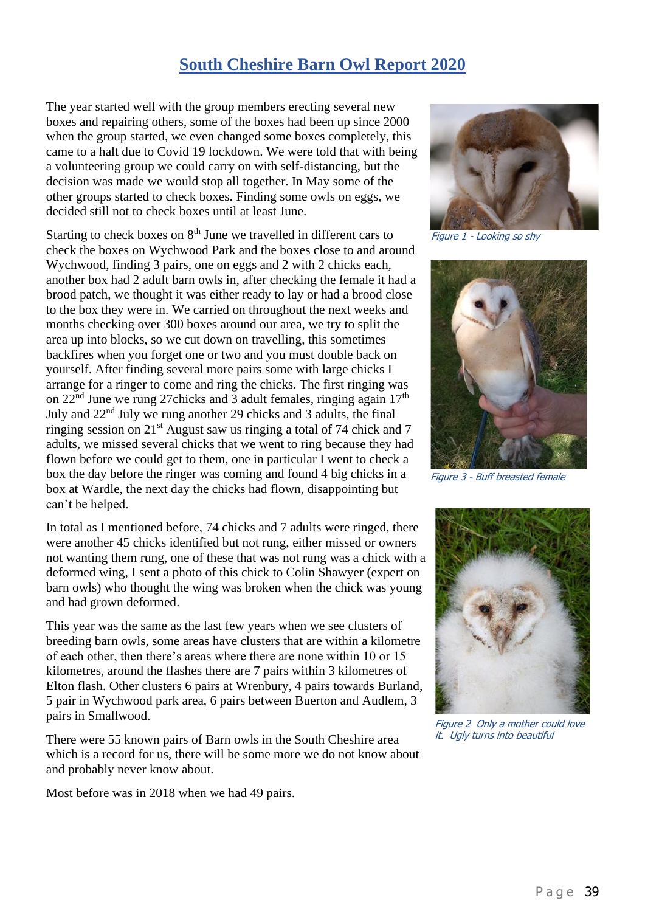# South Cheshire Barn Owl Report 2020

The year started well with the group members erecting several new boxes and repairing others, some of the boxes had been up since 2000 when the group started, we even changed some boxes completely, this came to a halt due to Covid 19 lockdown. We were told that with being a volunteering group we could carry on with self-distancing, but the decision was made we would stop all together. In May some of the other groups started to check boxes. Finding some owls on eggs, we decided still not to check boxes until at least June.

Starting to check boxes on 8th June we travelled in different cars to check the boxes on Wychwood Park and the boxes close to and around Wychwood, finding 3 pairs, one on eggs and 2 with 2 chicks each, another box had 2 adult barn owls in, after checking the female it had a brood patch, we thought it was either ready to lay or had a brood close to the box they were in. We carried on throughout the next weeks and months checking over 300 boxes around our area, we try to split the area up into blocks, so we cut down on travelling, this sometimes backfires when you forget one or two and you must double back on yourself. After finding several more pairs some with large chicks I arrange for a ringer to come and ring the chicks. The first ringing was on 22nd June we rung 27chicks and 3 adult females, ringing again 17th July and 22nd July we rung another 29 chicks and 3 adults, the final ringing session on 21st August saw us ringing a total of 74 chick and 7 adults, we missed several chicks that we went to ring because they had flown before we could get to them, one in particular I went to check a box the day before the ringer was coming and found 4 big chicks in a box at Wardle, the next day the chicks had flown, disappointing but can't be helped.

In total as I mentioned before, 74 chicks and 7 adults were ringed, there were another 45 chicks identified but not rung, either missed or owners not wanting them rung, one of these that was not rung was a chick with a deformed wing, I sent a photo of this chick to Colin Shawyer (expert on barn owls) who thought the wing was broken when the chick was young and had grown deformed.

This year was the same as the last few years when we see clusters of breeding barn owls, some areas have clusters that are within a kilometre of each other, then there's areas where there are none within 10 or 15 kilometres, around the flashes there are 7 pairs within 3 kilometres of Elton flash. Other clusters 6 pairs at Wrenbury, 4 pairs towards Burland, 5 pair in Wychwood park area, 6 pairs between Buerton and Audlem, 3 pairs in Smallwood.

There were 55 known pairs of Barn owls in the South Cheshire area which is a record for us, there will be some more we do not know about and probably never know about.

Most before was in 2018 when we had 49 pairs.

*Figure 1 - Looking so shy*

*Figure 3 - Buff breasted female*

*Figure 2 Only a mother could love it. Ugly turns into beautiful*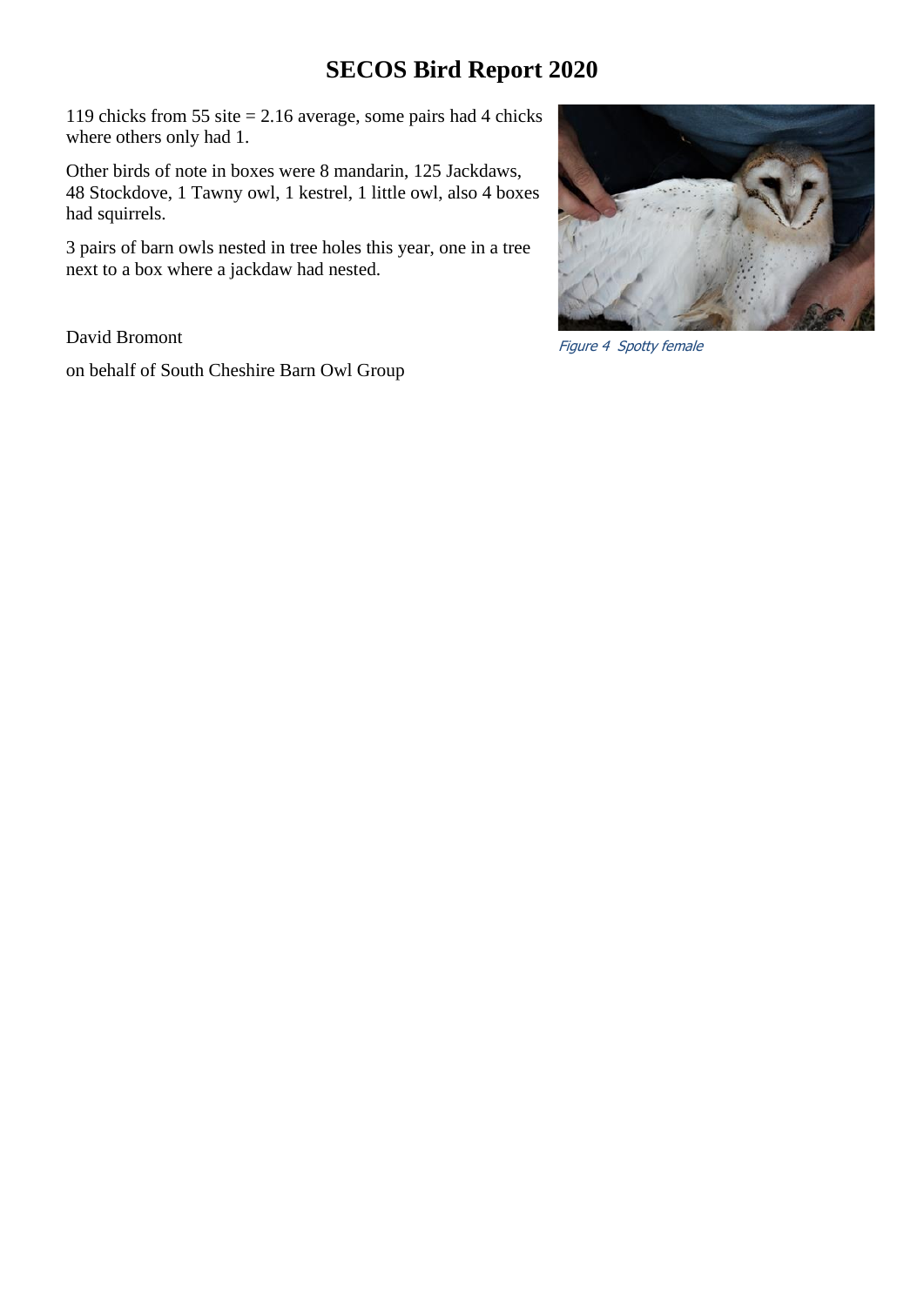# SECOS Bird Report 2020

119 chicks from 55 site = 2.16 average, some pairs had 4 chicks where others only had 1.

Other birds of note in boxes were 8 mandarin, 125 Jackdaws, 48 Stockdove, 1 Tawny owl, 1 kestrel, 1 little owl, also 4 boxes had squirrels.

3 pairs of barn owls nested in tree holes this year, one in a tree next to a box where a jackdaw had nested.

*Figure 4 Spotty female*

David Bromont

on behalf of South Cheshire Barn Owl Group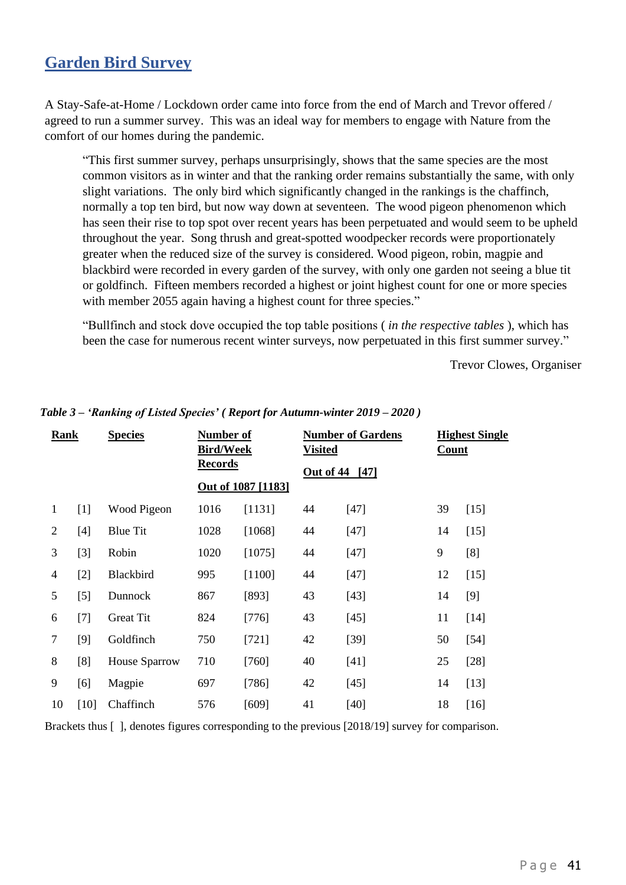## Garden Bird Survey

A Stay-Safe-at-Home / Lockdown order came into force from the end of March and Trevor offered / agreed to run a summer survey. This was an ideal way for members to engage with Nature from the comfort of our homes during the pandemic.

> "This first summer survey, perhaps unsurprisingly, shows that the same species are the most common visitors as in winter and that the ranking order remains substantially the same, with only slight variations. The only bird which significantly changed in the rankings is the chaffinch, normally a top ten bird, but now way down at seventeen. The wood pigeon phenomenon which has seen their rise to top spot over recent years has been perpetuated and would seem to be upheld throughout the year. Song thrush and great-spotted woodpecker records were proportionately greater when the reduced size of the survey is considered. Wood pigeon, robin, magpie and blackbird were recorded in every garden of the survey, with only one garden not seeing a blue tit or goldfinch. Fifteen members recorded a highest or joint highest count for one or more species with member 2055 again having a highest count for three species."
>
> "Bullfinch and stock dove occupied the top table positions ( *in the respective tables* ), which has been the case for numerous recent winter surveys, now perpetuated in this first summer survey."

Trevor Clowes, Organiser

***Table 3 – 'Ranking of Listed Species' ( Report for Autumn-winter 2019 – 2020 )***

| Rank | | Species | Number of Bird/Week Records Out of 1087 [1183] | | Number of Gardens Visited Out of 44 [47] | | Highest Single Count | |
|---|---|---|---|---|---|---|---|---|
| 1 | [1] | Wood Pigeon | 1016 | [1131] | 44 | [47] | 39 | [15] |
| 2 | [4] | Blue Tit | 1028 | [1068] | 44 | [47] | 14 | [15] |
| 3 | [3] | Robin | 1020 | [1075] | 44 | [47] | 9 | [8] |
| 4 | [2] | Blackbird | 995 | [1100] | 44 | [47] | 12 | [15] |
| 5 | [5] | Dunnock | 867 | [893] | 43 | [43] | 14 | [9] |
| 6 | [7] | Great Tit | 824 | [776] | 43 | [45] | 11 | [14] |
| 7 | [9] | Goldfinch | 750 | [721] | 42 | [39] | 50 | [54] |
| 8 | [8] | House Sparrow | 710 | [760] | 40 | [41] | 25 | [28] |
| 9 | [6] | Magpie | 697 | [786] | 42 | [45] | 14 | [13] |
| 10 | [10] | Chaffinch | 576 | [609] | 41 | [40] | 18 | [16] |

Brackets thus [ ], denotes figures corresponding to the previous [2018/19] survey for comparison.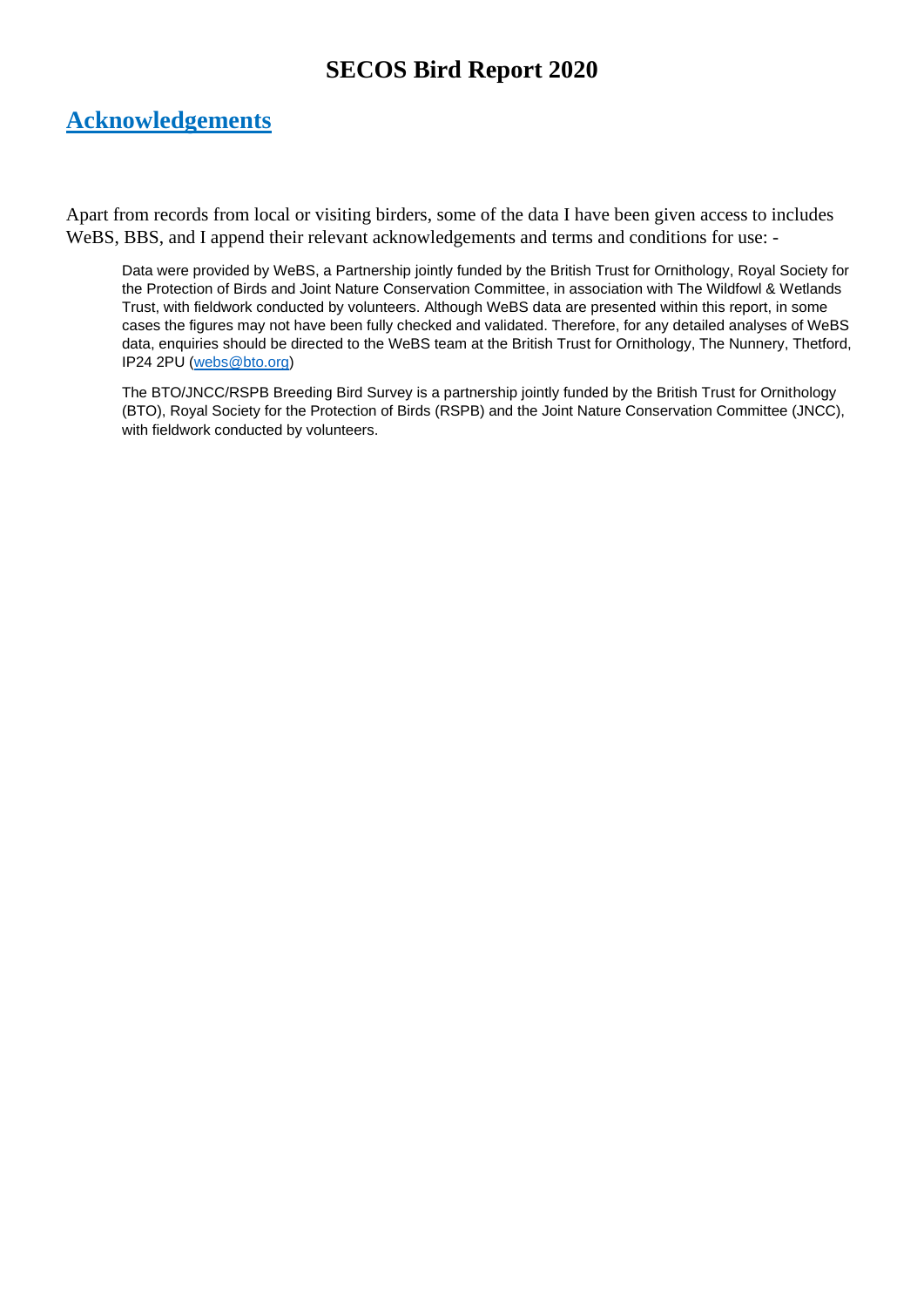# SECOS Bird Report 2020

## Acknowledgements

Apart from records from local or visiting birders, some of the data I have been given access to includes WeBS, BBS, and I append their relevant acknowledgements and terms and conditions for use: -

> Data were provided by WeBS, a Partnership jointly funded by the British Trust for Ornithology, Royal Society for the Protection of Birds and Joint Nature Conservation Committee, in association with The Wildfowl & Wetlands Trust, with fieldwork conducted by volunteers. Although WeBS data are presented within this report, in some cases the figures may not have been fully checked and validated. Therefore, for any detailed analyses of WeBS data, enquiries should be directed to the WeBS team at the British Trust for Ornithology, The Nunnery, Thetford, IP24 2PU (webs@bto.org)
>
> The BTO/JNCC/RSPB Breeding Bird Survey is a partnership jointly funded by the British Trust for Ornithology (BTO), Royal Society for the Protection of Birds (RSPB) and the Joint Nature Conservation Committee (JNCC), with fieldwork conducted by volunteers.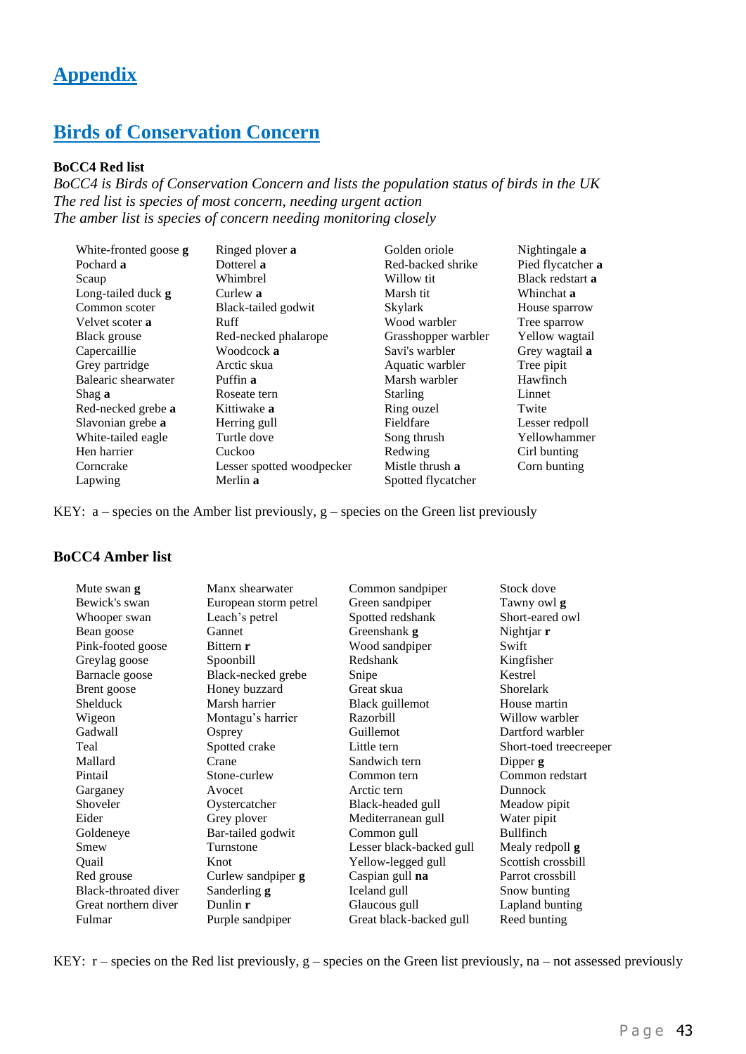# Appendix

## Birds of Conservation Concern

**BoCC4 Red list**

*BoCC4 is Birds of Conservation Concern and lists the population status of birds in the UK*
*The red list is species of most concern, needing urgent action*
*The amber list is species of concern needing monitoring closely*

| | | | |
|---|---|---|---|
| White-fronted goose **g** | Ringed plover **a** | Golden oriole | Nightingale **a** |
| Pochard **a** | Dotterel **a** | Red-backed shrike | Pied flycatcher **a** |
| Scaup | Whimbrel | Willow tit | Black redstart **a** |
| Long-tailed duck **g** | Curlew **a** | Marsh tit | Whinchat **a** |
| Common scoter | Black-tailed godwit | Skylark | House sparrow |
| Velvet scoter **a** | Ruff | Wood warbler | Tree sparrow |
| Black grouse | Red-necked phalarope | Grasshopper warbler | Yellow wagtail |
| Capercaillie | Woodcock **a** | Savi's warbler | Grey wagtail **a** |
| Grey partridge | Arctic skua | Aquatic warbler | Tree pipit |
| Balearic shearwater | Puffin **a** | Marsh warbler | Hawfinch |
| Shag **a** | Roseate tern | Starling | Linnet |
| Red-necked grebe **a** | Kittiwake **a** | Ring ouzel | Twite |
| Slavonian grebe **a** | Herring gull | Fieldfare | Lesser redpoll |
| White-tailed eagle | Turtle dove | Song thrush | Yellowhammer |
| Hen harrier | Cuckoo | Redwing | Cirl bunting |
| Corncrake | Lesser spotted woodpecker | Mistle thrush **a** | Corn bunting |
| Lapwing | Merlin **a** | Spotted flycatcher | |

KEY: a – species on the Amber list previously, g – species on the Green list previously

**BoCC4 Amber list**

| | | | |
|---|---|---|---|
| Mute swan **g** | Manx shearwater | Common sandpiper | Stock dove |
| Bewick's swan | European storm petrel | Green sandpiper | Tawny owl **g** |
| Whooper swan | Leach's petrel | Spotted redshank | Short-eared owl |
| Bean goose | Gannet | Greenshank **g** | Nightjar **r** |
| Pink-footed goose | Bittern **r** | Wood sandpiper | Swift |
| Greylag goose | Spoonbill | Redshank | Kingfisher |
| Barnacle goose | Black-necked grebe | Snipe | Kestrel |
| Brent goose | Honey buzzard | Great skua | Shorelark |
| Shelduck | Marsh harrier | Black guillemot | House martin |
| Wigeon | Montagu's harrier | Razorbill | Willow warbler |
| Gadwall | Osprey | Guillemot | Dartford warbler |
| Teal | Spotted crake | Little tern | Short-toed treecreeper |
| Mallard | Crane | Sandwich tern | Dipper **g** |
| Pintail | Stone-curlew | Common tern | Common redstart |
| Garganey | Avocet | Arctic tern | Dunnock |
| Shoveler | Oystercatcher | Black-headed gull | Meadow pipit |
| Eider | Grey plover | Mediterranean gull | Water pipit |
| Goldeneye | Bar-tailed godwit | Common gull | Bullfinch |
| Smew | Turnstone | Lesser black-backed gull | Mealy redpoll **g** |
| Quail | Knot | Yellow-legged gull | Scottish crossbill |
| Red grouse | Curlew sandpiper **g** | Caspian gull **na** | Parrot crossbill |
| Black-throated diver | Sanderling **g** | Iceland gull | Snow bunting |
| Great northern diver | Dunlin **r** | Glaucous gull | Lapland bunting |
| Fulmar | Purple sandpiper | Great black-backed gull | Reed bunting |

KEY: r – species on the Red list previously, g – species on the Green list previously, na – not assessed previously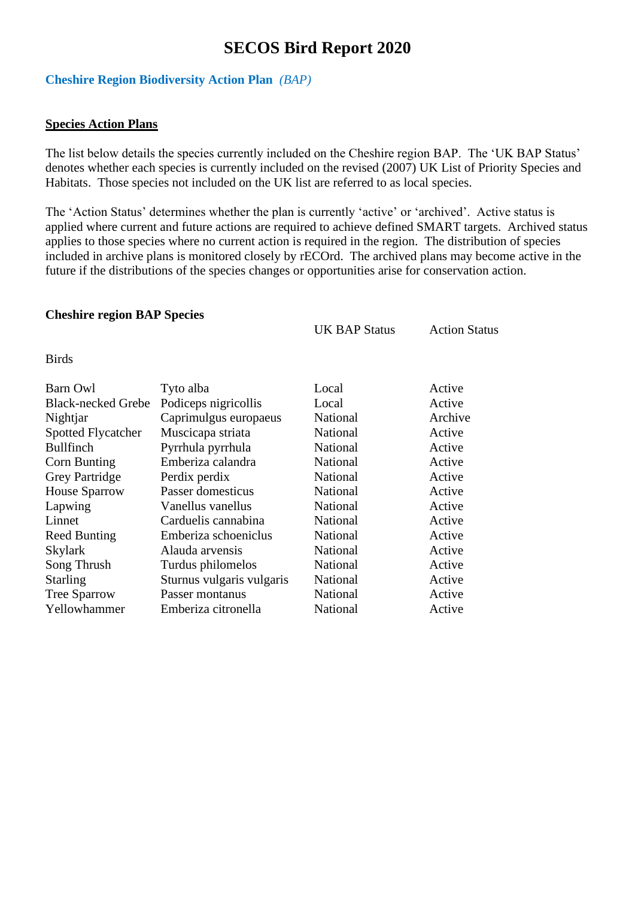# SECOS Bird Report 2020

## Cheshire Region Biodiversity Action Plan *(BAP)*

### Species Action Plans

The list below details the species currently included on the Cheshire region BAP. The 'UK BAP Status' denotes whether each species is currently included on the revised (2007) UK List of Priority Species and Habitats. Those species not included on the UK list are referred to as local species.

The 'Action Status' determines whether the plan is currently 'active' or 'archived'. Active status is applied where current and future actions are required to achieve defined SMART targets. Archived status applies to those species where no current action is required in the region. The distribution of species included in archive plans is monitored closely by rECOrd. The archived plans may become active in the future if the distributions of the species changes or opportunities arise for conservation action.

**Cheshire region BAP Species**

| | | UK BAP Status | Action Status |
|---|---|---|---|
| Birds | | | |
| Barn Owl | Tyto alba | Local | Active |
| Black-necked Grebe | Podiceps nigricollis | Local | Active |
| Nightjar | Caprimulgus europaeus | National | Archive |
| Spotted Flycatcher | Muscicapa striata | National | Active |
| Bullfinch | Pyrrhula pyrrhula | National | Active |
| Corn Bunting | Emberiza calandra | National | Active |
| Grey Partridge | Perdix perdix | National | Active |
| House Sparrow | Passer domesticus | National | Active |
| Lapwing | Vanellus vanellus | National | Active |
| Linnet | Carduelis cannabina | National | Active |
| Reed Bunting | Emberiza schoeniclus | National | Active |
| Skylark | Alauda arvensis | National | Active |
| Song Thrush | Turdus philomelos | National | Active |
| Starling | Sturnus vulgaris vulgaris | National | Active |
| Tree Sparrow | Passer montanus | National | Active |
| Yellowhammer | Emberiza citronella | National | Active |